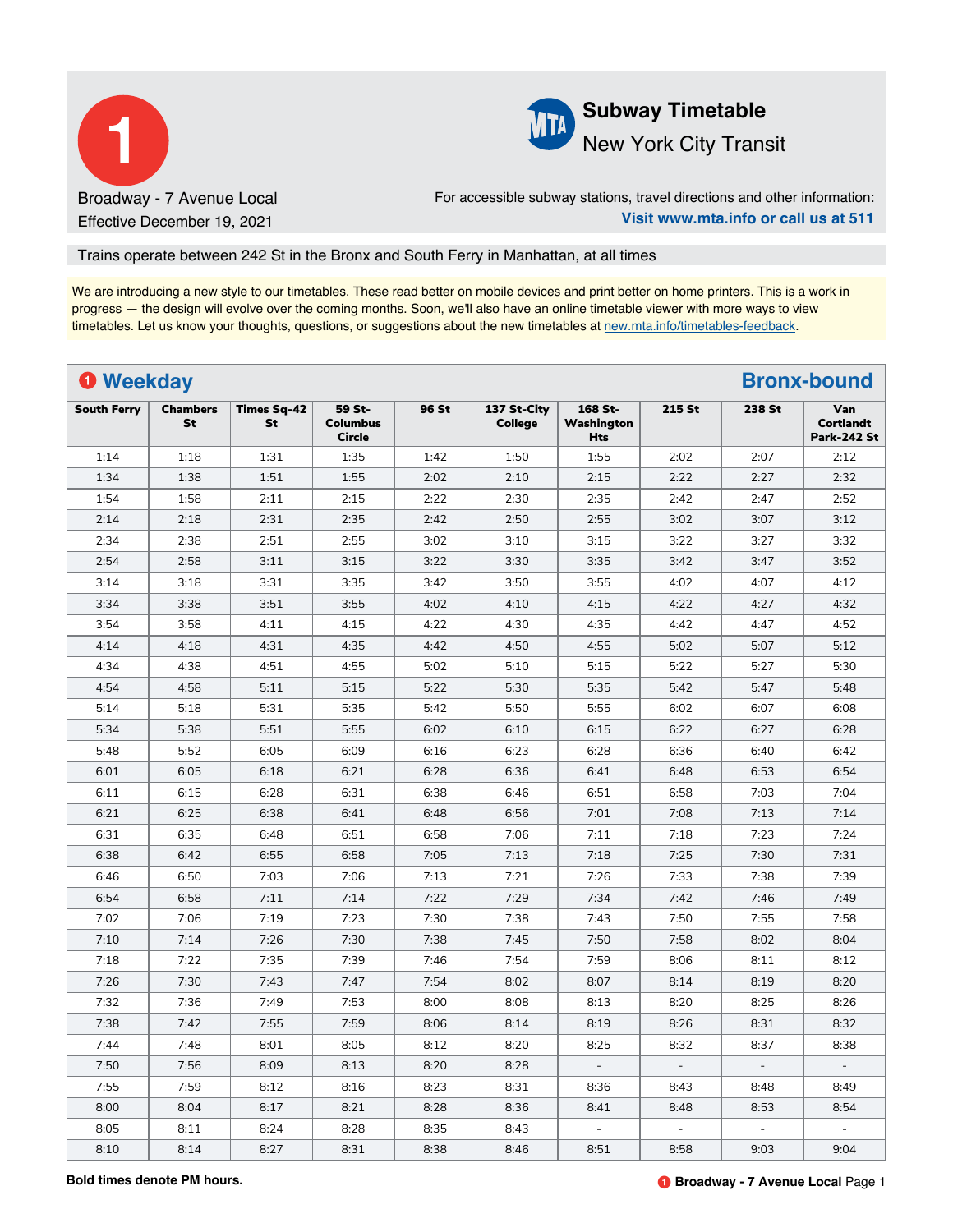# 1 Broadway - 7 Avenue Local

Effective December 19, 2021

**Subway Timetable**
New York City Transit

For accessible subway stations, travel directions and other information:
**Visit www.mta.info or call us at 511**

Trains operate between 242 St in the Bronx and South Ferry in Manhattan, at all times

We are introducing a new style to our timetables. These read better on mobile devices and print better on home printers. This is a work in progress — the design will evolve over the coming months. Soon, we'll also have an online timetable viewer with more ways to view timetables. Let us know your thoughts, questions, or suggestions about the new timetables at new.mta.info/timetables-feedback.

## Weekday — Bronx-bound

| South Ferry | Chambers St | Times Sq-42 St | 59 St-Columbus Circle | 96 St | 137 St-City College | 168 St-Washington Hts | 215 St | 238 St | Van Cortlandt Park-242 St |
|---|---|---|---|---|---|---|---|---|---|
| 1:14 | 1:18 | 1:31 | 1:35 | 1:42 | 1:50 | 1:55 | 2:02 | 2:07 | 2:12 |
| 1:34 | 1:38 | 1:51 | 1:55 | 2:02 | 2:10 | 2:15 | 2:22 | 2:27 | 2:32 |
| 1:54 | 1:58 | 2:11 | 2:15 | 2:22 | 2:30 | 2:35 | 2:42 | 2:47 | 2:52 |
| 2:14 | 2:18 | 2:31 | 2:35 | 2:42 | 2:50 | 2:55 | 3:02 | 3:07 | 3:12 |
| 2:34 | 2:38 | 2:51 | 2:55 | 3:02 | 3:10 | 3:15 | 3:22 | 3:27 | 3:32 |
| 2:54 | 2:58 | 3:11 | 3:15 | 3:22 | 3:30 | 3:35 | 3:42 | 3:47 | 3:52 |
| 3:14 | 3:18 | 3:31 | 3:35 | 3:42 | 3:50 | 3:55 | 4:02 | 4:07 | 4:12 |
| 3:34 | 3:38 | 3:51 | 3:55 | 4:02 | 4:10 | 4:15 | 4:22 | 4:27 | 4:32 |
| 3:54 | 3:58 | 4:11 | 4:15 | 4:22 | 4:30 | 4:35 | 4:42 | 4:47 | 4:52 |
| 4:14 | 4:18 | 4:31 | 4:35 | 4:42 | 4:50 | 4:55 | 5:02 | 5:07 | 5:12 |
| 4:34 | 4:38 | 4:51 | 4:55 | 5:02 | 5:10 | 5:15 | 5:22 | 5:27 | 5:30 |
| 4:54 | 4:58 | 5:11 | 5:15 | 5:22 | 5:30 | 5:35 | 5:42 | 5:47 | 5:48 |
| 5:14 | 5:18 | 5:31 | 5:35 | 5:42 | 5:50 | 5:55 | 6:02 | 6:07 | 6:08 |
| 5:34 | 5:38 | 5:51 | 5:55 | 6:02 | 6:10 | 6:15 | 6:22 | 6:27 | 6:28 |
| 5:48 | 5:52 | 6:05 | 6:09 | 6:16 | 6:23 | 6:28 | 6:36 | 6:40 | 6:42 |
| 6:01 | 6:05 | 6:18 | 6:21 | 6:28 | 6:36 | 6:41 | 6:48 | 6:53 | 6:54 |
| 6:11 | 6:15 | 6:28 | 6:31 | 6:38 | 6:46 | 6:51 | 6:58 | 7:03 | 7:04 |
| 6:21 | 6:25 | 6:38 | 6:41 | 6:48 | 6:56 | 7:01 | 7:08 | 7:13 | 7:14 |
| 6:31 | 6:35 | 6:48 | 6:51 | 6:58 | 7:06 | 7:11 | 7:18 | 7:23 | 7:24 |
| 6:38 | 6:42 | 6:55 | 6:58 | 7:05 | 7:13 | 7:18 | 7:25 | 7:30 | 7:31 |
| 6:46 | 6:50 | 7:03 | 7:06 | 7:13 | 7:21 | 7:26 | 7:33 | 7:38 | 7:39 |
| 6:54 | 6:58 | 7:11 | 7:14 | 7:22 | 7:29 | 7:34 | 7:42 | 7:46 | 7:49 |
| 7:02 | 7:06 | 7:19 | 7:23 | 7:30 | 7:38 | 7:43 | 7:50 | 7:55 | 7:58 |
| 7:10 | 7:14 | 7:26 | 7:30 | 7:38 | 7:45 | 7:50 | 7:58 | 8:02 | 8:04 |
| 7:18 | 7:22 | 7:35 | 7:39 | 7:46 | 7:54 | 7:59 | 8:06 | 8:11 | 8:12 |
| 7:26 | 7:30 | 7:43 | 7:47 | 7:54 | 8:02 | 8:07 | 8:14 | 8:19 | 8:20 |
| 7:32 | 7:36 | 7:49 | 7:53 | 8:00 | 8:08 | 8:13 | 8:20 | 8:25 | 8:26 |
| 7:38 | 7:42 | 7:55 | 7:59 | 8:06 | 8:14 | 8:19 | 8:26 | 8:31 | 8:32 |
| 7:44 | 7:48 | 8:01 | 8:05 | 8:12 | 8:20 | 8:25 | 8:32 | 8:37 | 8:38 |
| 7:50 | 7:56 | 8:09 | 8:13 | 8:20 | 8:28 | - | - | - | - |
| 7:55 | 7:59 | 8:12 | 8:16 | 8:23 | 8:31 | 8:36 | 8:43 | 8:48 | 8:49 |
| 8:00 | 8:04 | 8:17 | 8:21 | 8:28 | 8:36 | 8:41 | 8:48 | 8:53 | 8:54 |
| 8:05 | 8:11 | 8:24 | 8:28 | 8:35 | 8:43 | - | - | - | - |
| 8:10 | 8:14 | 8:27 | 8:31 | 8:38 | 8:46 | 8:51 | 8:58 | 9:03 | 9:04 |

**Bold times denote PM hours.**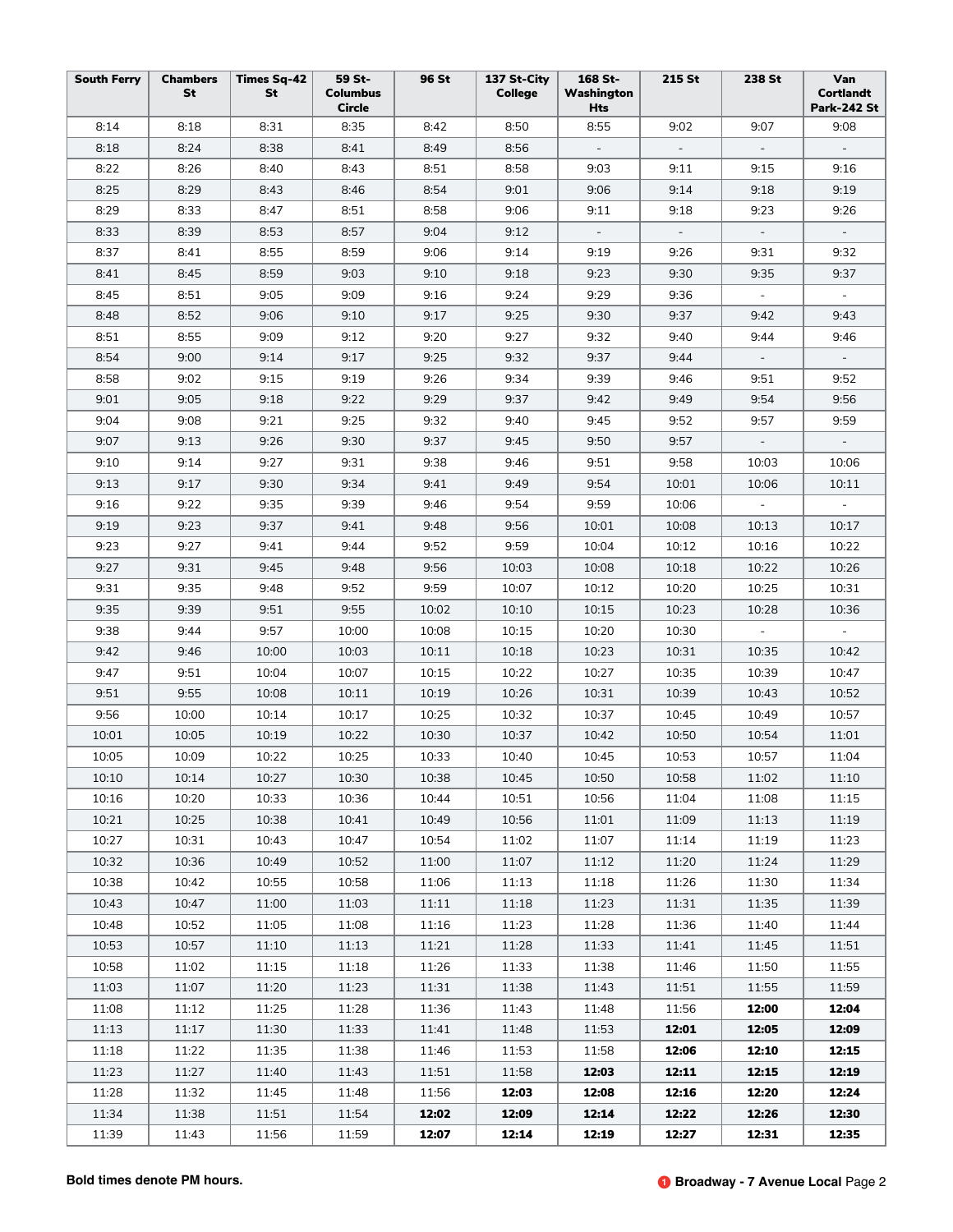| South Ferry | Chambers St | Times Sq-42 St | 59 St-Columbus Circle | 96 St | 137 St-City College | 168 St-Washington Hts | 215 St | 238 St | Van Cortlandt Park-242 St |
|---|---|---|---|---|---|---|---|---|---|
| 8:14 | 8:18 | 8:31 | 8:35 | 8:42 | 8:50 | 8:55 | 9:02 | 9:07 | 9:08 |
| 8:18 | 8:24 | 8:38 | 8:41 | 8:49 | 8:56 | - | - | - | - |
| 8:22 | 8:26 | 8:40 | 8:43 | 8:51 | 8:58 | 9:03 | 9:11 | 9:15 | 9:16 |
| 8:25 | 8:29 | 8:43 | 8:46 | 8:54 | 9:01 | 9:06 | 9:14 | 9:18 | 9:19 |
| 8:29 | 8:33 | 8:47 | 8:51 | 8:58 | 9:06 | 9:11 | 9:18 | 9:23 | 9:26 |
| 8:33 | 8:39 | 8:53 | 8:57 | 9:04 | 9:12 | - | - | - | - |
| 8:37 | 8:41 | 8:55 | 8:59 | 9:06 | 9:14 | 9:19 | 9:26 | 9:31 | 9:32 |
| 8:41 | 8:45 | 8:59 | 9:03 | 9:10 | 9:18 | 9:23 | 9:30 | 9:35 | 9:37 |
| 8:45 | 8:51 | 9:05 | 9:09 | 9:16 | 9:24 | 9:29 | 9:36 | - | - |
| 8:48 | 8:52 | 9:06 | 9:10 | 9:17 | 9:25 | 9:30 | 9:37 | 9:42 | 9:43 |
| 8:51 | 8:55 | 9:09 | 9:12 | 9:20 | 9:27 | 9:32 | 9:40 | 9:44 | 9:46 |
| 8:54 | 9:00 | 9:14 | 9:17 | 9:25 | 9:32 | 9:37 | 9:44 | - | - |
| 8:58 | 9:02 | 9:15 | 9:19 | 9:26 | 9:34 | 9:39 | 9:46 | 9:51 | 9:52 |
| 9:01 | 9:05 | 9:18 | 9:22 | 9:29 | 9:37 | 9:42 | 9:49 | 9:54 | 9:56 |
| 9:04 | 9:08 | 9:21 | 9:25 | 9:32 | 9:40 | 9:45 | 9:52 | 9:57 | 9:59 |
| 9:07 | 9:13 | 9:26 | 9:30 | 9:37 | 9:45 | 9:50 | 9:57 | - | - |
| 9:10 | 9:14 | 9:27 | 9:31 | 9:38 | 9:46 | 9:51 | 9:58 | 10:03 | 10:06 |
| 9:13 | 9:17 | 9:30 | 9:34 | 9:41 | 9:49 | 9:54 | 10:01 | 10:06 | 10:11 |
| 9:16 | 9:22 | 9:35 | 9:39 | 9:46 | 9:54 | 9:59 | 10:06 | - | - |
| 9:19 | 9:23 | 9:37 | 9:41 | 9:48 | 9:56 | 10:01 | 10:08 | 10:13 | 10:17 |
| 9:23 | 9:27 | 9:41 | 9:44 | 9:52 | 9:59 | 10:04 | 10:12 | 10:16 | 10:22 |
| 9:27 | 9:31 | 9:45 | 9:48 | 9:56 | 10:03 | 10:08 | 10:18 | 10:22 | 10:26 |
| 9:31 | 9:35 | 9:48 | 9:52 | 9:59 | 10:07 | 10:12 | 10:20 | 10:25 | 10:31 |
| 9:35 | 9:39 | 9:51 | 9:55 | 10:02 | 10:10 | 10:15 | 10:23 | 10:28 | 10:36 |
| 9:38 | 9:44 | 9:57 | 10:00 | 10:08 | 10:15 | 10:20 | 10:30 | - | - |
| 9:42 | 9:46 | 10:00 | 10:03 | 10:11 | 10:18 | 10:23 | 10:31 | 10:35 | 10:42 |
| 9:47 | 9:51 | 10:04 | 10:07 | 10:15 | 10:22 | 10:27 | 10:35 | 10:39 | 10:47 |
| 9:51 | 9:55 | 10:08 | 10:11 | 10:19 | 10:26 | 10:31 | 10:39 | 10:43 | 10:52 |
| 9:56 | 10:00 | 10:14 | 10:17 | 10:25 | 10:32 | 10:37 | 10:45 | 10:49 | 10:57 |
| 10:01 | 10:05 | 10:19 | 10:22 | 10:30 | 10:37 | 10:42 | 10:50 | 10:54 | 11:01 |
| 10:05 | 10:09 | 10:22 | 10:25 | 10:33 | 10:40 | 10:45 | 10:53 | 10:57 | 11:04 |
| 10:10 | 10:14 | 10:27 | 10:30 | 10:38 | 10:45 | 10:50 | 10:58 | 11:02 | 11:10 |
| 10:16 | 10:20 | 10:33 | 10:36 | 10:44 | 10:51 | 10:56 | 11:04 | 11:08 | 11:15 |
| 10:21 | 10:25 | 10:38 | 10:41 | 10:49 | 10:56 | 11:01 | 11:09 | 11:13 | 11:19 |
| 10:27 | 10:31 | 10:43 | 10:47 | 10:54 | 11:02 | 11:07 | 11:14 | 11:19 | 11:23 |
| 10:32 | 10:36 | 10:49 | 10:52 | 11:00 | 11:07 | 11:12 | 11:20 | 11:24 | 11:29 |
| 10:38 | 10:42 | 10:55 | 10:58 | 11:06 | 11:13 | 11:18 | 11:26 | 11:30 | 11:34 |
| 10:43 | 10:47 | 11:00 | 11:03 | 11:11 | 11:18 | 11:23 | 11:31 | 11:35 | 11:39 |
| 10:48 | 10:52 | 11:05 | 11:08 | 11:16 | 11:23 | 11:28 | 11:36 | 11:40 | 11:44 |
| 10:53 | 10:57 | 11:10 | 11:13 | 11:21 | 11:28 | 11:33 | 11:41 | 11:45 | 11:51 |
| 10:58 | 11:02 | 11:15 | 11:18 | 11:26 | 11:33 | 11:38 | 11:46 | 11:50 | 11:55 |
| 11:03 | 11:07 | 11:20 | 11:23 | 11:31 | 11:38 | 11:43 | 11:51 | 11:55 | 11:59 |
| 11:08 | 11:12 | 11:25 | 11:28 | 11:36 | 11:43 | 11:48 | 11:56 | **12:00** | **12:04** |
| 11:13 | 11:17 | 11:30 | 11:33 | 11:41 | 11:48 | 11:53 | **12:01** | **12:05** | **12:09** |
| 11:18 | 11:22 | 11:35 | 11:38 | 11:46 | 11:53 | 11:58 | **12:06** | **12:10** | **12:15** |
| 11:23 | 11:27 | 11:40 | 11:43 | 11:51 | 11:58 | **12:03** | **12:11** | **12:15** | **12:19** |
| 11:28 | 11:32 | 11:45 | 11:48 | 11:56 | **12:03** | **12:08** | **12:16** | **12:20** | **12:24** |
| 11:34 | 11:38 | 11:51 | 11:54 | **12:02** | **12:09** | **12:14** | **12:22** | **12:26** | **12:30** |
| 11:39 | 11:43 | 11:56 | 11:59 | **12:07** | **12:14** | **12:19** | **12:27** | **12:31** | **12:35** |

**Bold times denote PM hours.**

**1 Broadway - 7 Avenue Local**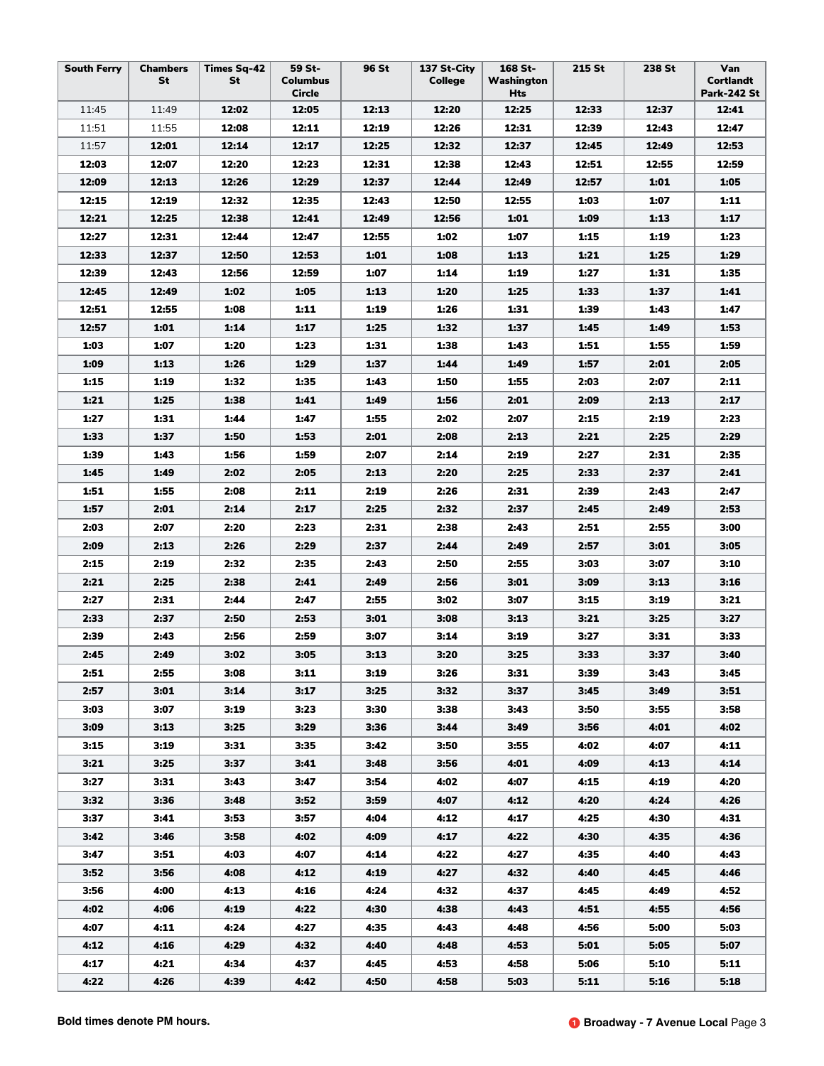| South Ferry | Chambers St | Times Sq-42 St | 59 St-Columbus Circle | 96 St | 137 St-City College | 168 St-Washington Hts | 215 St | 238 St | Van Cortlandt Park-242 St |
|---|---|---|---|---|---|---|---|---|---|
| 11:45 | 11:49 | **12:02** | **12:05** | **12:13** | **12:20** | **12:25** | **12:33** | **12:37** | **12:41** |
| 11:51 | 11:55 | **12:08** | **12:11** | **12:19** | **12:26** | **12:31** | **12:39** | **12:43** | **12:47** |
| 11:57 | **12:01** | **12:14** | **12:17** | **12:25** | **12:32** | **12:37** | **12:45** | **12:49** | **12:53** |
| **12:03** | **12:07** | **12:20** | **12:23** | **12:31** | **12:38** | **12:43** | **12:51** | **12:55** | **12:59** |
| **12:09** | **12:13** | **12:26** | **12:29** | **12:37** | **12:44** | **12:49** | **12:57** | **1:01** | **1:05** |
| **12:15** | **12:19** | **12:32** | **12:35** | **12:43** | **12:50** | **12:55** | **1:03** | **1:07** | **1:11** |
| **12:21** | **12:25** | **12:38** | **12:41** | **12:49** | **12:56** | **1:01** | **1:09** | **1:13** | **1:17** |
| **12:27** | **12:31** | **12:44** | **12:47** | **12:55** | **1:02** | **1:07** | **1:15** | **1:19** | **1:23** |
| **12:33** | **12:37** | **12:50** | **12:53** | **1:01** | **1:08** | **1:13** | **1:21** | **1:25** | **1:29** |
| **12:39** | **12:43** | **12:56** | **12:59** | **1:07** | **1:14** | **1:19** | **1:27** | **1:31** | **1:35** |
| **12:45** | **12:49** | **1:02** | **1:05** | **1:13** | **1:20** | **1:25** | **1:33** | **1:37** | **1:41** |
| **12:51** | **12:55** | **1:08** | **1:11** | **1:19** | **1:26** | **1:31** | **1:39** | **1:43** | **1:47** |
| **12:57** | **1:01** | **1:14** | **1:17** | **1:25** | **1:32** | **1:37** | **1:45** | **1:49** | **1:53** |
| **1:03** | **1:07** | **1:20** | **1:23** | **1:31** | **1:38** | **1:43** | **1:51** | **1:55** | **1:59** |
| **1:09** | **1:13** | **1:26** | **1:29** | **1:37** | **1:44** | **1:49** | **1:57** | **2:01** | **2:05** |
| **1:15** | **1:19** | **1:32** | **1:35** | **1:43** | **1:50** | **1:55** | **2:03** | **2:07** | **2:11** |
| **1:21** | **1:25** | **1:38** | **1:41** | **1:49** | **1:56** | **2:01** | **2:09** | **2:13** | **2:17** |
| **1:27** | **1:31** | **1:44** | **1:47** | **1:55** | **2:02** | **2:07** | **2:15** | **2:19** | **2:23** |
| **1:33** | **1:37** | **1:50** | **1:53** | **2:01** | **2:08** | **2:13** | **2:21** | **2:25** | **2:29** |
| **1:39** | **1:43** | **1:56** | **1:59** | **2:07** | **2:14** | **2:19** | **2:27** | **2:31** | **2:35** |
| **1:45** | **1:49** | **2:02** | **2:05** | **2:13** | **2:20** | **2:25** | **2:33** | **2:37** | **2:41** |
| **1:51** | **1:55** | **2:08** | **2:11** | **2:19** | **2:26** | **2:31** | **2:39** | **2:43** | **2:47** |
| **1:57** | **2:01** | **2:14** | **2:17** | **2:25** | **2:32** | **2:37** | **2:45** | **2:49** | **2:53** |
| **2:03** | **2:07** | **2:20** | **2:23** | **2:31** | **2:38** | **2:43** | **2:51** | **2:55** | **3:00** |
| **2:09** | **2:13** | **2:26** | **2:29** | **2:37** | **2:44** | **2:49** | **2:57** | **3:01** | **3:05** |
| **2:15** | **2:19** | **2:32** | **2:35** | **2:43** | **2:50** | **2:55** | **3:03** | **3:07** | **3:10** |
| **2:21** | **2:25** | **2:38** | **2:41** | **2:49** | **2:56** | **3:01** | **3:09** | **3:13** | **3:16** |
| **2:27** | **2:31** | **2:44** | **2:47** | **2:55** | **3:02** | **3:07** | **3:15** | **3:19** | **3:21** |
| **2:33** | **2:37** | **2:50** | **2:53** | **3:01** | **3:08** | **3:13** | **3:21** | **3:25** | **3:27** |
| **2:39** | **2:43** | **2:56** | **2:59** | **3:07** | **3:14** | **3:19** | **3:27** | **3:31** | **3:33** |
| **2:45** | **2:49** | **3:02** | **3:05** | **3:13** | **3:20** | **3:25** | **3:33** | **3:37** | **3:40** |
| **2:51** | **2:55** | **3:08** | **3:11** | **3:19** | **3:26** | **3:31** | **3:39** | **3:43** | **3:45** |
| **2:57** | **3:01** | **3:14** | **3:17** | **3:25** | **3:32** | **3:37** | **3:45** | **3:49** | **3:51** |
| **3:03** | **3:07** | **3:19** | **3:23** | **3:30** | **3:38** | **3:43** | **3:50** | **3:55** | **3:58** |
| **3:09** | **3:13** | **3:25** | **3:29** | **3:36** | **3:44** | **3:49** | **3:56** | **4:01** | **4:02** |
| **3:15** | **3:19** | **3:31** | **3:35** | **3:42** | **3:50** | **3:55** | **4:02** | **4:07** | **4:11** |
| **3:21** | **3:25** | **3:37** | **3:41** | **3:48** | **3:56** | **4:01** | **4:09** | **4:13** | **4:14** |
| **3:27** | **3:31** | **3:43** | **3:47** | **3:54** | **4:02** | **4:07** | **4:15** | **4:19** | **4:20** |
| **3:32** | **3:36** | **3:48** | **3:52** | **3:59** | **4:07** | **4:12** | **4:20** | **4:24** | **4:26** |
| **3:37** | **3:41** | **3:53** | **3:57** | **4:04** | **4:12** | **4:17** | **4:25** | **4:30** | **4:31** |
| **3:42** | **3:46** | **3:58** | **4:02** | **4:09** | **4:17** | **4:22** | **4:30** | **4:35** | **4:36** |
| **3:47** | **3:51** | **4:03** | **4:07** | **4:14** | **4:22** | **4:27** | **4:35** | **4:40** | **4:43** |
| **3:52** | **3:56** | **4:08** | **4:12** | **4:19** | **4:27** | **4:32** | **4:40** | **4:45** | **4:46** |
| **3:56** | **4:00** | **4:13** | **4:16** | **4:24** | **4:32** | **4:37** | **4:45** | **4:49** | **4:52** |
| **4:02** | **4:06** | **4:19** | **4:22** | **4:30** | **4:38** | **4:43** | **4:51** | **4:55** | **4:56** |
| **4:07** | **4:11** | **4:24** | **4:27** | **4:35** | **4:43** | **4:48** | **4:56** | **5:00** | **5:03** |
| **4:12** | **4:16** | **4:29** | **4:32** | **4:40** | **4:48** | **4:53** | **5:01** | **5:05** | **5:07** |
| **4:17** | **4:21** | **4:34** | **4:37** | **4:45** | **4:53** | **4:58** | **5:06** | **5:10** | **5:11** |
| **4:22** | **4:26** | **4:39** | **4:42** | **4:50** | **4:58** | **5:03** | **5:11** | **5:16** | **5:18** |

**Bold times denote PM hours.**

**1 Broadway - 7 Avenue Local**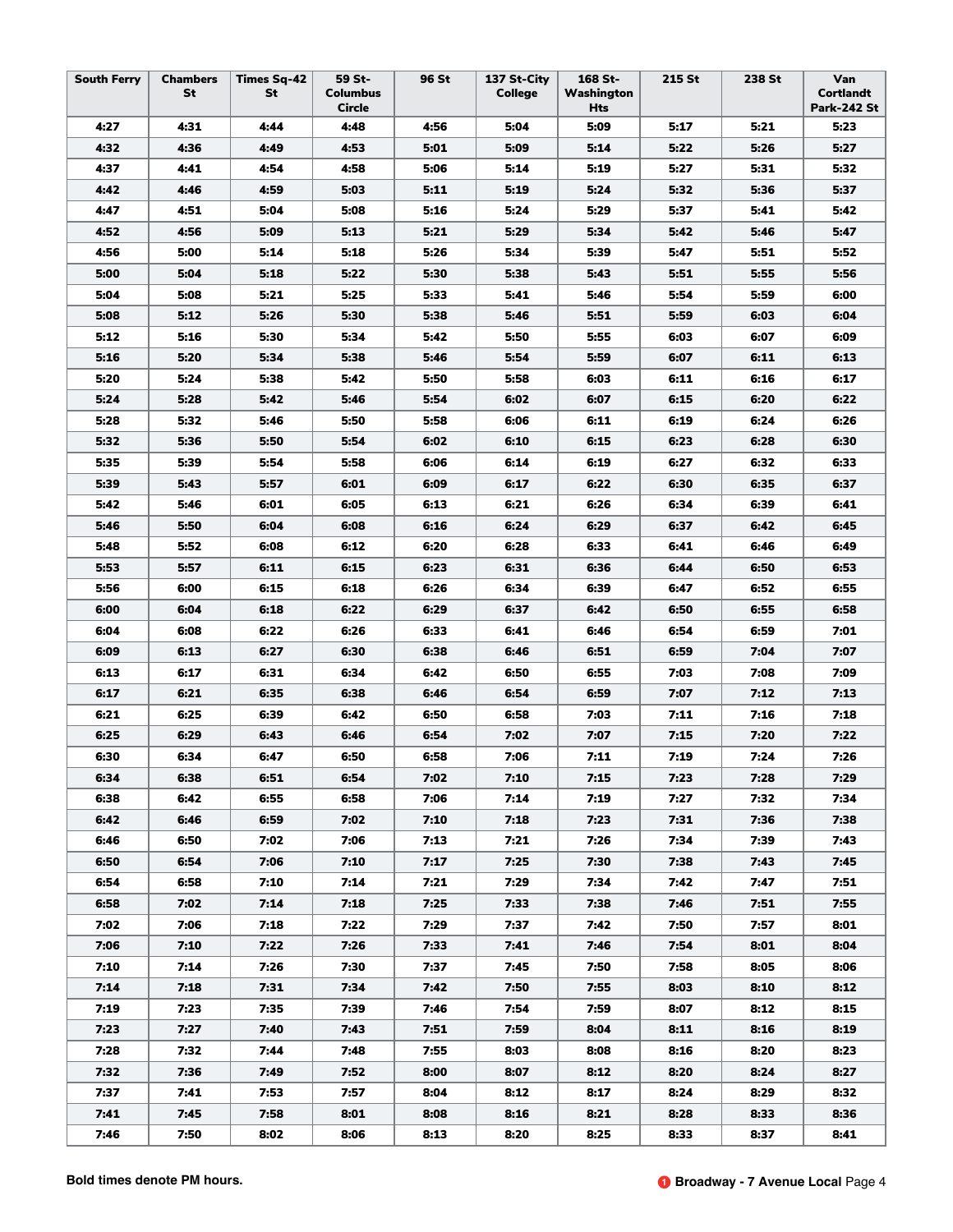| South Ferry | Chambers St | Times Sq-42 St | 59 St-Columbus Circle | 96 St | 137 St-City College | 168 St-Washington Hts | 215 St | 238 St | Van Cortlandt Park-242 St |
|---|---|---|---|---|---|---|---|---|---|
| **4:27** | **4:31** | **4:44** | **4:48** | **4:56** | **5:04** | **5:09** | **5:17** | **5:21** | **5:23** |
| **4:32** | **4:36** | **4:49** | **4:53** | **5:01** | **5:09** | **5:14** | **5:22** | **5:26** | **5:27** |
| **4:37** | **4:41** | **4:54** | **4:58** | **5:06** | **5:14** | **5:19** | **5:27** | **5:31** | **5:32** |
| **4:42** | **4:46** | **4:59** | **5:03** | **5:11** | **5:19** | **5:24** | **5:32** | **5:36** | **5:37** |
| **4:47** | **4:51** | **5:04** | **5:08** | **5:16** | **5:24** | **5:29** | **5:37** | **5:41** | **5:42** |
| **4:52** | **4:56** | **5:09** | **5:13** | **5:21** | **5:29** | **5:34** | **5:42** | **5:46** | **5:47** |
| **4:56** | **5:00** | **5:14** | **5:18** | **5:26** | **5:34** | **5:39** | **5:47** | **5:51** | **5:52** |
| **5:00** | **5:04** | **5:18** | **5:22** | **5:30** | **5:38** | **5:43** | **5:51** | **5:55** | **5:56** |
| **5:04** | **5:08** | **5:21** | **5:25** | **5:33** | **5:41** | **5:46** | **5:54** | **5:59** | **6:00** |
| **5:08** | **5:12** | **5:26** | **5:30** | **5:38** | **5:46** | **5:51** | **5:59** | **6:03** | **6:04** |
| **5:12** | **5:16** | **5:30** | **5:34** | **5:42** | **5:50** | **5:55** | **6:03** | **6:07** | **6:09** |
| **5:16** | **5:20** | **5:34** | **5:38** | **5:46** | **5:54** | **5:59** | **6:07** | **6:11** | **6:13** |
| **5:20** | **5:24** | **5:38** | **5:42** | **5:50** | **5:58** | **6:03** | **6:11** | **6:16** | **6:17** |
| **5:24** | **5:28** | **5:42** | **5:46** | **5:54** | **6:02** | **6:07** | **6:15** | **6:20** | **6:22** |
| **5:28** | **5:32** | **5:46** | **5:50** | **5:58** | **6:06** | **6:11** | **6:19** | **6:24** | **6:26** |
| **5:32** | **5:36** | **5:50** | **5:54** | **6:02** | **6:10** | **6:15** | **6:23** | **6:28** | **6:30** |
| **5:35** | **5:39** | **5:54** | **5:58** | **6:06** | **6:14** | **6:19** | **6:27** | **6:32** | **6:33** |
| **5:39** | **5:43** | **5:57** | **6:01** | **6:09** | **6:17** | **6:22** | **6:30** | **6:35** | **6:37** |
| **5:42** | **5:46** | **6:01** | **6:05** | **6:13** | **6:21** | **6:26** | **6:34** | **6:39** | **6:41** |
| **5:46** | **5:50** | **6:04** | **6:08** | **6:16** | **6:24** | **6:29** | **6:37** | **6:42** | **6:45** |
| **5:48** | **5:52** | **6:08** | **6:12** | **6:20** | **6:28** | **6:33** | **6:41** | **6:46** | **6:49** |
| **5:53** | **5:57** | **6:11** | **6:15** | **6:23** | **6:31** | **6:36** | **6:44** | **6:50** | **6:53** |
| **5:56** | **6:00** | **6:15** | **6:18** | **6:26** | **6:34** | **6:39** | **6:47** | **6:52** | **6:55** |
| **6:00** | **6:04** | **6:18** | **6:22** | **6:29** | **6:37** | **6:42** | **6:50** | **6:55** | **6:58** |
| **6:04** | **6:08** | **6:22** | **6:26** | **6:33** | **6:41** | **6:46** | **6:54** | **6:59** | **7:01** |
| **6:09** | **6:13** | **6:27** | **6:30** | **6:38** | **6:46** | **6:51** | **6:59** | **7:04** | **7:07** |
| **6:13** | **6:17** | **6:31** | **6:34** | **6:42** | **6:50** | **6:55** | **7:03** | **7:08** | **7:09** |
| **6:17** | **6:21** | **6:35** | **6:38** | **6:46** | **6:54** | **6:59** | **7:07** | **7:12** | **7:13** |
| **6:21** | **6:25** | **6:39** | **6:42** | **6:50** | **6:58** | **7:03** | **7:11** | **7:16** | **7:18** |
| **6:25** | **6:29** | **6:43** | **6:46** | **6:54** | **7:02** | **7:07** | **7:15** | **7:20** | **7:22** |
| **6:30** | **6:34** | **6:47** | **6:50** | **6:58** | **7:06** | **7:11** | **7:19** | **7:24** | **7:26** |
| **6:34** | **6:38** | **6:51** | **6:54** | **7:02** | **7:10** | **7:15** | **7:23** | **7:28** | **7:29** |
| **6:38** | **6:42** | **6:55** | **6:58** | **7:06** | **7:14** | **7:19** | **7:27** | **7:32** | **7:34** |
| **6:42** | **6:46** | **6:59** | **7:02** | **7:10** | **7:18** | **7:23** | **7:31** | **7:36** | **7:38** |
| **6:46** | **6:50** | **7:02** | **7:06** | **7:13** | **7:21** | **7:26** | **7:34** | **7:39** | **7:43** |
| **6:50** | **6:54** | **7:06** | **7:10** | **7:17** | **7:25** | **7:30** | **7:38** | **7:43** | **7:45** |
| **6:54** | **6:58** | **7:10** | **7:14** | **7:21** | **7:29** | **7:34** | **7:42** | **7:47** | **7:51** |
| **6:58** | **7:02** | **7:14** | **7:18** | **7:25** | **7:33** | **7:38** | **7:46** | **7:51** | **7:55** |
| **7:02** | **7:06** | **7:18** | **7:22** | **7:29** | **7:37** | **7:42** | **7:50** | **7:57** | **8:01** |
| **7:06** | **7:10** | **7:22** | **7:26** | **7:33** | **7:41** | **7:46** | **7:54** | **8:01** | **8:04** |
| **7:10** | **7:14** | **7:26** | **7:30** | **7:37** | **7:45** | **7:50** | **7:58** | **8:05** | **8:06** |
| **7:14** | **7:18** | **7:31** | **7:34** | **7:42** | **7:50** | **7:55** | **8:03** | **8:10** | **8:12** |
| **7:19** | **7:23** | **7:35** | **7:39** | **7:46** | **7:54** | **7:59** | **8:07** | **8:12** | **8:15** |
| **7:23** | **7:27** | **7:40** | **7:43** | **7:51** | **7:59** | **8:04** | **8:11** | **8:16** | **8:19** |
| **7:28** | **7:32** | **7:44** | **7:48** | **7:55** | **8:03** | **8:08** | **8:16** | **8:20** | **8:23** |
| **7:32** | **7:36** | **7:49** | **7:52** | **8:00** | **8:07** | **8:12** | **8:20** | **8:24** | **8:27** |
| **7:37** | **7:41** | **7:53** | **7:57** | **8:04** | **8:12** | **8:17** | **8:24** | **8:29** | **8:32** |
| **7:41** | **7:45** | **7:58** | **8:01** | **8:08** | **8:16** | **8:21** | **8:28** | **8:33** | **8:36** |
| **7:46** | **7:50** | **8:02** | **8:06** | **8:13** | **8:20** | **8:25** | **8:33** | **8:37** | **8:41** |

**Bold times denote PM hours.**

**1 Broadway - 7 Avenue Local**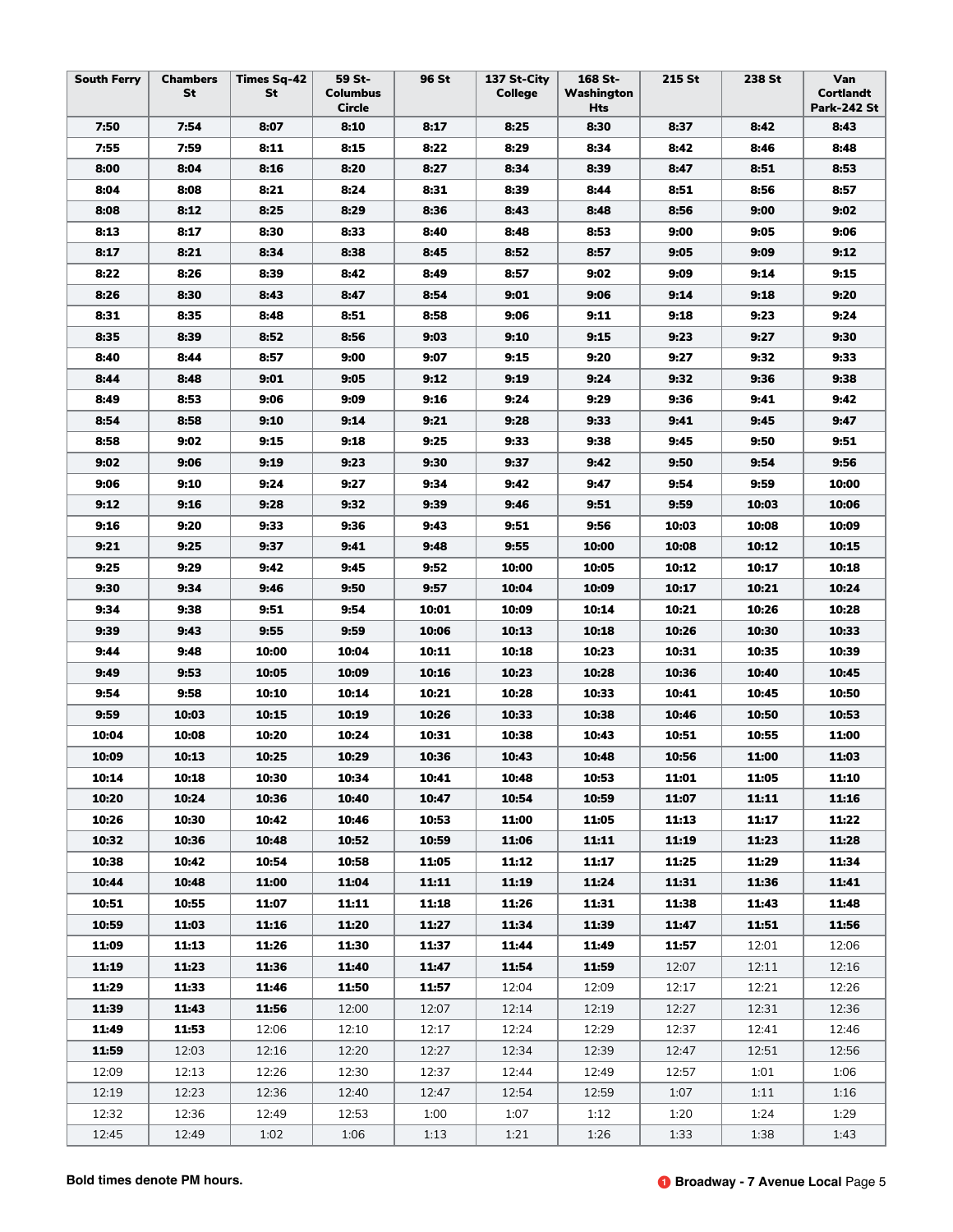| South Ferry | Chambers St | Times Sq-42 St | 59 St-Columbus Circle | 96 St | 137 St-City College | 168 St-Washington Hts | 215 St | 238 St | Van Cortlandt Park-242 St |
|---|---|---|---|---|---|---|---|---|---|
| **7:50** | **7:54** | **8:07** | **8:10** | **8:17** | **8:25** | **8:30** | **8:37** | **8:42** | **8:43** |
| **7:55** | **7:59** | **8:11** | **8:15** | **8:22** | **8:29** | **8:34** | **8:42** | **8:46** | **8:48** |
| **8:00** | **8:04** | **8:16** | **8:20** | **8:27** | **8:34** | **8:39** | **8:47** | **8:51** | **8:53** |
| **8:04** | **8:08** | **8:21** | **8:24** | **8:31** | **8:39** | **8:44** | **8:51** | **8:56** | **8:57** |
| **8:08** | **8:12** | **8:25** | **8:29** | **8:36** | **8:43** | **8:48** | **8:56** | **9:00** | **9:02** |
| **8:13** | **8:17** | **8:30** | **8:33** | **8:40** | **8:48** | **8:53** | **9:00** | **9:05** | **9:06** |
| **8:17** | **8:21** | **8:34** | **8:38** | **8:45** | **8:52** | **8:57** | **9:05** | **9:09** | **9:12** |
| **8:22** | **8:26** | **8:39** | **8:42** | **8:49** | **8:57** | **9:02** | **9:09** | **9:14** | **9:15** |
| **8:26** | **8:30** | **8:43** | **8:47** | **8:54** | **9:01** | **9:06** | **9:14** | **9:18** | **9:20** |
| **8:31** | **8:35** | **8:48** | **8:51** | **8:58** | **9:06** | **9:11** | **9:18** | **9:23** | **9:24** |
| **8:35** | **8:39** | **8:52** | **8:56** | **9:03** | **9:10** | **9:15** | **9:23** | **9:27** | **9:30** |
| **8:40** | **8:44** | **8:57** | **9:00** | **9:07** | **9:15** | **9:20** | **9:27** | **9:32** | **9:33** |
| **8:44** | **8:48** | **9:01** | **9:05** | **9:12** | **9:19** | **9:24** | **9:32** | **9:36** | **9:38** |
| **8:49** | **8:53** | **9:06** | **9:09** | **9:16** | **9:24** | **9:29** | **9:36** | **9:41** | **9:42** |
| **8:54** | **8:58** | **9:10** | **9:14** | **9:21** | **9:28** | **9:33** | **9:41** | **9:45** | **9:47** |
| **8:58** | **9:02** | **9:15** | **9:18** | **9:25** | **9:33** | **9:38** | **9:45** | **9:50** | **9:51** |
| **9:02** | **9:06** | **9:19** | **9:23** | **9:30** | **9:37** | **9:42** | **9:50** | **9:54** | **9:56** |
| **9:06** | **9:10** | **9:24** | **9:27** | **9:34** | **9:42** | **9:47** | **9:54** | **9:59** | **10:00** |
| **9:12** | **9:16** | **9:28** | **9:32** | **9:39** | **9:46** | **9:51** | **9:59** | **10:03** | **10:06** |
| **9:16** | **9:20** | **9:33** | **9:36** | **9:43** | **9:51** | **9:56** | **10:03** | **10:08** | **10:09** |
| **9:21** | **9:25** | **9:37** | **9:41** | **9:48** | **9:55** | **10:00** | **10:08** | **10:12** | **10:15** |
| **9:25** | **9:29** | **9:42** | **9:45** | **9:52** | **10:00** | **10:05** | **10:12** | **10:17** | **10:18** |
| **9:30** | **9:34** | **9:46** | **9:50** | **9:57** | **10:04** | **10:09** | **10:17** | **10:21** | **10:24** |
| **9:34** | **9:38** | **9:51** | **9:54** | **10:01** | **10:09** | **10:14** | **10:21** | **10:26** | **10:28** |
| **9:39** | **9:43** | **9:55** | **9:59** | **10:06** | **10:13** | **10:18** | **10:26** | **10:30** | **10:33** |
| **9:44** | **9:48** | **10:00** | **10:04** | **10:11** | **10:18** | **10:23** | **10:31** | **10:35** | **10:39** |
| **9:49** | **9:53** | **10:05** | **10:09** | **10:16** | **10:23** | **10:28** | **10:36** | **10:40** | **10:45** |
| **9:54** | **9:58** | **10:10** | **10:14** | **10:21** | **10:28** | **10:33** | **10:41** | **10:45** | **10:50** |
| **9:59** | **10:03** | **10:15** | **10:19** | **10:26** | **10:33** | **10:38** | **10:46** | **10:50** | **10:53** |
| **10:04** | **10:08** | **10:20** | **10:24** | **10:31** | **10:38** | **10:43** | **10:51** | **10:55** | **11:00** |
| **10:09** | **10:13** | **10:25** | **10:29** | **10:36** | **10:43** | **10:48** | **10:56** | **11:00** | **11:03** |
| **10:14** | **10:18** | **10:30** | **10:34** | **10:41** | **10:48** | **10:53** | **11:01** | **11:05** | **11:10** |
| **10:20** | **10:24** | **10:36** | **10:40** | **10:47** | **10:54** | **10:59** | **11:07** | **11:11** | **11:16** |
| **10:26** | **10:30** | **10:42** | **10:46** | **10:53** | **11:00** | **11:05** | **11:13** | **11:17** | **11:22** |
| **10:32** | **10:36** | **10:48** | **10:52** | **10:59** | **11:06** | **11:11** | **11:19** | **11:23** | **11:28** |
| **10:38** | **10:42** | **10:54** | **10:58** | **11:05** | **11:12** | **11:17** | **11:25** | **11:29** | **11:34** |
| **10:44** | **10:48** | **11:00** | **11:04** | **11:11** | **11:19** | **11:24** | **11:31** | **11:36** | **11:41** |
| **10:51** | **10:55** | **11:07** | **11:11** | **11:18** | **11:26** | **11:31** | **11:38** | **11:43** | **11:48** |
| **10:59** | **11:03** | **11:16** | **11:20** | **11:27** | **11:34** | **11:39** | **11:47** | **11:51** | **11:56** |
| **11:09** | **11:13** | **11:26** | **11:30** | **11:37** | **11:44** | **11:49** | **11:57** | 12:01 | 12:06 |
| **11:19** | **11:23** | **11:36** | **11:40** | **11:47** | **11:54** | **11:59** | 12:07 | 12:11 | 12:16 |
| **11:29** | **11:33** | **11:46** | **11:50** | **11:57** | 12:04 | 12:09 | 12:17 | 12:21 | 12:26 |
| **11:39** | **11:43** | **11:56** | 12:00 | 12:07 | 12:14 | 12:19 | 12:27 | 12:31 | 12:36 |
| **11:49** | **11:53** | 12:06 | 12:10 | 12:17 | 12:24 | 12:29 | 12:37 | 12:41 | 12:46 |
| **11:59** | 12:03 | 12:16 | 12:20 | 12:27 | 12:34 | 12:39 | 12:47 | 12:51 | 12:56 |
| 12:09 | 12:13 | 12:26 | 12:30 | 12:37 | 12:44 | 12:49 | 12:57 | 1:01 | 1:06 |
| 12:19 | 12:23 | 12:36 | 12:40 | 12:47 | 12:54 | 12:59 | 1:07 | 1:11 | 1:16 |
| 12:32 | 12:36 | 12:49 | 12:53 | 1:00 | 1:07 | 1:12 | 1:20 | 1:24 | 1:29 |
| 12:45 | 12:49 | 1:02 | 1:06 | 1:13 | 1:21 | 1:26 | 1:33 | 1:38 | 1:43 |

**Bold times denote PM hours.**

**1 Broadway - 7 Avenue Local**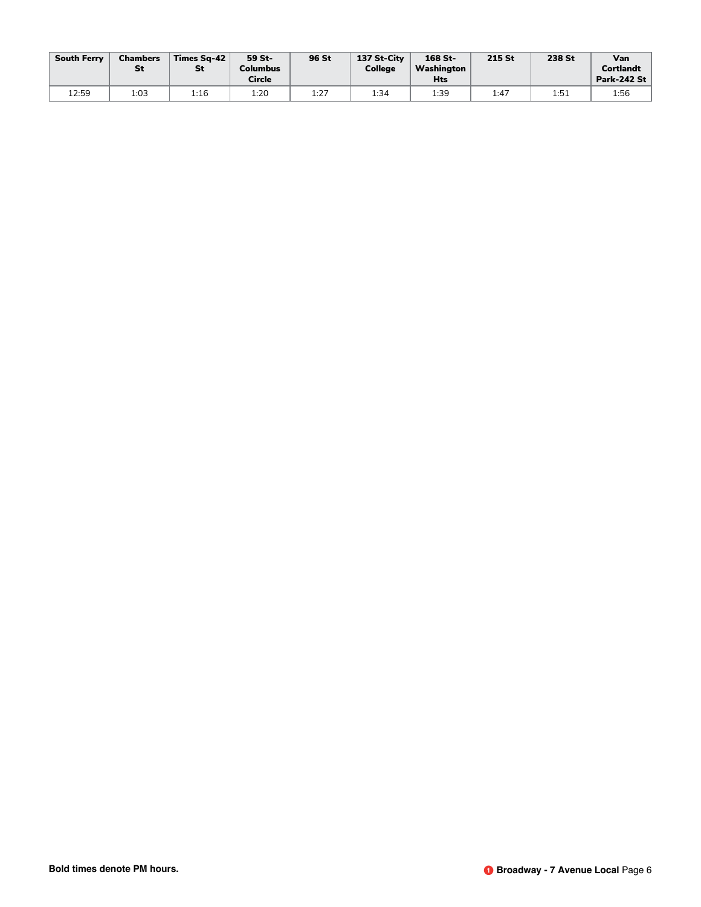| South Ferry | Chambers St | Times Sq-42 St | 59 St-Columbus Circle | 96 St | 137 St-City College | 168 St-Washington Hts | 215 St | 238 St | Van Cortlandt Park-242 St |
|---|---|---|---|---|---|---|---|---|---|
| 12:59 | 1:03 | 1:16 | 1:20 | 1:27 | 1:34 | 1:39 | 1:47 | 1:51 | 1:56 |

**Bold times denote PM hours.**

**1 Broadway - 7 Avenue Local**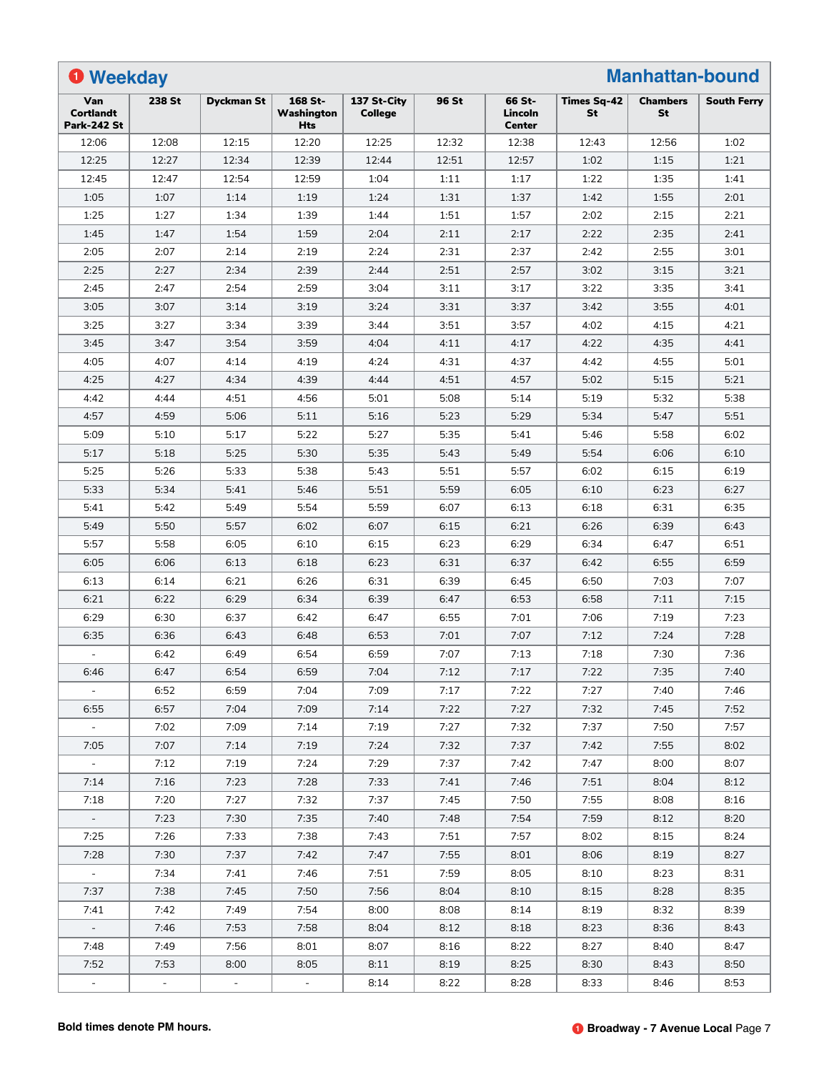## 1 Weekday — Manhattan-bound

| Van Cortlandt Park-242 St | 238 St | Dyckman St | 168 St-Washington Hts | 137 St-City College | 96 St | 66 St-Lincoln Center | Times Sq-42 St | Chambers St | South Ferry |
|---|---|---|---|---|---|---|---|---|---|
| 12:06 | 12:08 | 12:15 | 12:20 | 12:25 | 12:32 | 12:38 | 12:43 | 12:56 | 1:02 |
| 12:25 | 12:27 | 12:34 | 12:39 | 12:44 | 12:51 | 12:57 | 1:02 | 1:15 | 1:21 |
| 12:45 | 12:47 | 12:54 | 12:59 | 1:04 | 1:11 | 1:17 | 1:22 | 1:35 | 1:41 |
| 1:05 | 1:07 | 1:14 | 1:19 | 1:24 | 1:31 | 1:37 | 1:42 | 1:55 | 2:01 |
| 1:25 | 1:27 | 1:34 | 1:39 | 1:44 | 1:51 | 1:57 | 2:02 | 2:15 | 2:21 |
| 1:45 | 1:47 | 1:54 | 1:59 | 2:04 | 2:11 | 2:17 | 2:22 | 2:35 | 2:41 |
| 2:05 | 2:07 | 2:14 | 2:19 | 2:24 | 2:31 | 2:37 | 2:42 | 2:55 | 3:01 |
| 2:25 | 2:27 | 2:34 | 2:39 | 2:44 | 2:51 | 2:57 | 3:02 | 3:15 | 3:21 |
| 2:45 | 2:47 | 2:54 | 2:59 | 3:04 | 3:11 | 3:17 | 3:22 | 3:35 | 3:41 |
| 3:05 | 3:07 | 3:14 | 3:19 | 3:24 | 3:31 | 3:37 | 3:42 | 3:55 | 4:01 |
| 3:25 | 3:27 | 3:34 | 3:39 | 3:44 | 3:51 | 3:57 | 4:02 | 4:15 | 4:21 |
| 3:45 | 3:47 | 3:54 | 3:59 | 4:04 | 4:11 | 4:17 | 4:22 | 4:35 | 4:41 |
| 4:05 | 4:07 | 4:14 | 4:19 | 4:24 | 4:31 | 4:37 | 4:42 | 4:55 | 5:01 |
| 4:25 | 4:27 | 4:34 | 4:39 | 4:44 | 4:51 | 4:57 | 5:02 | 5:15 | 5:21 |
| 4:42 | 4:44 | 4:51 | 4:56 | 5:01 | 5:08 | 5:14 | 5:19 | 5:32 | 5:38 |
| 4:57 | 4:59 | 5:06 | 5:11 | 5:16 | 5:23 | 5:29 | 5:34 | 5:47 | 5:51 |
| 5:09 | 5:10 | 5:17 | 5:22 | 5:27 | 5:35 | 5:41 | 5:46 | 5:58 | 6:02 |
| 5:17 | 5:18 | 5:25 | 5:30 | 5:35 | 5:43 | 5:49 | 5:54 | 6:06 | 6:10 |
| 5:25 | 5:26 | 5:33 | 5:38 | 5:43 | 5:51 | 5:57 | 6:02 | 6:15 | 6:19 |
| 5:33 | 5:34 | 5:41 | 5:46 | 5:51 | 5:59 | 6:05 | 6:10 | 6:23 | 6:27 |
| 5:41 | 5:42 | 5:49 | 5:54 | 5:59 | 6:07 | 6:13 | 6:18 | 6:31 | 6:35 |
| 5:49 | 5:50 | 5:57 | 6:02 | 6:07 | 6:15 | 6:21 | 6:26 | 6:39 | 6:43 |
| 5:57 | 5:58 | 6:05 | 6:10 | 6:15 | 6:23 | 6:29 | 6:34 | 6:47 | 6:51 |
| 6:05 | 6:06 | 6:13 | 6:18 | 6:23 | 6:31 | 6:37 | 6:42 | 6:55 | 6:59 |
| 6:13 | 6:14 | 6:21 | 6:26 | 6:31 | 6:39 | 6:45 | 6:50 | 7:03 | 7:07 |
| 6:21 | 6:22 | 6:29 | 6:34 | 6:39 | 6:47 | 6:53 | 6:58 | 7:11 | 7:15 |
| 6:29 | 6:30 | 6:37 | 6:42 | 6:47 | 6:55 | 7:01 | 7:06 | 7:19 | 7:23 |
| 6:35 | 6:36 | 6:43 | 6:48 | 6:53 | 7:01 | 7:07 | 7:12 | 7:24 | 7:28 |
| - | 6:42 | 6:49 | 6:54 | 6:59 | 7:07 | 7:13 | 7:18 | 7:30 | 7:36 |
| 6:46 | 6:47 | 6:54 | 6:59 | 7:04 | 7:12 | 7:17 | 7:22 | 7:35 | 7:40 |
| - | 6:52 | 6:59 | 7:04 | 7:09 | 7:17 | 7:22 | 7:27 | 7:40 | 7:46 |
| 6:55 | 6:57 | 7:04 | 7:09 | 7:14 | 7:22 | 7:27 | 7:32 | 7:45 | 7:52 |
| - | 7:02 | 7:09 | 7:14 | 7:19 | 7:27 | 7:32 | 7:37 | 7:50 | 7:57 |
| 7:05 | 7:07 | 7:14 | 7:19 | 7:24 | 7:32 | 7:37 | 7:42 | 7:55 | 8:02 |
| - | 7:12 | 7:19 | 7:24 | 7:29 | 7:37 | 7:42 | 7:47 | 8:00 | 8:07 |
| 7:14 | 7:16 | 7:23 | 7:28 | 7:33 | 7:41 | 7:46 | 7:51 | 8:04 | 8:12 |
| 7:18 | 7:20 | 7:27 | 7:32 | 7:37 | 7:45 | 7:50 | 7:55 | 8:08 | 8:16 |
| - | 7:23 | 7:30 | 7:35 | 7:40 | 7:48 | 7:54 | 7:59 | 8:12 | 8:20 |
| 7:25 | 7:26 | 7:33 | 7:38 | 7:43 | 7:51 | 7:57 | 8:02 | 8:15 | 8:24 |
| 7:28 | 7:30 | 7:37 | 7:42 | 7:47 | 7:55 | 8:01 | 8:06 | 8:19 | 8:27 |
| - | 7:34 | 7:41 | 7:46 | 7:51 | 7:59 | 8:05 | 8:10 | 8:23 | 8:31 |
| 7:37 | 7:38 | 7:45 | 7:50 | 7:56 | 8:04 | 8:10 | 8:15 | 8:28 | 8:35 |
| 7:41 | 7:42 | 7:49 | 7:54 | 8:00 | 8:08 | 8:14 | 8:19 | 8:32 | 8:39 |
| - | 7:46 | 7:53 | 7:58 | 8:04 | 8:12 | 8:18 | 8:23 | 8:36 | 8:43 |
| 7:48 | 7:49 | 7:56 | 8:01 | 8:07 | 8:16 | 8:22 | 8:27 | 8:40 | 8:47 |
| 7:52 | 7:53 | 8:00 | 8:05 | 8:11 | 8:19 | 8:25 | 8:30 | 8:43 | 8:50 |
| - | - | - | - | 8:14 | 8:22 | 8:28 | 8:33 | 8:46 | 8:53 |

**Bold times denote PM hours.**

**1 Broadway - 7 Avenue Local**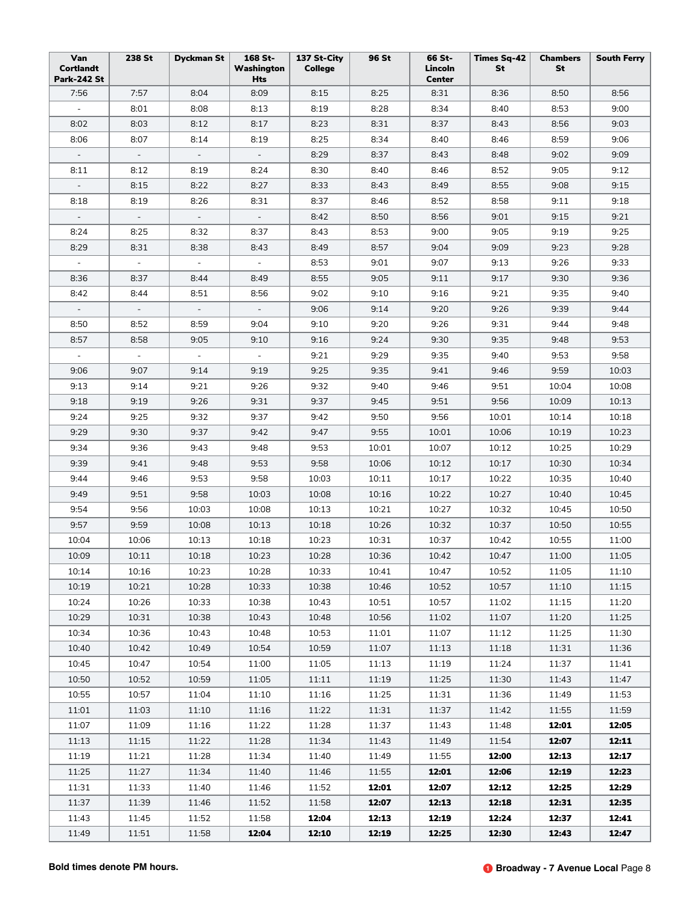| Van Cortlandt Park-242 St | 238 St | Dyckman St | 168 St-Washington Hts | 137 St-City College | 96 St | 66 St-Lincoln Center | Times Sq-42 St | Chambers St | South Ferry |
|---|---|---|---|---|---|---|---|---|---|
| 7:56 | 7:57 | 8:04 | 8:09 | 8:15 | 8:25 | 8:31 | 8:36 | 8:50 | 8:56 |
| - | 8:01 | 8:08 | 8:13 | 8:19 | 8:28 | 8:34 | 8:40 | 8:53 | 9:00 |
| 8:02 | 8:03 | 8:12 | 8:17 | 8:23 | 8:31 | 8:37 | 8:43 | 8:56 | 9:03 |
| 8:06 | 8:07 | 8:14 | 8:19 | 8:25 | 8:34 | 8:40 | 8:46 | 8:59 | 9:06 |
| - | - | - | - | 8:29 | 8:37 | 8:43 | 8:48 | 9:02 | 9:09 |
| 8:11 | 8:12 | 8:19 | 8:24 | 8:30 | 8:40 | 8:46 | 8:52 | 9:05 | 9:12 |
| - | 8:15 | 8:22 | 8:27 | 8:33 | 8:43 | 8:49 | 8:55 | 9:08 | 9:15 |
| 8:18 | 8:19 | 8:26 | 8:31 | 8:37 | 8:46 | 8:52 | 8:58 | 9:11 | 9:18 |
| - | - | - | - | 8:42 | 8:50 | 8:56 | 9:01 | 9:15 | 9:21 |
| 8:24 | 8:25 | 8:32 | 8:37 | 8:43 | 8:53 | 9:00 | 9:05 | 9:19 | 9:25 |
| 8:29 | 8:31 | 8:38 | 8:43 | 8:49 | 8:57 | 9:04 | 9:09 | 9:23 | 9:28 |
| - | - | - | - | 8:53 | 9:01 | 9:07 | 9:13 | 9:26 | 9:33 |
| 8:36 | 8:37 | 8:44 | 8:49 | 8:55 | 9:05 | 9:11 | 9:17 | 9:30 | 9:36 |
| 8:42 | 8:44 | 8:51 | 8:56 | 9:02 | 9:10 | 9:16 | 9:21 | 9:35 | 9:40 |
| - | - | - | - | 9:06 | 9:14 | 9:20 | 9:26 | 9:39 | 9:44 |
| 8:50 | 8:52 | 8:59 | 9:04 | 9:10 | 9:20 | 9:26 | 9:31 | 9:44 | 9:48 |
| 8:57 | 8:58 | 9:05 | 9:10 | 9:16 | 9:24 | 9:30 | 9:35 | 9:48 | 9:53 |
| - | - | - | - | 9:21 | 9:29 | 9:35 | 9:40 | 9:53 | 9:58 |
| 9:06 | 9:07 | 9:14 | 9:19 | 9:25 | 9:35 | 9:41 | 9:46 | 9:59 | 10:03 |
| 9:13 | 9:14 | 9:21 | 9:26 | 9:32 | 9:40 | 9:46 | 9:51 | 10:04 | 10:08 |
| 9:18 | 9:19 | 9:26 | 9:31 | 9:37 | 9:45 | 9:51 | 9:56 | 10:09 | 10:13 |
| 9:24 | 9:25 | 9:32 | 9:37 | 9:42 | 9:50 | 9:56 | 10:01 | 10:14 | 10:18 |
| 9:29 | 9:30 | 9:37 | 9:42 | 9:47 | 9:55 | 10:01 | 10:06 | 10:19 | 10:23 |
| 9:34 | 9:36 | 9:43 | 9:48 | 9:53 | 10:01 | 10:07 | 10:12 | 10:25 | 10:29 |
| 9:39 | 9:41 | 9:48 | 9:53 | 9:58 | 10:06 | 10:12 | 10:17 | 10:30 | 10:34 |
| 9:44 | 9:46 | 9:53 | 9:58 | 10:03 | 10:11 | 10:17 | 10:22 | 10:35 | 10:40 |
| 9:49 | 9:51 | 9:58 | 10:03 | 10:08 | 10:16 | 10:22 | 10:27 | 10:40 | 10:45 |
| 9:54 | 9:56 | 10:03 | 10:08 | 10:13 | 10:21 | 10:27 | 10:32 | 10:45 | 10:50 |
| 9:57 | 9:59 | 10:08 | 10:13 | 10:18 | 10:26 | 10:32 | 10:37 | 10:50 | 10:55 |
| 10:04 | 10:06 | 10:13 | 10:18 | 10:23 | 10:31 | 10:37 | 10:42 | 10:55 | 11:00 |
| 10:09 | 10:11 | 10:18 | 10:23 | 10:28 | 10:36 | 10:42 | 10:47 | 11:00 | 11:05 |
| 10:14 | 10:16 | 10:23 | 10:28 | 10:33 | 10:41 | 10:47 | 10:52 | 11:05 | 11:10 |
| 10:19 | 10:21 | 10:28 | 10:33 | 10:38 | 10:46 | 10:52 | 10:57 | 11:10 | 11:15 |
| 10:24 | 10:26 | 10:33 | 10:38 | 10:43 | 10:51 | 10:57 | 11:02 | 11:15 | 11:20 |
| 10:29 | 10:31 | 10:38 | 10:43 | 10:48 | 10:56 | 11:02 | 11:07 | 11:20 | 11:25 |
| 10:34 | 10:36 | 10:43 | 10:48 | 10:53 | 11:01 | 11:07 | 11:12 | 11:25 | 11:30 |
| 10:40 | 10:42 | 10:49 | 10:54 | 10:59 | 11:07 | 11:13 | 11:18 | 11:31 | 11:36 |
| 10:45 | 10:47 | 10:54 | 11:00 | 11:05 | 11:13 | 11:19 | 11:24 | 11:37 | 11:41 |
| 10:50 | 10:52 | 10:59 | 11:05 | 11:11 | 11:19 | 11:25 | 11:30 | 11:43 | 11:47 |
| 10:55 | 10:57 | 11:04 | 11:10 | 11:16 | 11:25 | 11:31 | 11:36 | 11:49 | 11:53 |
| 11:01 | 11:03 | 11:10 | 11:16 | 11:22 | 11:31 | 11:37 | 11:42 | 11:55 | 11:59 |
| 11:07 | 11:09 | 11:16 | 11:22 | 11:28 | 11:37 | 11:43 | 11:48 | **12:01** | **12:05** |
| 11:13 | 11:15 | 11:22 | 11:28 | 11:34 | 11:43 | 11:49 | 11:54 | **12:07** | **12:11** |
| 11:19 | 11:21 | 11:28 | 11:34 | 11:40 | 11:49 | 11:55 | **12:00** | **12:13** | **12:17** |
| 11:25 | 11:27 | 11:34 | 11:40 | 11:46 | 11:55 | **12:01** | **12:06** | **12:19** | **12:23** |
| 11:31 | 11:33 | 11:40 | 11:46 | 11:52 | **12:01** | **12:07** | **12:12** | **12:25** | **12:29** |
| 11:37 | 11:39 | 11:46 | 11:52 | 11:58 | **12:07** | **12:13** | **12:18** | **12:31** | **12:35** |
| 11:43 | 11:45 | 11:52 | 11:58 | **12:04** | **12:13** | **12:19** | **12:24** | **12:37** | **12:41** |
| 11:49 | 11:51 | 11:58 | **12:04** | **12:10** | **12:19** | **12:25** | **12:30** | **12:43** | **12:47** |

**Bold times denote PM hours.**

**1 Broadway - 7 Avenue Local**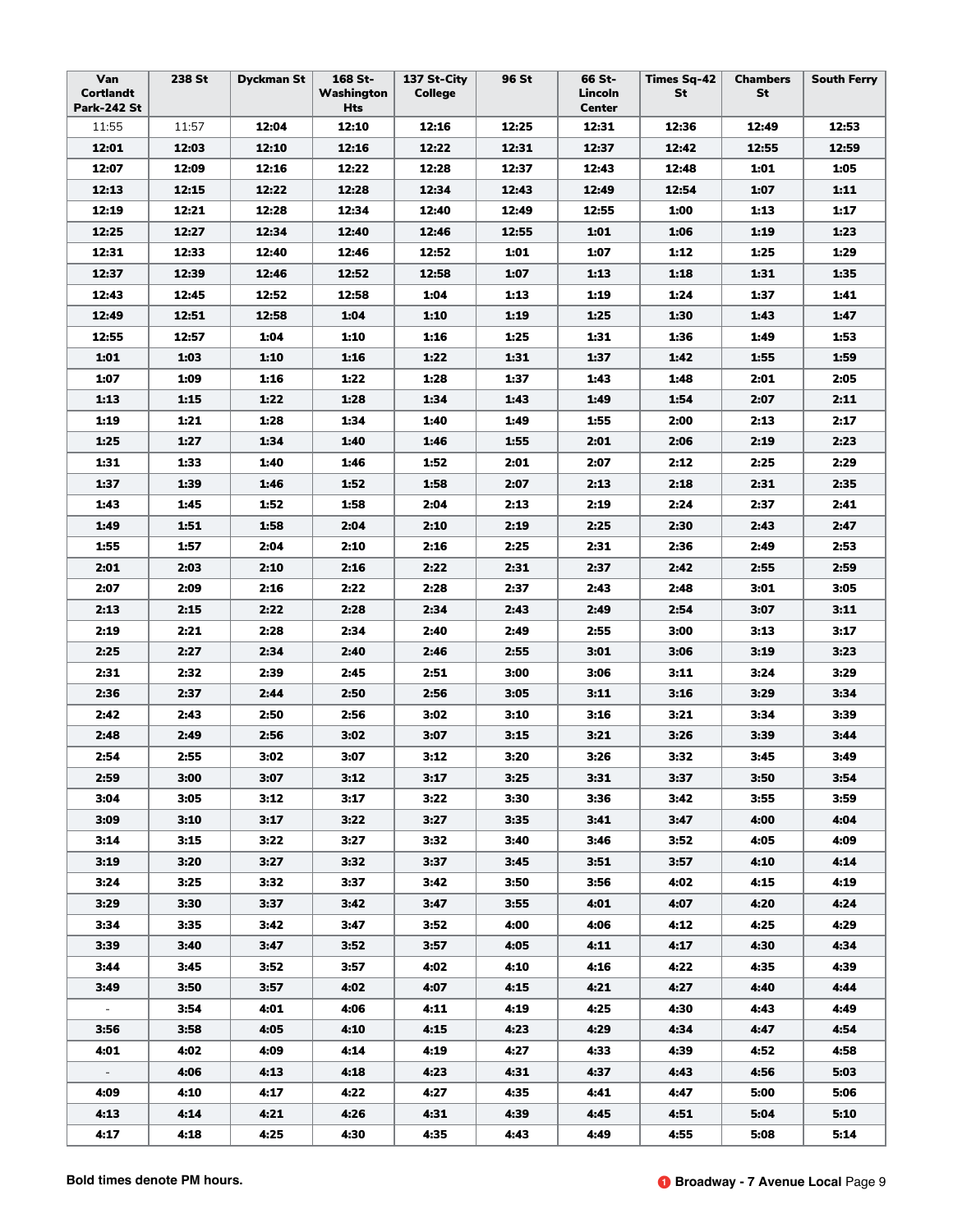| Van Cortlandt Park-242 St | 238 St | Dyckman St | 168 St-Washington Hts | 137 St-City College | 96 St | 66 St-Lincoln Center | Times Sq-42 St | Chambers St | South Ferry |
|---|---|---|---|---|---|---|---|---|---|
| 11:55 | 11:57 | **12:04** | **12:10** | **12:16** | **12:25** | **12:31** | **12:36** | **12:49** | **12:53** |
| **12:01** | **12:03** | **12:10** | **12:16** | **12:22** | **12:31** | **12:37** | **12:42** | **12:55** | **12:59** |
| **12:07** | **12:09** | **12:16** | **12:22** | **12:28** | **12:37** | **12:43** | **12:48** | **1:01** | **1:05** |
| **12:13** | **12:15** | **12:22** | **12:28** | **12:34** | **12:43** | **12:49** | **12:54** | **1:07** | **1:11** |
| **12:19** | **12:21** | **12:28** | **12:34** | **12:40** | **12:49** | **12:55** | **1:00** | **1:13** | **1:17** |
| **12:25** | **12:27** | **12:34** | **12:40** | **12:46** | **12:55** | **1:01** | **1:06** | **1:19** | **1:23** |
| **12:31** | **12:33** | **12:40** | **12:46** | **12:52** | **1:01** | **1:07** | **1:12** | **1:25** | **1:29** |
| **12:37** | **12:39** | **12:46** | **12:52** | **12:58** | **1:07** | **1:13** | **1:18** | **1:31** | **1:35** |
| **12:43** | **12:45** | **12:52** | **12:58** | **1:04** | **1:13** | **1:19** | **1:24** | **1:37** | **1:41** |
| **12:49** | **12:51** | **12:58** | **1:04** | **1:10** | **1:19** | **1:25** | **1:30** | **1:43** | **1:47** |
| **12:55** | **12:57** | **1:04** | **1:10** | **1:16** | **1:25** | **1:31** | **1:36** | **1:49** | **1:53** |
| **1:01** | **1:03** | **1:10** | **1:16** | **1:22** | **1:31** | **1:37** | **1:42** | **1:55** | **1:59** |
| **1:07** | **1:09** | **1:16** | **1:22** | **1:28** | **1:37** | **1:43** | **1:48** | **2:01** | **2:05** |
| **1:13** | **1:15** | **1:22** | **1:28** | **1:34** | **1:43** | **1:49** | **1:54** | **2:07** | **2:11** |
| **1:19** | **1:21** | **1:28** | **1:34** | **1:40** | **1:49** | **1:55** | **2:00** | **2:13** | **2:17** |
| **1:25** | **1:27** | **1:34** | **1:40** | **1:46** | **1:55** | **2:01** | **2:06** | **2:19** | **2:23** |
| **1:31** | **1:33** | **1:40** | **1:46** | **1:52** | **2:01** | **2:07** | **2:12** | **2:25** | **2:29** |
| **1:37** | **1:39** | **1:46** | **1:52** | **1:58** | **2:07** | **2:13** | **2:18** | **2:31** | **2:35** |
| **1:43** | **1:45** | **1:52** | **1:58** | **2:04** | **2:13** | **2:19** | **2:24** | **2:37** | **2:41** |
| **1:49** | **1:51** | **1:58** | **2:04** | **2:10** | **2:19** | **2:25** | **2:30** | **2:43** | **2:47** |
| **1:55** | **1:57** | **2:04** | **2:10** | **2:16** | **2:25** | **2:31** | **2:36** | **2:49** | **2:53** |
| **2:01** | **2:03** | **2:10** | **2:16** | **2:22** | **2:31** | **2:37** | **2:42** | **2:55** | **2:59** |
| **2:07** | **2:09** | **2:16** | **2:22** | **2:28** | **2:37** | **2:43** | **2:48** | **3:01** | **3:05** |
| **2:13** | **2:15** | **2:22** | **2:28** | **2:34** | **2:43** | **2:49** | **2:54** | **3:07** | **3:11** |
| **2:19** | **2:21** | **2:28** | **2:34** | **2:40** | **2:49** | **2:55** | **3:00** | **3:13** | **3:17** |
| **2:25** | **2:27** | **2:34** | **2:40** | **2:46** | **2:55** | **3:01** | **3:06** | **3:19** | **3:23** |
| **2:31** | **2:32** | **2:39** | **2:45** | **2:51** | **3:00** | **3:06** | **3:11** | **3:24** | **3:29** |
| **2:36** | **2:37** | **2:44** | **2:50** | **2:56** | **3:05** | **3:11** | **3:16** | **3:29** | **3:34** |
| **2:42** | **2:43** | **2:50** | **2:56** | **3:02** | **3:10** | **3:16** | **3:21** | **3:34** | **3:39** |
| **2:48** | **2:49** | **2:56** | **3:02** | **3:07** | **3:15** | **3:21** | **3:26** | **3:39** | **3:44** |
| **2:54** | **2:55** | **3:02** | **3:07** | **3:12** | **3:20** | **3:26** | **3:32** | **3:45** | **3:49** |
| **2:59** | **3:00** | **3:07** | **3:12** | **3:17** | **3:25** | **3:31** | **3:37** | **3:50** | **3:54** |
| **3:04** | **3:05** | **3:12** | **3:17** | **3:22** | **3:30** | **3:36** | **3:42** | **3:55** | **3:59** |
| **3:09** | **3:10** | **3:17** | **3:22** | **3:27** | **3:35** | **3:41** | **3:47** | **4:00** | **4:04** |
| **3:14** | **3:15** | **3:22** | **3:27** | **3:32** | **3:40** | **3:46** | **3:52** | **4:05** | **4:09** |
| **3:19** | **3:20** | **3:27** | **3:32** | **3:37** | **3:45** | **3:51** | **3:57** | **4:10** | **4:14** |
| **3:24** | **3:25** | **3:32** | **3:37** | **3:42** | **3:50** | **3:56** | **4:02** | **4:15** | **4:19** |
| **3:29** | **3:30** | **3:37** | **3:42** | **3:47** | **3:55** | **4:01** | **4:07** | **4:20** | **4:24** |
| **3:34** | **3:35** | **3:42** | **3:47** | **3:52** | **4:00** | **4:06** | **4:12** | **4:25** | **4:29** |
| **3:39** | **3:40** | **3:47** | **3:52** | **3:57** | **4:05** | **4:11** | **4:17** | **4:30** | **4:34** |
| **3:44** | **3:45** | **3:52** | **3:57** | **4:02** | **4:10** | **4:16** | **4:22** | **4:35** | **4:39** |
| **3:49** | **3:50** | **3:57** | **4:02** | **4:07** | **4:15** | **4:21** | **4:27** | **4:40** | **4:44** |
| - | **3:54** | **4:01** | **4:06** | **4:11** | **4:19** | **4:25** | **4:30** | **4:43** | **4:49** |
| **3:56** | **3:58** | **4:05** | **4:10** | **4:15** | **4:23** | **4:29** | **4:34** | **4:47** | **4:54** |
| **4:01** | **4:02** | **4:09** | **4:14** | **4:19** | **4:27** | **4:33** | **4:39** | **4:52** | **4:58** |
| - | **4:06** | **4:13** | **4:18** | **4:23** | **4:31** | **4:37** | **4:43** | **4:56** | **5:03** |
| **4:09** | **4:10** | **4:17** | **4:22** | **4:27** | **4:35** | **4:41** | **4:47** | **5:00** | **5:06** |
| **4:13** | **4:14** | **4:21** | **4:26** | **4:31** | **4:39** | **4:45** | **4:51** | **5:04** | **5:10** |
| **4:17** | **4:18** | **4:25** | **4:30** | **4:35** | **4:43** | **4:49** | **4:55** | **5:08** | **5:14** |

**Bold times denote PM hours.**

**1 Broadway - 7 Avenue Local**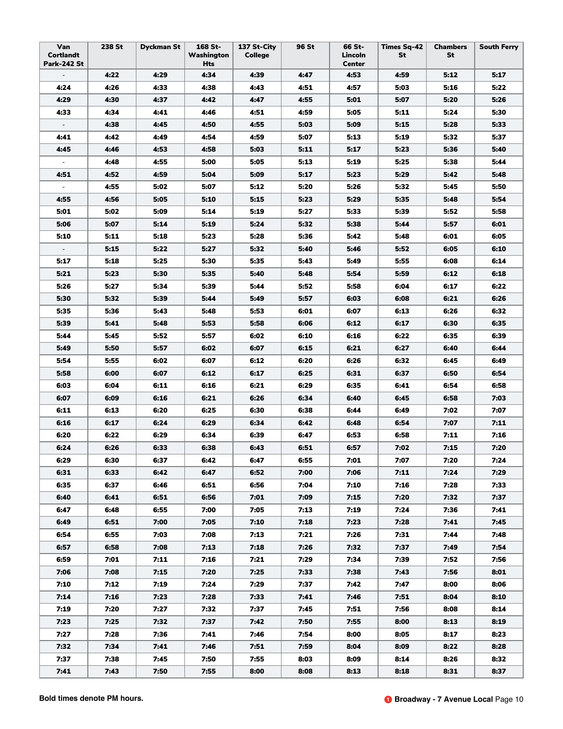| Van Cortlandt Park-242 St | 238 St | Dyckman St | 168 St-Washington Hts | 137 St-City College | 96 St | 66 St-Lincoln Center | Times Sq-42 St | Chambers St | South Ferry |
|---|---|---|---|---|---|---|---|---|---|
| - | **4:22** | **4:29** | **4:34** | **4:39** | **4:47** | **4:53** | **4:59** | **5:12** | **5:17** |
| **4:24** | **4:26** | **4:33** | **4:38** | **4:43** | **4:51** | **4:57** | **5:03** | **5:16** | **5:22** |
| **4:29** | **4:30** | **4:37** | **4:42** | **4:47** | **4:55** | **5:01** | **5:07** | **5:20** | **5:26** |
| **4:33** | **4:34** | **4:41** | **4:46** | **4:51** | **4:59** | **5:05** | **5:11** | **5:24** | **5:30** |
| - | **4:38** | **4:45** | **4:50** | **4:55** | **5:03** | **5:09** | **5:15** | **5:28** | **5:33** |
| **4:41** | **4:42** | **4:49** | **4:54** | **4:59** | **5:07** | **5:13** | **5:19** | **5:32** | **5:37** |
| **4:45** | **4:46** | **4:53** | **4:58** | **5:03** | **5:11** | **5:17** | **5:23** | **5:36** | **5:40** |
| - | **4:48** | **4:55** | **5:00** | **5:05** | **5:13** | **5:19** | **5:25** | **5:38** | **5:44** |
| **4:51** | **4:52** | **4:59** | **5:04** | **5:09** | **5:17** | **5:23** | **5:29** | **5:42** | **5:48** |
| - | **4:55** | **5:02** | **5:07** | **5:12** | **5:20** | **5:26** | **5:32** | **5:45** | **5:50** |
| **4:55** | **4:56** | **5:05** | **5:10** | **5:15** | **5:23** | **5:29** | **5:35** | **5:48** | **5:54** |
| **5:01** | **5:02** | **5:09** | **5:14** | **5:19** | **5:27** | **5:33** | **5:39** | **5:52** | **5:58** |
| **5:06** | **5:07** | **5:14** | **5:19** | **5:24** | **5:32** | **5:38** | **5:44** | **5:57** | **6:01** |
| **5:10** | **5:11** | **5:18** | **5:23** | **5:28** | **5:36** | **5:42** | **5:48** | **6:01** | **6:05** |
| - | **5:15** | **5:22** | **5:27** | **5:32** | **5:40** | **5:46** | **5:52** | **6:05** | **6:10** |
| **5:17** | **5:18** | **5:25** | **5:30** | **5:35** | **5:43** | **5:49** | **5:55** | **6:08** | **6:14** |
| **5:21** | **5:23** | **5:30** | **5:35** | **5:40** | **5:48** | **5:54** | **5:59** | **6:12** | **6:18** |
| **5:26** | **5:27** | **5:34** | **5:39** | **5:44** | **5:52** | **5:58** | **6:04** | **6:17** | **6:22** |
| **5:30** | **5:32** | **5:39** | **5:44** | **5:49** | **5:57** | **6:03** | **6:08** | **6:21** | **6:26** |
| **5:35** | **5:36** | **5:43** | **5:48** | **5:53** | **6:01** | **6:07** | **6:13** | **6:26** | **6:32** |
| **5:39** | **5:41** | **5:48** | **5:53** | **5:58** | **6:06** | **6:12** | **6:17** | **6:30** | **6:35** |
| **5:44** | **5:45** | **5:52** | **5:57** | **6:02** | **6:10** | **6:16** | **6:22** | **6:35** | **6:39** |
| **5:49** | **5:50** | **5:57** | **6:02** | **6:07** | **6:15** | **6:21** | **6:27** | **6:40** | **6:44** |
| **5:54** | **5:55** | **6:02** | **6:07** | **6:12** | **6:20** | **6:26** | **6:32** | **6:45** | **6:49** |
| **5:58** | **6:00** | **6:07** | **6:12** | **6:17** | **6:25** | **6:31** | **6:37** | **6:50** | **6:54** |
| **6:03** | **6:04** | **6:11** | **6:16** | **6:21** | **6:29** | **6:35** | **6:41** | **6:54** | **6:58** |
| **6:07** | **6:09** | **6:16** | **6:21** | **6:26** | **6:34** | **6:40** | **6:45** | **6:58** | **7:03** |
| **6:11** | **6:13** | **6:20** | **6:25** | **6:30** | **6:38** | **6:44** | **6:49** | **7:02** | **7:07** |
| **6:16** | **6:17** | **6:24** | **6:29** | **6:34** | **6:42** | **6:48** | **6:54** | **7:07** | **7:11** |
| **6:20** | **6:22** | **6:29** | **6:34** | **6:39** | **6:47** | **6:53** | **6:58** | **7:11** | **7:16** |
| **6:24** | **6:26** | **6:33** | **6:38** | **6:43** | **6:51** | **6:57** | **7:02** | **7:15** | **7:20** |
| **6:29** | **6:30** | **6:37** | **6:42** | **6:47** | **6:55** | **7:01** | **7:07** | **7:20** | **7:24** |
| **6:31** | **6:33** | **6:42** | **6:47** | **6:52** | **7:00** | **7:06** | **7:11** | **7:24** | **7:29** |
| **6:35** | **6:37** | **6:46** | **6:51** | **6:56** | **7:04** | **7:10** | **7:16** | **7:28** | **7:33** |
| **6:40** | **6:41** | **6:51** | **6:56** | **7:01** | **7:09** | **7:15** | **7:20** | **7:32** | **7:37** |
| **6:47** | **6:48** | **6:55** | **7:00** | **7:05** | **7:13** | **7:19** | **7:24** | **7:36** | **7:41** |
| **6:49** | **6:51** | **7:00** | **7:05** | **7:10** | **7:18** | **7:23** | **7:28** | **7:41** | **7:45** |
| **6:54** | **6:55** | **7:03** | **7:08** | **7:13** | **7:21** | **7:26** | **7:31** | **7:44** | **7:48** |
| **6:57** | **6:58** | **7:08** | **7:13** | **7:18** | **7:26** | **7:32** | **7:37** | **7:49** | **7:54** |
| **6:59** | **7:01** | **7:11** | **7:16** | **7:21** | **7:29** | **7:34** | **7:39** | **7:52** | **7:56** |
| **7:06** | **7:08** | **7:15** | **7:20** | **7:25** | **7:33** | **7:38** | **7:43** | **7:56** | **8:01** |
| **7:10** | **7:12** | **7:19** | **7:24** | **7:29** | **7:37** | **7:42** | **7:47** | **8:00** | **8:06** |
| **7:14** | **7:16** | **7:23** | **7:28** | **7:33** | **7:41** | **7:46** | **7:51** | **8:04** | **8:10** |
| **7:19** | **7:20** | **7:27** | **7:32** | **7:37** | **7:45** | **7:51** | **7:56** | **8:08** | **8:14** |
| **7:23** | **7:25** | **7:32** | **7:37** | **7:42** | **7:50** | **7:55** | **8:00** | **8:13** | **8:19** |
| **7:27** | **7:28** | **7:36** | **7:41** | **7:46** | **7:54** | **8:00** | **8:05** | **8:17** | **8:23** |
| **7:32** | **7:34** | **7:41** | **7:46** | **7:51** | **7:59** | **8:04** | **8:09** | **8:22** | **8:28** |
| **7:37** | **7:38** | **7:45** | **7:50** | **7:55** | **8:03** | **8:09** | **8:14** | **8:26** | **8:32** |
| **7:41** | **7:43** | **7:50** | **7:55** | **8:00** | **8:08** | **8:13** | **8:18** | **8:31** | **8:37** |

**Bold times denote PM hours.**

**1 Broadway - 7 Avenue Local**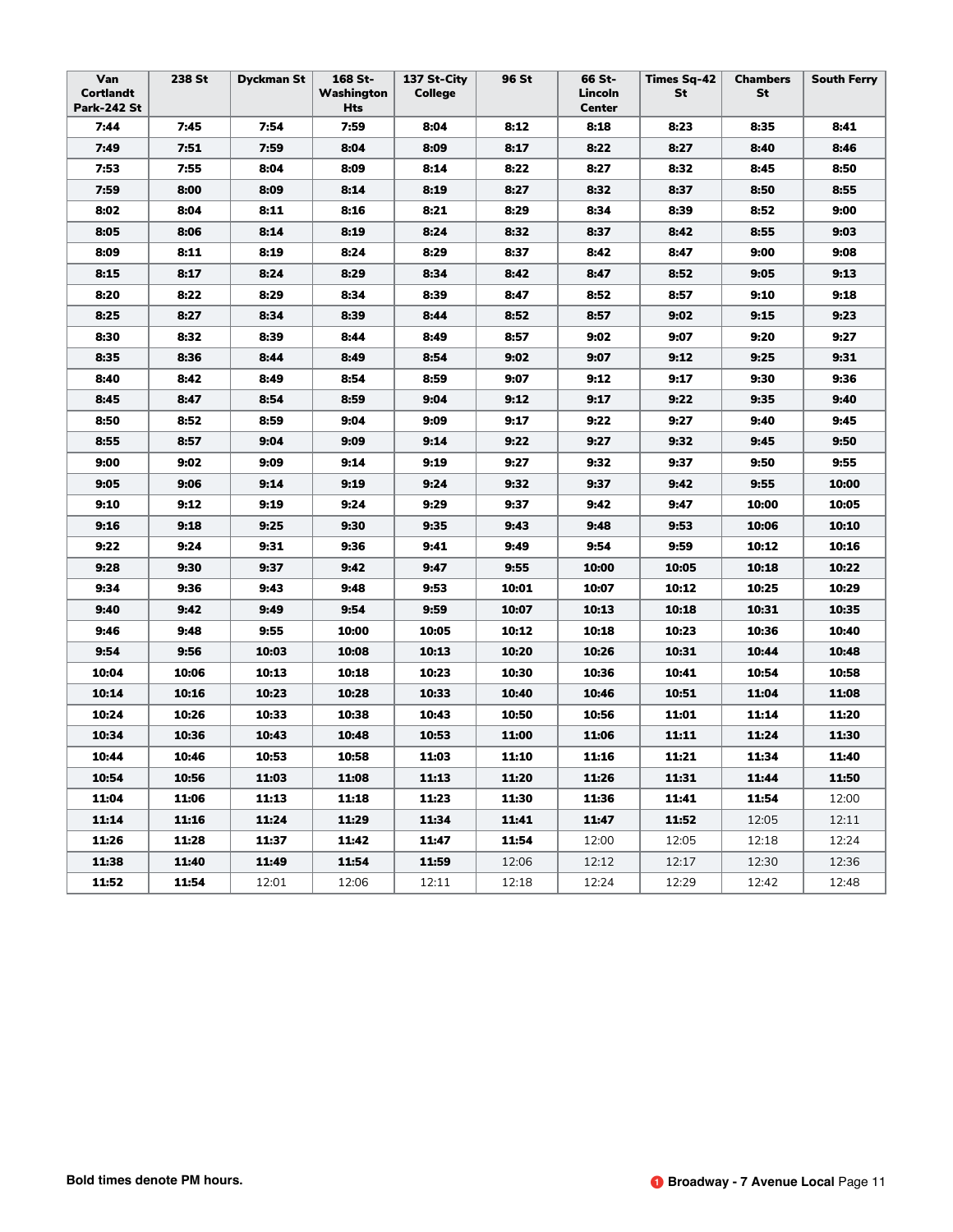| Van Cortlandt Park-242 St | 238 St | Dyckman St | 168 St-Washington Hts | 137 St-City College | 96 St | 66 St-Lincoln Center | Times Sq-42 St | Chambers St | South Ferry |
|---|---|---|---|---|---|---|---|---|---|
| **7:44** | **7:45** | **7:54** | **7:59** | **8:04** | **8:12** | **8:18** | **8:23** | **8:35** | **8:41** |
| **7:49** | **7:51** | **7:59** | **8:04** | **8:09** | **8:17** | **8:22** | **8:27** | **8:40** | **8:46** |
| **7:53** | **7:55** | **8:04** | **8:09** | **8:14** | **8:22** | **8:27** | **8:32** | **8:45** | **8:50** |
| **7:59** | **8:00** | **8:09** | **8:14** | **8:19** | **8:27** | **8:32** | **8:37** | **8:50** | **8:55** |
| **8:02** | **8:04** | **8:11** | **8:16** | **8:21** | **8:29** | **8:34** | **8:39** | **8:52** | **9:00** |
| **8:05** | **8:06** | **8:14** | **8:19** | **8:24** | **8:32** | **8:37** | **8:42** | **8:55** | **9:03** |
| **8:09** | **8:11** | **8:19** | **8:24** | **8:29** | **8:37** | **8:42** | **8:47** | **9:00** | **9:08** |
| **8:15** | **8:17** | **8:24** | **8:29** | **8:34** | **8:42** | **8:47** | **8:52** | **9:05** | **9:13** |
| **8:20** | **8:22** | **8:29** | **8:34** | **8:39** | **8:47** | **8:52** | **8:57** | **9:10** | **9:18** |
| **8:25** | **8:27** | **8:34** | **8:39** | **8:44** | **8:52** | **8:57** | **9:02** | **9:15** | **9:23** |
| **8:30** | **8:32** | **8:39** | **8:44** | **8:49** | **8:57** | **9:02** | **9:07** | **9:20** | **9:27** |
| **8:35** | **8:36** | **8:44** | **8:49** | **8:54** | **9:02** | **9:07** | **9:12** | **9:25** | **9:31** |
| **8:40** | **8:42** | **8:49** | **8:54** | **8:59** | **9:07** | **9:12** | **9:17** | **9:30** | **9:36** |
| **8:45** | **8:47** | **8:54** | **8:59** | **9:04** | **9:12** | **9:17** | **9:22** | **9:35** | **9:40** |
| **8:50** | **8:52** | **8:59** | **9:04** | **9:09** | **9:17** | **9:22** | **9:27** | **9:40** | **9:45** |
| **8:55** | **8:57** | **9:04** | **9:09** | **9:14** | **9:22** | **9:27** | **9:32** | **9:45** | **9:50** |
| **9:00** | **9:02** | **9:09** | **9:14** | **9:19** | **9:27** | **9:32** | **9:37** | **9:50** | **9:55** |
| **9:05** | **9:06** | **9:14** | **9:19** | **9:24** | **9:32** | **9:37** | **9:42** | **9:55** | **10:00** |
| **9:10** | **9:12** | **9:19** | **9:24** | **9:29** | **9:37** | **9:42** | **9:47** | **10:00** | **10:05** |
| **9:16** | **9:18** | **9:25** | **9:30** | **9:35** | **9:43** | **9:48** | **9:53** | **10:06** | **10:10** |
| **9:22** | **9:24** | **9:31** | **9:36** | **9:41** | **9:49** | **9:54** | **9:59** | **10:12** | **10:16** |
| **9:28** | **9:30** | **9:37** | **9:42** | **9:47** | **9:55** | **10:00** | **10:05** | **10:18** | **10:22** |
| **9:34** | **9:36** | **9:43** | **9:48** | **9:53** | **10:01** | **10:07** | **10:12** | **10:25** | **10:29** |
| **9:40** | **9:42** | **9:49** | **9:54** | **9:59** | **10:07** | **10:13** | **10:18** | **10:31** | **10:35** |
| **9:46** | **9:48** | **9:55** | **10:00** | **10:05** | **10:12** | **10:18** | **10:23** | **10:36** | **10:40** |
| **9:54** | **9:56** | **10:03** | **10:08** | **10:13** | **10:20** | **10:26** | **10:31** | **10:44** | **10:48** |
| **10:04** | **10:06** | **10:13** | **10:18** | **10:23** | **10:30** | **10:36** | **10:41** | **10:54** | **10:58** |
| **10:14** | **10:16** | **10:23** | **10:28** | **10:33** | **10:40** | **10:46** | **10:51** | **11:04** | **11:08** |
| **10:24** | **10:26** | **10:33** | **10:38** | **10:43** | **10:50** | **10:56** | **11:01** | **11:14** | **11:20** |
| **10:34** | **10:36** | **10:43** | **10:48** | **10:53** | **11:00** | **11:06** | **11:11** | **11:24** | **11:30** |
| **10:44** | **10:46** | **10:53** | **10:58** | **11:03** | **11:10** | **11:16** | **11:21** | **11:34** | **11:40** |
| **10:54** | **10:56** | **11:03** | **11:08** | **11:13** | **11:20** | **11:26** | **11:31** | **11:44** | **11:50** |
| **11:04** | **11:06** | **11:13** | **11:18** | **11:23** | **11:30** | **11:36** | **11:41** | **11:54** | 12:00 |
| **11:14** | **11:16** | **11:24** | **11:29** | **11:34** | **11:41** | **11:47** | **11:52** | 12:05 | 12:11 |
| **11:26** | **11:28** | **11:37** | **11:42** | **11:47** | **11:54** | 12:00 | 12:05 | 12:18 | 12:24 |
| **11:38** | **11:40** | **11:49** | **11:54** | **11:59** | 12:06 | 12:12 | 12:17 | 12:30 | 12:36 |
| **11:52** | **11:54** | 12:01 | 12:06 | 12:11 | 12:18 | 12:24 | 12:29 | 12:42 | 12:48 |

**Bold times denote PM hours.**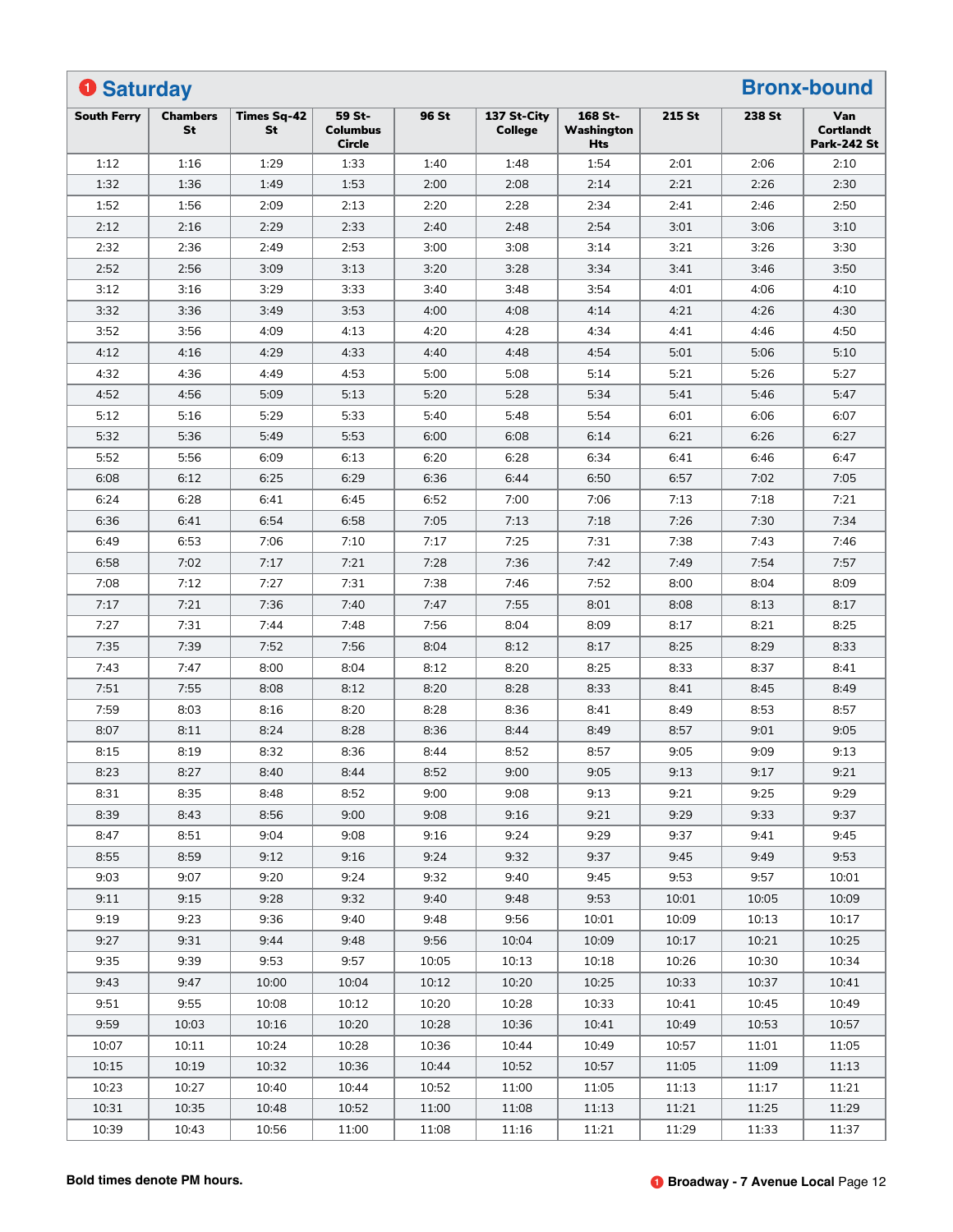## 1 Saturday — Bronx-bound

| South Ferry | Chambers St | Times Sq-42 St | 59 St-Columbus Circle | 96 St | 137 St-City College | 168 St-Washington Hts | 215 St | 238 St | Van Cortlandt Park-242 St |
|---|---|---|---|---|---|---|---|---|---|
| 1:12 | 1:16 | 1:29 | 1:33 | 1:40 | 1:48 | 1:54 | 2:01 | 2:06 | 2:10 |
| 1:32 | 1:36 | 1:49 | 1:53 | 2:00 | 2:08 | 2:14 | 2:21 | 2:26 | 2:30 |
| 1:52 | 1:56 | 2:09 | 2:13 | 2:20 | 2:28 | 2:34 | 2:41 | 2:46 | 2:50 |
| 2:12 | 2:16 | 2:29 | 2:33 | 2:40 | 2:48 | 2:54 | 3:01 | 3:06 | 3:10 |
| 2:32 | 2:36 | 2:49 | 2:53 | 3:00 | 3:08 | 3:14 | 3:21 | 3:26 | 3:30 |
| 2:52 | 2:56 | 3:09 | 3:13 | 3:20 | 3:28 | 3:34 | 3:41 | 3:46 | 3:50 |
| 3:12 | 3:16 | 3:29 | 3:33 | 3:40 | 3:48 | 3:54 | 4:01 | 4:06 | 4:10 |
| 3:32 | 3:36 | 3:49 | 3:53 | 4:00 | 4:08 | 4:14 | 4:21 | 4:26 | 4:30 |
| 3:52 | 3:56 | 4:09 | 4:13 | 4:20 | 4:28 | 4:34 | 4:41 | 4:46 | 4:50 |
| 4:12 | 4:16 | 4:29 | 4:33 | 4:40 | 4:48 | 4:54 | 5:01 | 5:06 | 5:10 |
| 4:32 | 4:36 | 4:49 | 4:53 | 5:00 | 5:08 | 5:14 | 5:21 | 5:26 | 5:27 |
| 4:52 | 4:56 | 5:09 | 5:13 | 5:20 | 5:28 | 5:34 | 5:41 | 5:46 | 5:47 |
| 5:12 | 5:16 | 5:29 | 5:33 | 5:40 | 5:48 | 5:54 | 6:01 | 6:06 | 6:07 |
| 5:32 | 5:36 | 5:49 | 5:53 | 6:00 | 6:08 | 6:14 | 6:21 | 6:26 | 6:27 |
| 5:52 | 5:56 | 6:09 | 6:13 | 6:20 | 6:28 | 6:34 | 6:41 | 6:46 | 6:47 |
| 6:08 | 6:12 | 6:25 | 6:29 | 6:36 | 6:44 | 6:50 | 6:57 | 7:02 | 7:05 |
| 6:24 | 6:28 | 6:41 | 6:45 | 6:52 | 7:00 | 7:06 | 7:13 | 7:18 | 7:21 |
| 6:36 | 6:41 | 6:54 | 6:58 | 7:05 | 7:13 | 7:18 | 7:26 | 7:30 | 7:34 |
| 6:49 | 6:53 | 7:06 | 7:10 | 7:17 | 7:25 | 7:31 | 7:38 | 7:43 | 7:46 |
| 6:58 | 7:02 | 7:17 | 7:21 | 7:28 | 7:36 | 7:42 | 7:49 | 7:54 | 7:57 |
| 7:08 | 7:12 | 7:27 | 7:31 | 7:38 | 7:46 | 7:52 | 8:00 | 8:04 | 8:09 |
| 7:17 | 7:21 | 7:36 | 7:40 | 7:47 | 7:55 | 8:01 | 8:08 | 8:13 | 8:17 |
| 7:27 | 7:31 | 7:44 | 7:48 | 7:56 | 8:04 | 8:09 | 8:17 | 8:21 | 8:25 |
| 7:35 | 7:39 | 7:52 | 7:56 | 8:04 | 8:12 | 8:17 | 8:25 | 8:29 | 8:33 |
| 7:43 | 7:47 | 8:00 | 8:04 | 8:12 | 8:20 | 8:25 | 8:33 | 8:37 | 8:41 |
| 7:51 | 7:55 | 8:08 | 8:12 | 8:20 | 8:28 | 8:33 | 8:41 | 8:45 | 8:49 |
| 7:59 | 8:03 | 8:16 | 8:20 | 8:28 | 8:36 | 8:41 | 8:49 | 8:53 | 8:57 |
| 8:07 | 8:11 | 8:24 | 8:28 | 8:36 | 8:44 | 8:49 | 8:57 | 9:01 | 9:05 |
| 8:15 | 8:19 | 8:32 | 8:36 | 8:44 | 8:52 | 8:57 | 9:05 | 9:09 | 9:13 |
| 8:23 | 8:27 | 8:40 | 8:44 | 8:52 | 9:00 | 9:05 | 9:13 | 9:17 | 9:21 |
| 8:31 | 8:35 | 8:48 | 8:52 | 9:00 | 9:08 | 9:13 | 9:21 | 9:25 | 9:29 |
| 8:39 | 8:43 | 8:56 | 9:00 | 9:08 | 9:16 | 9:21 | 9:29 | 9:33 | 9:37 |
| 8:47 | 8:51 | 9:04 | 9:08 | 9:16 | 9:24 | 9:29 | 9:37 | 9:41 | 9:45 |
| 8:55 | 8:59 | 9:12 | 9:16 | 9:24 | 9:32 | 9:37 | 9:45 | 9:49 | 9:53 |
| 9:03 | 9:07 | 9:20 | 9:24 | 9:32 | 9:40 | 9:45 | 9:53 | 9:57 | 10:01 |
| 9:11 | 9:15 | 9:28 | 9:32 | 9:40 | 9:48 | 9:53 | 10:01 | 10:05 | 10:09 |
| 9:19 | 9:23 | 9:36 | 9:40 | 9:48 | 9:56 | 10:01 | 10:09 | 10:13 | 10:17 |
| 9:27 | 9:31 | 9:44 | 9:48 | 9:56 | 10:04 | 10:09 | 10:17 | 10:21 | 10:25 |
| 9:35 | 9:39 | 9:53 | 9:57 | 10:05 | 10:13 | 10:18 | 10:26 | 10:30 | 10:34 |
| 9:43 | 9:47 | 10:00 | 10:04 | 10:12 | 10:20 | 10:25 | 10:33 | 10:37 | 10:41 |
| 9:51 | 9:55 | 10:08 | 10:12 | 10:20 | 10:28 | 10:33 | 10:41 | 10:45 | 10:49 |
| 9:59 | 10:03 | 10:16 | 10:20 | 10:28 | 10:36 | 10:41 | 10:49 | 10:53 | 10:57 |
| 10:07 | 10:11 | 10:24 | 10:28 | 10:36 | 10:44 | 10:49 | 10:57 | 11:01 | 11:05 |
| 10:15 | 10:19 | 10:32 | 10:36 | 10:44 | 10:52 | 10:57 | 11:05 | 11:09 | 11:13 |
| 10:23 | 10:27 | 10:40 | 10:44 | 10:52 | 11:00 | 11:05 | 11:13 | 11:17 | 11:21 |
| 10:31 | 10:35 | 10:48 | 10:52 | 11:00 | 11:08 | 11:13 | 11:21 | 11:25 | 11:29 |
| 10:39 | 10:43 | 10:56 | 11:00 | 11:08 | 11:16 | 11:21 | 11:29 | 11:33 | 11:37 |

**Bold times denote PM hours.**

1 **Broadway - 7 Avenue Local**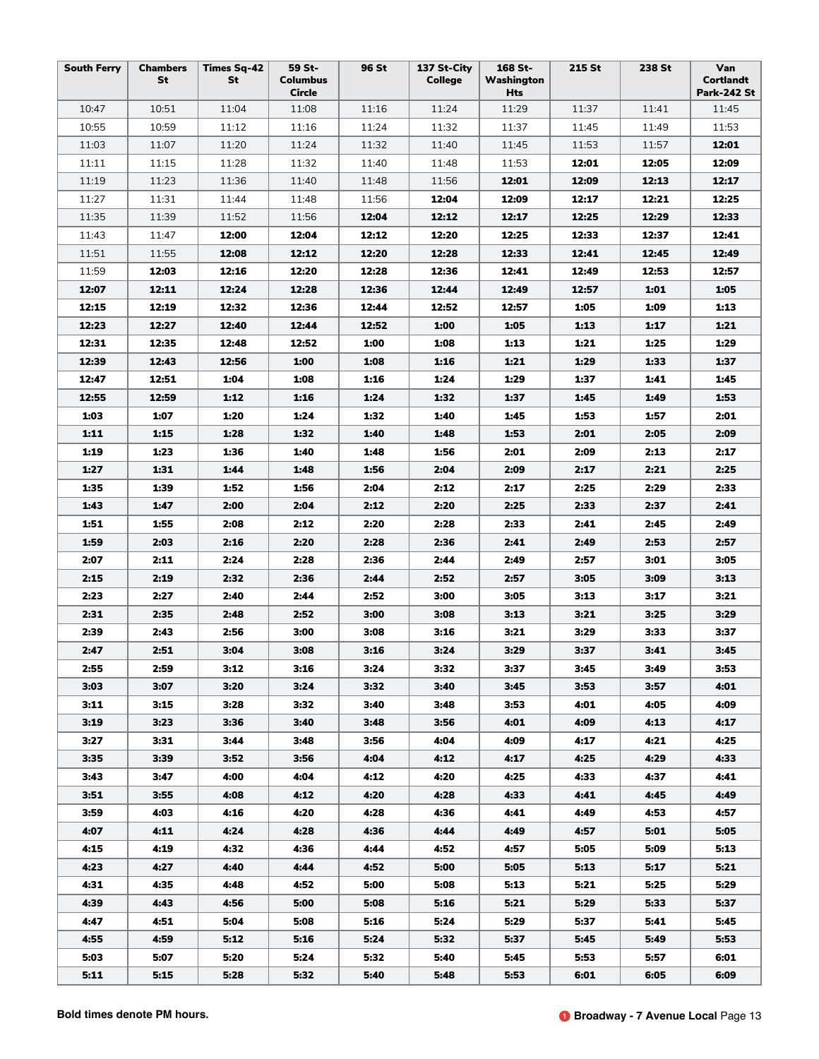| South Ferry | Chambers St | Times Sq-42 St | 59 St-Columbus Circle | 96 St | 137 St-City College | 168 St-Washington Hts | 215 St | 238 St | Van Cortlandt Park-242 St |
|---|---|---|---|---|---|---|---|---|---|
| 10:47 | 10:51 | 11:04 | 11:08 | 11:16 | 11:24 | 11:29 | 11:37 | 11:41 | 11:45 |
| 10:55 | 10:59 | 11:12 | 11:16 | 11:24 | 11:32 | 11:37 | 11:45 | 11:49 | 11:53 |
| 11:03 | 11:07 | 11:20 | 11:24 | 11:32 | 11:40 | 11:45 | 11:53 | 11:57 | **12:01** |
| 11:11 | 11:15 | 11:28 | 11:32 | 11:40 | 11:48 | 11:53 | **12:01** | **12:05** | **12:09** |
| 11:19 | 11:23 | 11:36 | 11:40 | 11:48 | 11:56 | **12:01** | **12:09** | **12:13** | **12:17** |
| 11:27 | 11:31 | 11:44 | 11:48 | 11:56 | **12:04** | **12:09** | **12:17** | **12:21** | **12:25** |
| 11:35 | 11:39 | 11:52 | 11:56 | **12:04** | **12:12** | **12:17** | **12:25** | **12:29** | **12:33** |
| 11:43 | 11:47 | **12:00** | **12:04** | **12:12** | **12:20** | **12:25** | **12:33** | **12:37** | **12:41** |
| 11:51 | 11:55 | **12:08** | **12:12** | **12:20** | **12:28** | **12:33** | **12:41** | **12:45** | **12:49** |
| 11:59 | **12:03** | **12:16** | **12:20** | **12:28** | **12:36** | **12:41** | **12:49** | **12:53** | **12:57** |
| **12:07** | **12:11** | **12:24** | **12:28** | **12:36** | **12:44** | **12:49** | **12:57** | **1:01** | **1:05** |
| **12:15** | **12:19** | **12:32** | **12:36** | **12:44** | **12:52** | **12:57** | **1:05** | **1:09** | **1:13** |
| **12:23** | **12:27** | **12:40** | **12:44** | **12:52** | **1:00** | **1:05** | **1:13** | **1:17** | **1:21** |
| **12:31** | **12:35** | **12:48** | **12:52** | **1:00** | **1:08** | **1:13** | **1:21** | **1:25** | **1:29** |
| **12:39** | **12:43** | **12:56** | **1:00** | **1:08** | **1:16** | **1:21** | **1:29** | **1:33** | **1:37** |
| **12:47** | **12:51** | **1:04** | **1:08** | **1:16** | **1:24** | **1:29** | **1:37** | **1:41** | **1:45** |
| **12:55** | **12:59** | **1:12** | **1:16** | **1:24** | **1:32** | **1:37** | **1:45** | **1:49** | **1:53** |
| **1:03** | **1:07** | **1:20** | **1:24** | **1:32** | **1:40** | **1:45** | **1:53** | **1:57** | **2:01** |
| **1:11** | **1:15** | **1:28** | **1:32** | **1:40** | **1:48** | **1:53** | **2:01** | **2:05** | **2:09** |
| **1:19** | **1:23** | **1:36** | **1:40** | **1:48** | **1:56** | **2:01** | **2:09** | **2:13** | **2:17** |
| **1:27** | **1:31** | **1:44** | **1:48** | **1:56** | **2:04** | **2:09** | **2:17** | **2:21** | **2:25** |
| **1:35** | **1:39** | **1:52** | **1:56** | **2:04** | **2:12** | **2:17** | **2:25** | **2:29** | **2:33** |
| **1:43** | **1:47** | **2:00** | **2:04** | **2:12** | **2:20** | **2:25** | **2:33** | **2:37** | **2:41** |
| **1:51** | **1:55** | **2:08** | **2:12** | **2:20** | **2:28** | **2:33** | **2:41** | **2:45** | **2:49** |
| **1:59** | **2:03** | **2:16** | **2:20** | **2:28** | **2:36** | **2:41** | **2:49** | **2:53** | **2:57** |
| **2:07** | **2:11** | **2:24** | **2:28** | **2:36** | **2:44** | **2:49** | **2:57** | **3:01** | **3:05** |
| **2:15** | **2:19** | **2:32** | **2:36** | **2:44** | **2:52** | **2:57** | **3:05** | **3:09** | **3:13** |
| **2:23** | **2:27** | **2:40** | **2:44** | **2:52** | **3:00** | **3:05** | **3:13** | **3:17** | **3:21** |
| **2:31** | **2:35** | **2:48** | **2:52** | **3:00** | **3:08** | **3:13** | **3:21** | **3:25** | **3:29** |
| **2:39** | **2:43** | **2:56** | **3:00** | **3:08** | **3:16** | **3:21** | **3:29** | **3:33** | **3:37** |
| **2:47** | **2:51** | **3:04** | **3:08** | **3:16** | **3:24** | **3:29** | **3:37** | **3:41** | **3:45** |
| **2:55** | **2:59** | **3:12** | **3:16** | **3:24** | **3:32** | **3:37** | **3:45** | **3:49** | **3:53** |
| **3:03** | **3:07** | **3:20** | **3:24** | **3:32** | **3:40** | **3:45** | **3:53** | **3:57** | **4:01** |
| **3:11** | **3:15** | **3:28** | **3:32** | **3:40** | **3:48** | **3:53** | **4:01** | **4:05** | **4:09** |
| **3:19** | **3:23** | **3:36** | **3:40** | **3:48** | **3:56** | **4:01** | **4:09** | **4:13** | **4:17** |
| **3:27** | **3:31** | **3:44** | **3:48** | **3:56** | **4:04** | **4:09** | **4:17** | **4:21** | **4:25** |
| **3:35** | **3:39** | **3:52** | **3:56** | **4:04** | **4:12** | **4:17** | **4:25** | **4:29** | **4:33** |
| **3:43** | **3:47** | **4:00** | **4:04** | **4:12** | **4:20** | **4:25** | **4:33** | **4:37** | **4:41** |
| **3:51** | **3:55** | **4:08** | **4:12** | **4:20** | **4:28** | **4:33** | **4:41** | **4:45** | **4:49** |
| **3:59** | **4:03** | **4:16** | **4:20** | **4:28** | **4:36** | **4:41** | **4:49** | **4:53** | **4:57** |
| **4:07** | **4:11** | **4:24** | **4:28** | **4:36** | **4:44** | **4:49** | **4:57** | **5:01** | **5:05** |
| **4:15** | **4:19** | **4:32** | **4:36** | **4:44** | **4:52** | **4:57** | **5:05** | **5:09** | **5:13** |
| **4:23** | **4:27** | **4:40** | **4:44** | **4:52** | **5:00** | **5:05** | **5:13** | **5:17** | **5:21** |
| **4:31** | **4:35** | **4:48** | **4:52** | **5:00** | **5:08** | **5:13** | **5:21** | **5:25** | **5:29** |
| **4:39** | **4:43** | **4:56** | **5:00** | **5:08** | **5:16** | **5:21** | **5:29** | **5:33** | **5:37** |
| **4:47** | **4:51** | **5:04** | **5:08** | **5:16** | **5:24** | **5:29** | **5:37** | **5:41** | **5:45** |
| **4:55** | **4:59** | **5:12** | **5:16** | **5:24** | **5:32** | **5:37** | **5:45** | **5:49** | **5:53** |
| **5:03** | **5:07** | **5:20** | **5:24** | **5:32** | **5:40** | **5:45** | **5:53** | **5:57** | **6:01** |
| **5:11** | **5:15** | **5:28** | **5:32** | **5:40** | **5:48** | **5:53** | **6:01** | **6:05** | **6:09** |

**Bold times denote PM hours.**

**1 Broadway - 7 Avenue Local**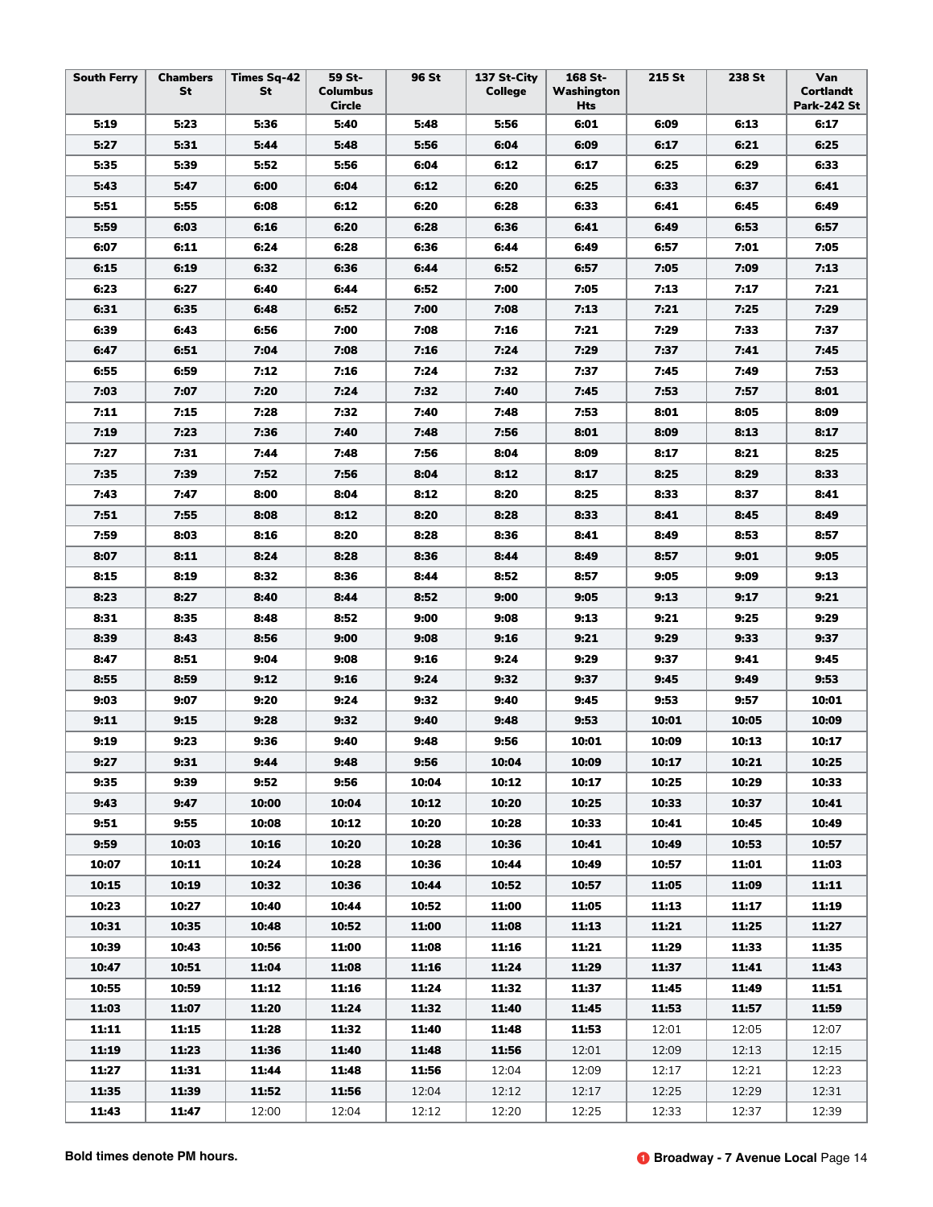| South Ferry | Chambers St | Times Sq-42 St | 59 St-Columbus Circle | 96 St | 137 St-City College | 168 St-Washington Hts | 215 St | 238 St | Van Cortlandt Park-242 St |
|---|---|---|---|---|---|---|---|---|---|
| **5:19** | **5:23** | **5:36** | **5:40** | **5:48** | **5:56** | **6:01** | **6:09** | **6:13** | **6:17** |
| **5:27** | **5:31** | **5:44** | **5:48** | **5:56** | **6:04** | **6:09** | **6:17** | **6:21** | **6:25** |
| **5:35** | **5:39** | **5:52** | **5:56** | **6:04** | **6:12** | **6:17** | **6:25** | **6:29** | **6:33** |
| **5:43** | **5:47** | **6:00** | **6:04** | **6:12** | **6:20** | **6:25** | **6:33** | **6:37** | **6:41** |
| **5:51** | **5:55** | **6:08** | **6:12** | **6:20** | **6:28** | **6:33** | **6:41** | **6:45** | **6:49** |
| **5:59** | **6:03** | **6:16** | **6:20** | **6:28** | **6:36** | **6:41** | **6:49** | **6:53** | **6:57** |
| **6:07** | **6:11** | **6:24** | **6:28** | **6:36** | **6:44** | **6:49** | **6:57** | **7:01** | **7:05** |
| **6:15** | **6:19** | **6:32** | **6:36** | **6:44** | **6:52** | **6:57** | **7:05** | **7:09** | **7:13** |
| **6:23** | **6:27** | **6:40** | **6:44** | **6:52** | **7:00** | **7:05** | **7:13** | **7:17** | **7:21** |
| **6:31** | **6:35** | **6:48** | **6:52** | **7:00** | **7:08** | **7:13** | **7:21** | **7:25** | **7:29** |
| **6:39** | **6:43** | **6:56** | **7:00** | **7:08** | **7:16** | **7:21** | **7:29** | **7:33** | **7:37** |
| **6:47** | **6:51** | **7:04** | **7:08** | **7:16** | **7:24** | **7:29** | **7:37** | **7:41** | **7:45** |
| **6:55** | **6:59** | **7:12** | **7:16** | **7:24** | **7:32** | **7:37** | **7:45** | **7:49** | **7:53** |
| **7:03** | **7:07** | **7:20** | **7:24** | **7:32** | **7:40** | **7:45** | **7:53** | **7:57** | **8:01** |
| **7:11** | **7:15** | **7:28** | **7:32** | **7:40** | **7:48** | **7:53** | **8:01** | **8:05** | **8:09** |
| **7:19** | **7:23** | **7:36** | **7:40** | **7:48** | **7:56** | **8:01** | **8:09** | **8:13** | **8:17** |
| **7:27** | **7:31** | **7:44** | **7:48** | **7:56** | **8:04** | **8:09** | **8:17** | **8:21** | **8:25** |
| **7:35** | **7:39** | **7:52** | **7:56** | **8:04** | **8:12** | **8:17** | **8:25** | **8:29** | **8:33** |
| **7:43** | **7:47** | **8:00** | **8:04** | **8:12** | **8:20** | **8:25** | **8:33** | **8:37** | **8:41** |
| **7:51** | **7:55** | **8:08** | **8:12** | **8:20** | **8:28** | **8:33** | **8:41** | **8:45** | **8:49** |
| **7:59** | **8:03** | **8:16** | **8:20** | **8:28** | **8:36** | **8:41** | **8:49** | **8:53** | **8:57** |
| **8:07** | **8:11** | **8:24** | **8:28** | **8:36** | **8:44** | **8:49** | **8:57** | **9:01** | **9:05** |
| **8:15** | **8:19** | **8:32** | **8:36** | **8:44** | **8:52** | **8:57** | **9:05** | **9:09** | **9:13** |
| **8:23** | **8:27** | **8:40** | **8:44** | **8:52** | **9:00** | **9:05** | **9:13** | **9:17** | **9:21** |
| **8:31** | **8:35** | **8:48** | **8:52** | **9:00** | **9:08** | **9:13** | **9:21** | **9:25** | **9:29** |
| **8:39** | **8:43** | **8:56** | **9:00** | **9:08** | **9:16** | **9:21** | **9:29** | **9:33** | **9:37** |
| **8:47** | **8:51** | **9:04** | **9:08** | **9:16** | **9:24** | **9:29** | **9:37** | **9:41** | **9:45** |
| **8:55** | **8:59** | **9:12** | **9:16** | **9:24** | **9:32** | **9:37** | **9:45** | **9:49** | **9:53** |
| **9:03** | **9:07** | **9:20** | **9:24** | **9:32** | **9:40** | **9:45** | **9:53** | **9:57** | **10:01** |
| **9:11** | **9:15** | **9:28** | **9:32** | **9:40** | **9:48** | **9:53** | **10:01** | **10:05** | **10:09** |
| **9:19** | **9:23** | **9:36** | **9:40** | **9:48** | **9:56** | **10:01** | **10:09** | **10:13** | **10:17** |
| **9:27** | **9:31** | **9:44** | **9:48** | **9:56** | **10:04** | **10:09** | **10:17** | **10:21** | **10:25** |
| **9:35** | **9:39** | **9:52** | **9:56** | **10:04** | **10:12** | **10:17** | **10:25** | **10:29** | **10:33** |
| **9:43** | **9:47** | **10:00** | **10:04** | **10:12** | **10:20** | **10:25** | **10:33** | **10:37** | **10:41** |
| **9:51** | **9:55** | **10:08** | **10:12** | **10:20** | **10:28** | **10:33** | **10:41** | **10:45** | **10:49** |
| **9:59** | **10:03** | **10:16** | **10:20** | **10:28** | **10:36** | **10:41** | **10:49** | **10:53** | **10:57** |
| **10:07** | **10:11** | **10:24** | **10:28** | **10:36** | **10:44** | **10:49** | **10:57** | **11:01** | **11:03** |
| **10:15** | **10:19** | **10:32** | **10:36** | **10:44** | **10:52** | **10:57** | **11:05** | **11:09** | **11:11** |
| **10:23** | **10:27** | **10:40** | **10:44** | **10:52** | **11:00** | **11:05** | **11:13** | **11:17** | **11:19** |
| **10:31** | **10:35** | **10:48** | **10:52** | **11:00** | **11:08** | **11:13** | **11:21** | **11:25** | **11:27** |
| **10:39** | **10:43** | **10:56** | **11:00** | **11:08** | **11:16** | **11:21** | **11:29** | **11:33** | **11:35** |
| **10:47** | **10:51** | **11:04** | **11:08** | **11:16** | **11:24** | **11:29** | **11:37** | **11:41** | **11:43** |
| **10:55** | **10:59** | **11:12** | **11:16** | **11:24** | **11:32** | **11:37** | **11:45** | **11:49** | **11:51** |
| **11:03** | **11:07** | **11:20** | **11:24** | **11:32** | **11:40** | **11:45** | **11:53** | **11:57** | **11:59** |
| **11:11** | **11:15** | **11:28** | **11:32** | **11:40** | **11:48** | **11:53** | 12:01 | 12:05 | 12:07 |
| **11:19** | **11:23** | **11:36** | **11:40** | **11:48** | **11:56** | 12:01 | 12:09 | 12:13 | 12:15 |
| **11:27** | **11:31** | **11:44** | **11:48** | **11:56** | 12:04 | 12:09 | 12:17 | 12:21 | 12:23 |
| **11:35** | **11:39** | **11:52** | **11:56** | 12:04 | 12:12 | 12:17 | 12:25 | 12:29 | 12:31 |
| **11:43** | **11:47** | 12:00 | 12:04 | 12:12 | 12:20 | 12:25 | 12:33 | 12:37 | 12:39 |

**Bold times denote PM hours.**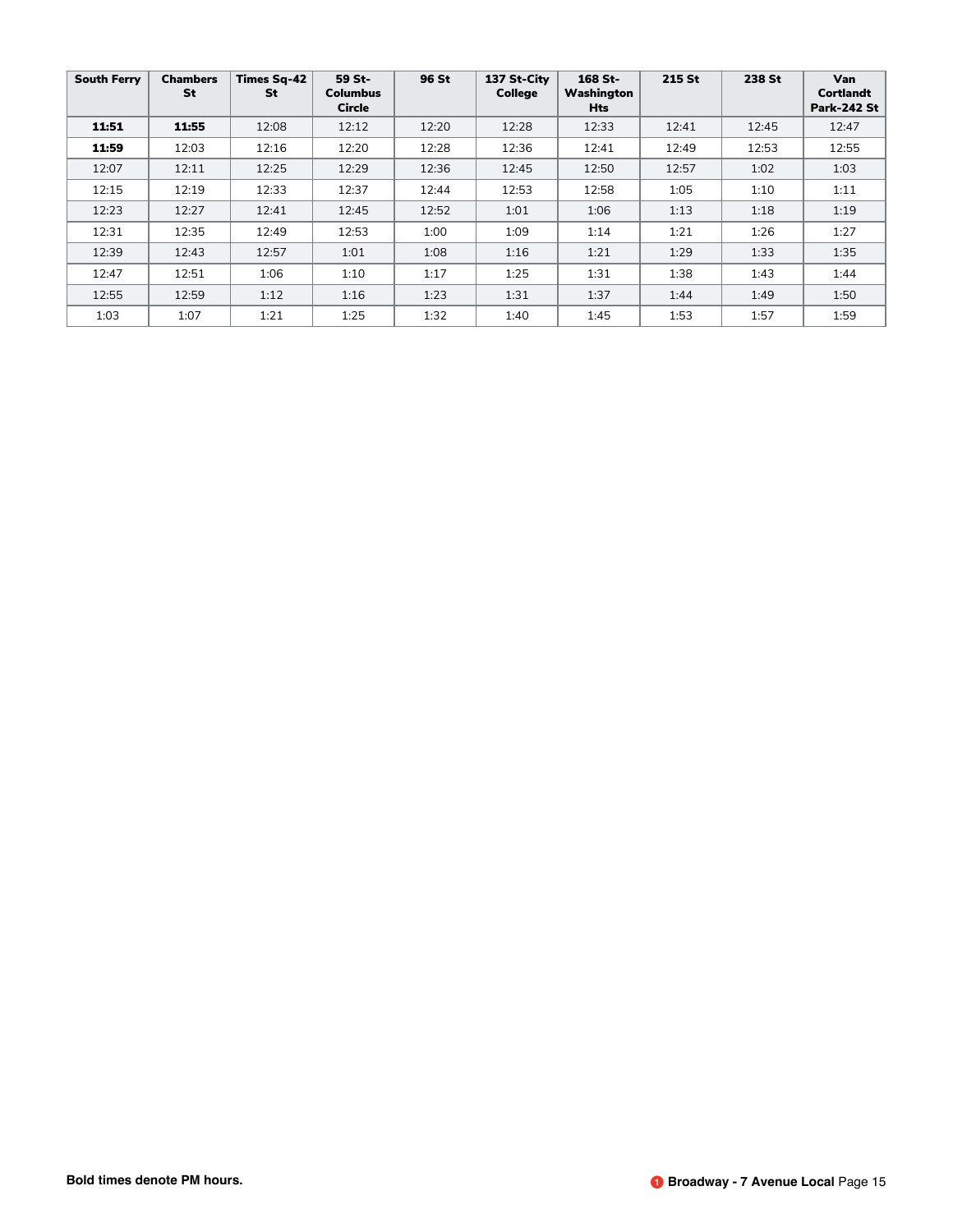| South Ferry | Chambers St | Times Sq-42 St | 59 St-Columbus Circle | 96 St | 137 St-City College | 168 St-Washington Hts | 215 St | 238 St | Van Cortlandt Park-242 St |
|---|---|---|---|---|---|---|---|---|---|
| **11:51** | **11:55** | 12:08 | 12:12 | 12:20 | 12:28 | 12:33 | 12:41 | 12:45 | 12:47 |
| **11:59** | 12:03 | 12:16 | 12:20 | 12:28 | 12:36 | 12:41 | 12:49 | 12:53 | 12:55 |
| 12:07 | 12:11 | 12:25 | 12:29 | 12:36 | 12:45 | 12:50 | 12:57 | 1:02 | 1:03 |
| 12:15 | 12:19 | 12:33 | 12:37 | 12:44 | 12:53 | 12:58 | 1:05 | 1:10 | 1:11 |
| 12:23 | 12:27 | 12:41 | 12:45 | 12:52 | 1:01 | 1:06 | 1:13 | 1:18 | 1:19 |
| 12:31 | 12:35 | 12:49 | 12:53 | 1:00 | 1:09 | 1:14 | 1:21 | 1:26 | 1:27 |
| 12:39 | 12:43 | 12:57 | 1:01 | 1:08 | 1:16 | 1:21 | 1:29 | 1:33 | 1:35 |
| 12:47 | 12:51 | 1:06 | 1:10 | 1:17 | 1:25 | 1:31 | 1:38 | 1:43 | 1:44 |
| 12:55 | 12:59 | 1:12 | 1:16 | 1:23 | 1:31 | 1:37 | 1:44 | 1:49 | 1:50 |
| 1:03 | 1:07 | 1:21 | 1:25 | 1:32 | 1:40 | 1:45 | 1:53 | 1:57 | 1:59 |

**Bold times denote PM hours.**

**1 Broadway - 7 Avenue Local**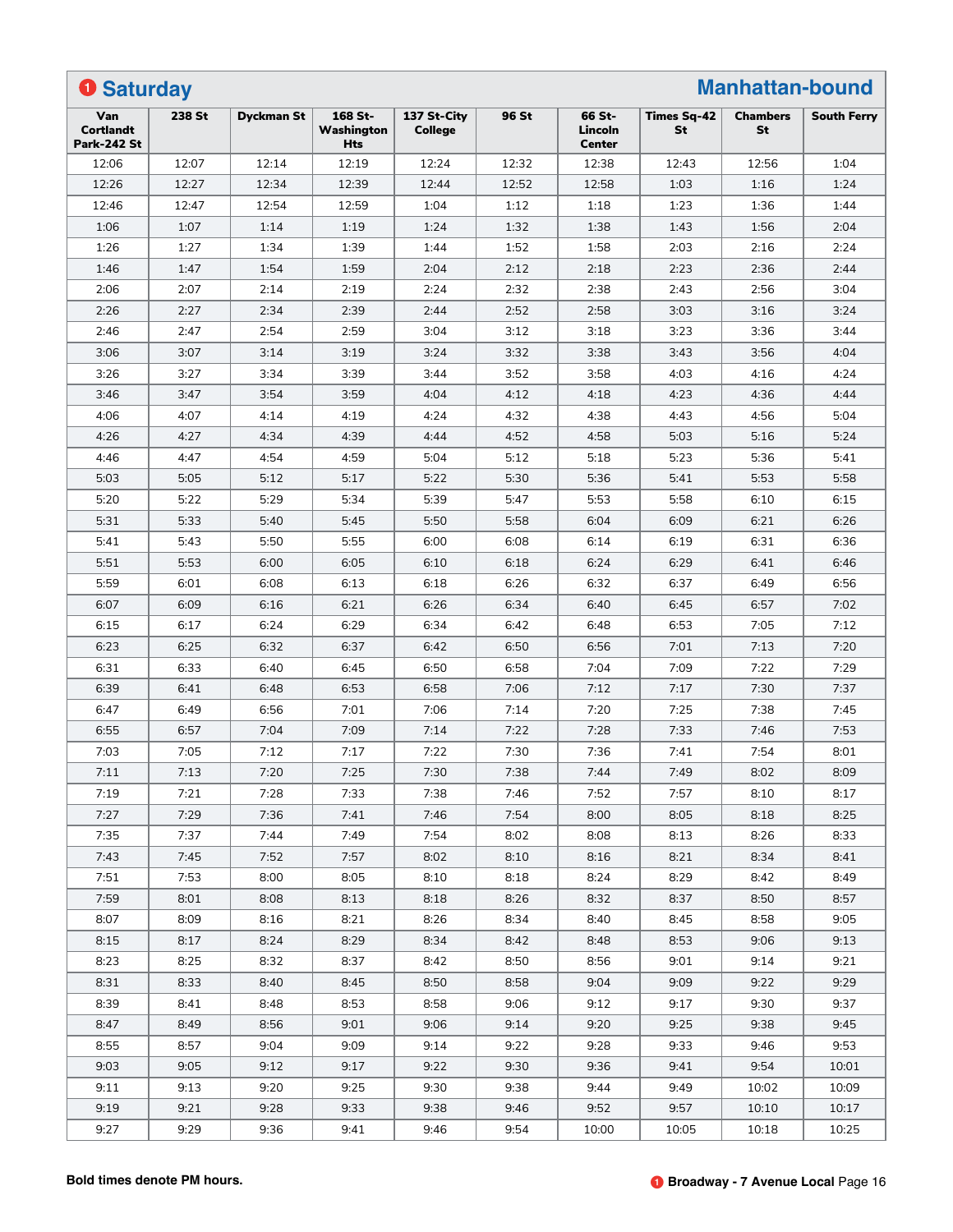## 1 Saturday — Manhattan-bound

| Van Cortlandt Park-242 St | 238 St | Dyckman St | 168 St-Washington Hts | 137 St-City College | 96 St | 66 St-Lincoln Center | Times Sq-42 St | Chambers St | South Ferry |
|---|---|---|---|---|---|---|---|---|---|
| 12:06 | 12:07 | 12:14 | 12:19 | 12:24 | 12:32 | 12:38 | 12:43 | 12:56 | 1:04 |
| 12:26 | 12:27 | 12:34 | 12:39 | 12:44 | 12:52 | 12:58 | 1:03 | 1:16 | 1:24 |
| 12:46 | 12:47 | 12:54 | 12:59 | 1:04 | 1:12 | 1:18 | 1:23 | 1:36 | 1:44 |
| 1:06 | 1:07 | 1:14 | 1:19 | 1:24 | 1:32 | 1:38 | 1:43 | 1:56 | 2:04 |
| 1:26 | 1:27 | 1:34 | 1:39 | 1:44 | 1:52 | 1:58 | 2:03 | 2:16 | 2:24 |
| 1:46 | 1:47 | 1:54 | 1:59 | 2:04 | 2:12 | 2:18 | 2:23 | 2:36 | 2:44 |
| 2:06 | 2:07 | 2:14 | 2:19 | 2:24 | 2:32 | 2:38 | 2:43 | 2:56 | 3:04 |
| 2:26 | 2:27 | 2:34 | 2:39 | 2:44 | 2:52 | 2:58 | 3:03 | 3:16 | 3:24 |
| 2:46 | 2:47 | 2:54 | 2:59 | 3:04 | 3:12 | 3:18 | 3:23 | 3:36 | 3:44 |
| 3:06 | 3:07 | 3:14 | 3:19 | 3:24 | 3:32 | 3:38 | 3:43 | 3:56 | 4:04 |
| 3:26 | 3:27 | 3:34 | 3:39 | 3:44 | 3:52 | 3:58 | 4:03 | 4:16 | 4:24 |
| 3:46 | 3:47 | 3:54 | 3:59 | 4:04 | 4:12 | 4:18 | 4:23 | 4:36 | 4:44 |
| 4:06 | 4:07 | 4:14 | 4:19 | 4:24 | 4:32 | 4:38 | 4:43 | 4:56 | 5:04 |
| 4:26 | 4:27 | 4:34 | 4:39 | 4:44 | 4:52 | 4:58 | 5:03 | 5:16 | 5:24 |
| 4:46 | 4:47 | 4:54 | 4:59 | 5:04 | 5:12 | 5:18 | 5:23 | 5:36 | 5:41 |
| 5:03 | 5:05 | 5:12 | 5:17 | 5:22 | 5:30 | 5:36 | 5:41 | 5:53 | 5:58 |
| 5:20 | 5:22 | 5:29 | 5:34 | 5:39 | 5:47 | 5:53 | 5:58 | 6:10 | 6:15 |
| 5:31 | 5:33 | 5:40 | 5:45 | 5:50 | 5:58 | 6:04 | 6:09 | 6:21 | 6:26 |
| 5:41 | 5:43 | 5:50 | 5:55 | 6:00 | 6:08 | 6:14 | 6:19 | 6:31 | 6:36 |
| 5:51 | 5:53 | 6:00 | 6:05 | 6:10 | 6:18 | 6:24 | 6:29 | 6:41 | 6:46 |
| 5:59 | 6:01 | 6:08 | 6:13 | 6:18 | 6:26 | 6:32 | 6:37 | 6:49 | 6:56 |
| 6:07 | 6:09 | 6:16 | 6:21 | 6:26 | 6:34 | 6:40 | 6:45 | 6:57 | 7:02 |
| 6:15 | 6:17 | 6:24 | 6:29 | 6:34 | 6:42 | 6:48 | 6:53 | 7:05 | 7:12 |
| 6:23 | 6:25 | 6:32 | 6:37 | 6:42 | 6:50 | 6:56 | 7:01 | 7:13 | 7:20 |
| 6:31 | 6:33 | 6:40 | 6:45 | 6:50 | 6:58 | 7:04 | 7:09 | 7:22 | 7:29 |
| 6:39 | 6:41 | 6:48 | 6:53 | 6:58 | 7:06 | 7:12 | 7:17 | 7:30 | 7:37 |
| 6:47 | 6:49 | 6:56 | 7:01 | 7:06 | 7:14 | 7:20 | 7:25 | 7:38 | 7:45 |
| 6:55 | 6:57 | 7:04 | 7:09 | 7:14 | 7:22 | 7:28 | 7:33 | 7:46 | 7:53 |
| 7:03 | 7:05 | 7:12 | 7:17 | 7:22 | 7:30 | 7:36 | 7:41 | 7:54 | 8:01 |
| 7:11 | 7:13 | 7:20 | 7:25 | 7:30 | 7:38 | 7:44 | 7:49 | 8:02 | 8:09 |
| 7:19 | 7:21 | 7:28 | 7:33 | 7:38 | 7:46 | 7:52 | 7:57 | 8:10 | 8:17 |
| 7:27 | 7:29 | 7:36 | 7:41 | 7:46 | 7:54 | 8:00 | 8:05 | 8:18 | 8:25 |
| 7:35 | 7:37 | 7:44 | 7:49 | 7:54 | 8:02 | 8:08 | 8:13 | 8:26 | 8:33 |
| 7:43 | 7:45 | 7:52 | 7:57 | 8:02 | 8:10 | 8:16 | 8:21 | 8:34 | 8:41 |
| 7:51 | 7:53 | 8:00 | 8:05 | 8:10 | 8:18 | 8:24 | 8:29 | 8:42 | 8:49 |
| 7:59 | 8:01 | 8:08 | 8:13 | 8:18 | 8:26 | 8:32 | 8:37 | 8:50 | 8:57 |
| 8:07 | 8:09 | 8:16 | 8:21 | 8:26 | 8:34 | 8:40 | 8:45 | 8:58 | 9:05 |
| 8:15 | 8:17 | 8:24 | 8:29 | 8:34 | 8:42 | 8:48 | 8:53 | 9:06 | 9:13 |
| 8:23 | 8:25 | 8:32 | 8:37 | 8:42 | 8:50 | 8:56 | 9:01 | 9:14 | 9:21 |
| 8:31 | 8:33 | 8:40 | 8:45 | 8:50 | 8:58 | 9:04 | 9:09 | 9:22 | 9:29 |
| 8:39 | 8:41 | 8:48 | 8:53 | 8:58 | 9:06 | 9:12 | 9:17 | 9:30 | 9:37 |
| 8:47 | 8:49 | 8:56 | 9:01 | 9:06 | 9:14 | 9:20 | 9:25 | 9:38 | 9:45 |
| 8:55 | 8:57 | 9:04 | 9:09 | 9:14 | 9:22 | 9:28 | 9:33 | 9:46 | 9:53 |
| 9:03 | 9:05 | 9:12 | 9:17 | 9:22 | 9:30 | 9:36 | 9:41 | 9:54 | 10:01 |
| 9:11 | 9:13 | 9:20 | 9:25 | 9:30 | 9:38 | 9:44 | 9:49 | 10:02 | 10:09 |
| 9:19 | 9:21 | 9:28 | 9:33 | 9:38 | 9:46 | 9:52 | 9:57 | 10:10 | 10:17 |
| 9:27 | 9:29 | 9:36 | 9:41 | 9:46 | 9:54 | 10:00 | 10:05 | 10:18 | 10:25 |

**Bold times denote PM hours.**

**1 Broadway - 7 Avenue Local**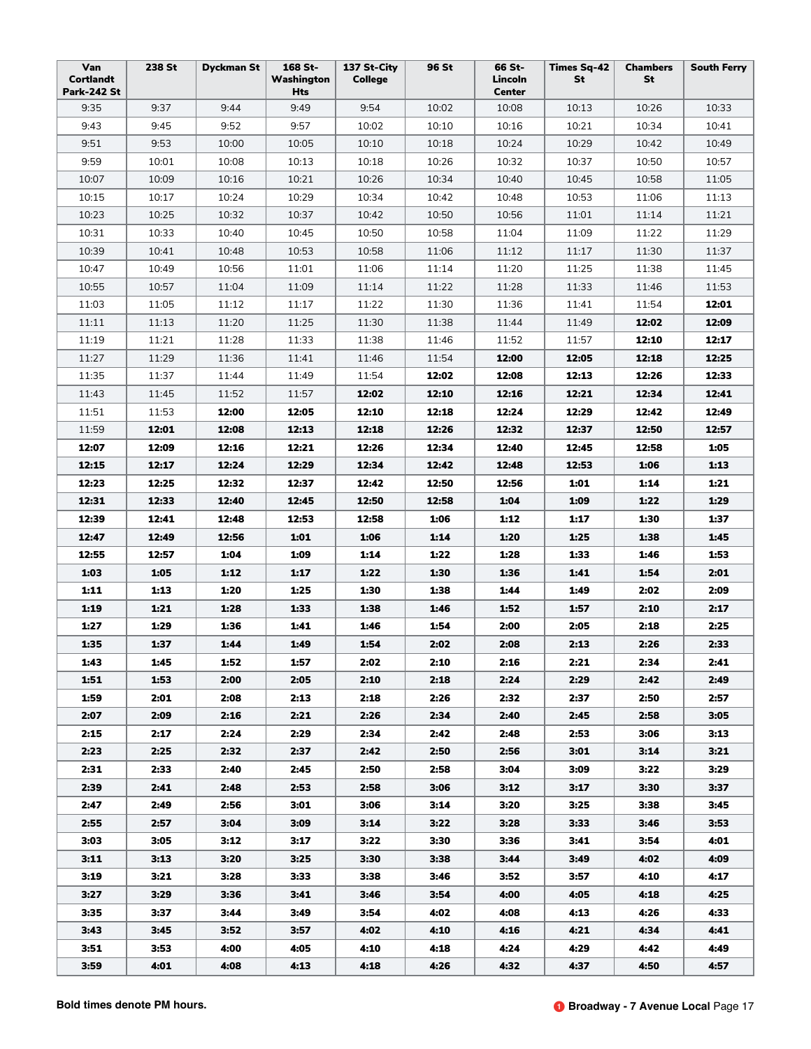| Van Cortlandt Park-242 St | 238 St | Dyckman St | 168 St-Washington Hts | 137 St-City College | 96 St | 66 St-Lincoln Center | Times Sq-42 St | Chambers St | South Ferry |
|---|---|---|---|---|---|---|---|---|---|
| 9:35 | 9:37 | 9:44 | 9:49 | 9:54 | 10:02 | 10:08 | 10:13 | 10:26 | 10:33 |
| 9:43 | 9:45 | 9:52 | 9:57 | 10:02 | 10:10 | 10:16 | 10:21 | 10:34 | 10:41 |
| 9:51 | 9:53 | 10:00 | 10:05 | 10:10 | 10:18 | 10:24 | 10:29 | 10:42 | 10:49 |
| 9:59 | 10:01 | 10:08 | 10:13 | 10:18 | 10:26 | 10:32 | 10:37 | 10:50 | 10:57 |
| 10:07 | 10:09 | 10:16 | 10:21 | 10:26 | 10:34 | 10:40 | 10:45 | 10:58 | 11:05 |
| 10:15 | 10:17 | 10:24 | 10:29 | 10:34 | 10:42 | 10:48 | 10:53 | 11:06 | 11:13 |
| 10:23 | 10:25 | 10:32 | 10:37 | 10:42 | 10:50 | 10:56 | 11:01 | 11:14 | 11:21 |
| 10:31 | 10:33 | 10:40 | 10:45 | 10:50 | 10:58 | 11:04 | 11:09 | 11:22 | 11:29 |
| 10:39 | 10:41 | 10:48 | 10:53 | 10:58 | 11:06 | 11:12 | 11:17 | 11:30 | 11:37 |
| 10:47 | 10:49 | 10:56 | 11:01 | 11:06 | 11:14 | 11:20 | 11:25 | 11:38 | 11:45 |
| 10:55 | 10:57 | 11:04 | 11:09 | 11:14 | 11:22 | 11:28 | 11:33 | 11:46 | 11:53 |
| 11:03 | 11:05 | 11:12 | 11:17 | 11:22 | 11:30 | 11:36 | 11:41 | 11:54 | **12:01** |
| 11:11 | 11:13 | 11:20 | 11:25 | 11:30 | 11:38 | 11:44 | 11:49 | **12:02** | **12:09** |
| 11:19 | 11:21 | 11:28 | 11:33 | 11:38 | 11:46 | 11:52 | 11:57 | **12:10** | **12:17** |
| 11:27 | 11:29 | 11:36 | 11:41 | 11:46 | 11:54 | **12:00** | **12:05** | **12:18** | **12:25** |
| 11:35 | 11:37 | 11:44 | 11:49 | 11:54 | **12:02** | **12:08** | **12:13** | **12:26** | **12:33** |
| 11:43 | 11:45 | 11:52 | 11:57 | **12:02** | **12:10** | **12:16** | **12:21** | **12:34** | **12:41** |
| 11:51 | 11:53 | **12:00** | **12:05** | **12:10** | **12:18** | **12:24** | **12:29** | **12:42** | **12:49** |
| 11:59 | **12:01** | **12:08** | **12:13** | **12:18** | **12:26** | **12:32** | **12:37** | **12:50** | **12:57** |
| **12:07** | **12:09** | **12:16** | **12:21** | **12:26** | **12:34** | **12:40** | **12:45** | **12:58** | **1:05** |
| **12:15** | **12:17** | **12:24** | **12:29** | **12:34** | **12:42** | **12:48** | **12:53** | **1:06** | **1:13** |
| **12:23** | **12:25** | **12:32** | **12:37** | **12:42** | **12:50** | **12:56** | **1:01** | **1:14** | **1:21** |
| **12:31** | **12:33** | **12:40** | **12:45** | **12:50** | **12:58** | **1:04** | **1:09** | **1:22** | **1:29** |
| **12:39** | **12:41** | **12:48** | **12:53** | **12:58** | **1:06** | **1:12** | **1:17** | **1:30** | **1:37** |
| **12:47** | **12:49** | **12:56** | **1:01** | **1:06** | **1:14** | **1:20** | **1:25** | **1:38** | **1:45** |
| **12:55** | **12:57** | **1:04** | **1:09** | **1:14** | **1:22** | **1:28** | **1:33** | **1:46** | **1:53** |
| **1:03** | **1:05** | **1:12** | **1:17** | **1:22** | **1:30** | **1:36** | **1:41** | **1:54** | **2:01** |
| **1:11** | **1:13** | **1:20** | **1:25** | **1:30** | **1:38** | **1:44** | **1:49** | **2:02** | **2:09** |
| **1:19** | **1:21** | **1:28** | **1:33** | **1:38** | **1:46** | **1:52** | **1:57** | **2:10** | **2:17** |
| **1:27** | **1:29** | **1:36** | **1:41** | **1:46** | **1:54** | **2:00** | **2:05** | **2:18** | **2:25** |
| **1:35** | **1:37** | **1:44** | **1:49** | **1:54** | **2:02** | **2:08** | **2:13** | **2:26** | **2:33** |
| **1:43** | **1:45** | **1:52** | **1:57** | **2:02** | **2:10** | **2:16** | **2:21** | **2:34** | **2:41** |
| **1:51** | **1:53** | **2:00** | **2:05** | **2:10** | **2:18** | **2:24** | **2:29** | **2:42** | **2:49** |
| **1:59** | **2:01** | **2:08** | **2:13** | **2:18** | **2:26** | **2:32** | **2:37** | **2:50** | **2:57** |
| **2:07** | **2:09** | **2:16** | **2:21** | **2:26** | **2:34** | **2:40** | **2:45** | **2:58** | **3:05** |
| **2:15** | **2:17** | **2:24** | **2:29** | **2:34** | **2:42** | **2:48** | **2:53** | **3:06** | **3:13** |
| **2:23** | **2:25** | **2:32** | **2:37** | **2:42** | **2:50** | **2:56** | **3:01** | **3:14** | **3:21** |
| **2:31** | **2:33** | **2:40** | **2:45** | **2:50** | **2:58** | **3:04** | **3:09** | **3:22** | **3:29** |
| **2:39** | **2:41** | **2:48** | **2:53** | **2:58** | **3:06** | **3:12** | **3:17** | **3:30** | **3:37** |
| **2:47** | **2:49** | **2:56** | **3:01** | **3:06** | **3:14** | **3:20** | **3:25** | **3:38** | **3:45** |
| **2:55** | **2:57** | **3:04** | **3:09** | **3:14** | **3:22** | **3:28** | **3:33** | **3:46** | **3:53** |
| **3:03** | **3:05** | **3:12** | **3:17** | **3:22** | **3:30** | **3:36** | **3:41** | **3:54** | **4:01** |
| **3:11** | **3:13** | **3:20** | **3:25** | **3:30** | **3:38** | **3:44** | **3:49** | **4:02** | **4:09** |
| **3:19** | **3:21** | **3:28** | **3:33** | **3:38** | **3:46** | **3:52** | **3:57** | **4:10** | **4:17** |
| **3:27** | **3:29** | **3:36** | **3:41** | **3:46** | **3:54** | **4:00** | **4:05** | **4:18** | **4:25** |
| **3:35** | **3:37** | **3:44** | **3:49** | **3:54** | **4:02** | **4:08** | **4:13** | **4:26** | **4:33** |
| **3:43** | **3:45** | **3:52** | **3:57** | **4:02** | **4:10** | **4:16** | **4:21** | **4:34** | **4:41** |
| **3:51** | **3:53** | **4:00** | **4:05** | **4:10** | **4:18** | **4:24** | **4:29** | **4:42** | **4:49** |
| **3:59** | **4:01** | **4:08** | **4:13** | **4:18** | **4:26** | **4:32** | **4:37** | **4:50** | **4:57** |

**Bold times denote PM hours.**

**1 Broadway - 7 Avenue Local**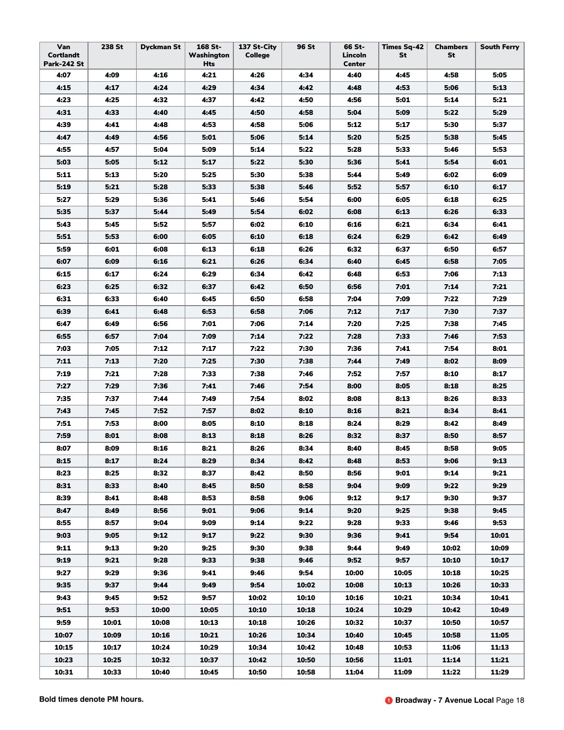| Van Cortlandt Park-242 St | 238 St | Dyckman St | 168 St-Washington Hts | 137 St-City College | 96 St | 66 St-Lincoln Center | Times Sq-42 St | Chambers St | South Ferry |
|---|---|---|---|---|---|---|---|---|---|
| **4:07** | **4:09** | **4:16** | **4:21** | **4:26** | **4:34** | **4:40** | **4:45** | **4:58** | **5:05** |
| **4:15** | **4:17** | **4:24** | **4:29** | **4:34** | **4:42** | **4:48** | **4:53** | **5:06** | **5:13** |
| **4:23** | **4:25** | **4:32** | **4:37** | **4:42** | **4:50** | **4:56** | **5:01** | **5:14** | **5:21** |
| **4:31** | **4:33** | **4:40** | **4:45** | **4:50** | **4:58** | **5:04** | **5:09** | **5:22** | **5:29** |
| **4:39** | **4:41** | **4:48** | **4:53** | **4:58** | **5:06** | **5:12** | **5:17** | **5:30** | **5:37** |
| **4:47** | **4:49** | **4:56** | **5:01** | **5:06** | **5:14** | **5:20** | **5:25** | **5:38** | **5:45** |
| **4:55** | **4:57** | **5:04** | **5:09** | **5:14** | **5:22** | **5:28** | **5:33** | **5:46** | **5:53** |
| **5:03** | **5:05** | **5:12** | **5:17** | **5:22** | **5:30** | **5:36** | **5:41** | **5:54** | **6:01** |
| **5:11** | **5:13** | **5:20** | **5:25** | **5:30** | **5:38** | **5:44** | **5:49** | **6:02** | **6:09** |
| **5:19** | **5:21** | **5:28** | **5:33** | **5:38** | **5:46** | **5:52** | **5:57** | **6:10** | **6:17** |
| **5:27** | **5:29** | **5:36** | **5:41** | **5:46** | **5:54** | **6:00** | **6:05** | **6:18** | **6:25** |
| **5:35** | **5:37** | **5:44** | **5:49** | **5:54** | **6:02** | **6:08** | **6:13** | **6:26** | **6:33** |
| **5:43** | **5:45** | **5:52** | **5:57** | **6:02** | **6:10** | **6:16** | **6:21** | **6:34** | **6:41** |
| **5:51** | **5:53** | **6:00** | **6:05** | **6:10** | **6:18** | **6:24** | **6:29** | **6:42** | **6:49** |
| **5:59** | **6:01** | **6:08** | **6:13** | **6:18** | **6:26** | **6:32** | **6:37** | **6:50** | **6:57** |
| **6:07** | **6:09** | **6:16** | **6:21** | **6:26** | **6:34** | **6:40** | **6:45** | **6:58** | **7:05** |
| **6:15** | **6:17** | **6:24** | **6:29** | **6:34** | **6:42** | **6:48** | **6:53** | **7:06** | **7:13** |
| **6:23** | **6:25** | **6:32** | **6:37** | **6:42** | **6:50** | **6:56** | **7:01** | **7:14** | **7:21** |
| **6:31** | **6:33** | **6:40** | **6:45** | **6:50** | **6:58** | **7:04** | **7:09** | **7:22** | **7:29** |
| **6:39** | **6:41** | **6:48** | **6:53** | **6:58** | **7:06** | **7:12** | **7:17** | **7:30** | **7:37** |
| **6:47** | **6:49** | **6:56** | **7:01** | **7:06** | **7:14** | **7:20** | **7:25** | **7:38** | **7:45** |
| **6:55** | **6:57** | **7:04** | **7:09** | **7:14** | **7:22** | **7:28** | **7:33** | **7:46** | **7:53** |
| **7:03** | **7:05** | **7:12** | **7:17** | **7:22** | **7:30** | **7:36** | **7:41** | **7:54** | **8:01** |
| **7:11** | **7:13** | **7:20** | **7:25** | **7:30** | **7:38** | **7:44** | **7:49** | **8:02** | **8:09** |
| **7:19** | **7:21** | **7:28** | **7:33** | **7:38** | **7:46** | **7:52** | **7:57** | **8:10** | **8:17** |
| **7:27** | **7:29** | **7:36** | **7:41** | **7:46** | **7:54** | **8:00** | **8:05** | **8:18** | **8:25** |
| **7:35** | **7:37** | **7:44** | **7:49** | **7:54** | **8:02** | **8:08** | **8:13** | **8:26** | **8:33** |
| **7:43** | **7:45** | **7:52** | **7:57** | **8:02** | **8:10** | **8:16** | **8:21** | **8:34** | **8:41** |
| **7:51** | **7:53** | **8:00** | **8:05** | **8:10** | **8:18** | **8:24** | **8:29** | **8:42** | **8:49** |
| **7:59** | **8:01** | **8:08** | **8:13** | **8:18** | **8:26** | **8:32** | **8:37** | **8:50** | **8:57** |
| **8:07** | **8:09** | **8:16** | **8:21** | **8:26** | **8:34** | **8:40** | **8:45** | **8:58** | **9:05** |
| **8:15** | **8:17** | **8:24** | **8:29** | **8:34** | **8:42** | **8:48** | **8:53** | **9:06** | **9:13** |
| **8:23** | **8:25** | **8:32** | **8:37** | **8:42** | **8:50** | **8:56** | **9:01** | **9:14** | **9:21** |
| **8:31** | **8:33** | **8:40** | **8:45** | **8:50** | **8:58** | **9:04** | **9:09** | **9:22** | **9:29** |
| **8:39** | **8:41** | **8:48** | **8:53** | **8:58** | **9:06** | **9:12** | **9:17** | **9:30** | **9:37** |
| **8:47** | **8:49** | **8:56** | **9:01** | **9:06** | **9:14** | **9:20** | **9:25** | **9:38** | **9:45** |
| **8:55** | **8:57** | **9:04** | **9:09** | **9:14** | **9:22** | **9:28** | **9:33** | **9:46** | **9:53** |
| **9:03** | **9:05** | **9:12** | **9:17** | **9:22** | **9:30** | **9:36** | **9:41** | **9:54** | **10:01** |
| **9:11** | **9:13** | **9:20** | **9:25** | **9:30** | **9:38** | **9:44** | **9:49** | **10:02** | **10:09** |
| **9:19** | **9:21** | **9:28** | **9:33** | **9:38** | **9:46** | **9:52** | **9:57** | **10:10** | **10:17** |
| **9:27** | **9:29** | **9:36** | **9:41** | **9:46** | **9:54** | **10:00** | **10:05** | **10:18** | **10:25** |
| **9:35** | **9:37** | **9:44** | **9:49** | **9:54** | **10:02** | **10:08** | **10:13** | **10:26** | **10:33** |
| **9:43** | **9:45** | **9:52** | **9:57** | **10:02** | **10:10** | **10:16** | **10:21** | **10:34** | **10:41** |
| **9:51** | **9:53** | **10:00** | **10:05** | **10:10** | **10:18** | **10:24** | **10:29** | **10:42** | **10:49** |
| **9:59** | **10:01** | **10:08** | **10:13** | **10:18** | **10:26** | **10:32** | **10:37** | **10:50** | **10:57** |
| **10:07** | **10:09** | **10:16** | **10:21** | **10:26** | **10:34** | **10:40** | **10:45** | **10:58** | **11:05** |
| **10:15** | **10:17** | **10:24** | **10:29** | **10:34** | **10:42** | **10:48** | **10:53** | **11:06** | **11:13** |
| **10:23** | **10:25** | **10:32** | **10:37** | **10:42** | **10:50** | **10:56** | **11:01** | **11:14** | **11:21** |
| **10:31** | **10:33** | **10:40** | **10:45** | **10:50** | **10:58** | **11:04** | **11:09** | **11:22** | **11:29** |

**Bold times denote PM hours.**

**1 Broadway - 7 Avenue Local**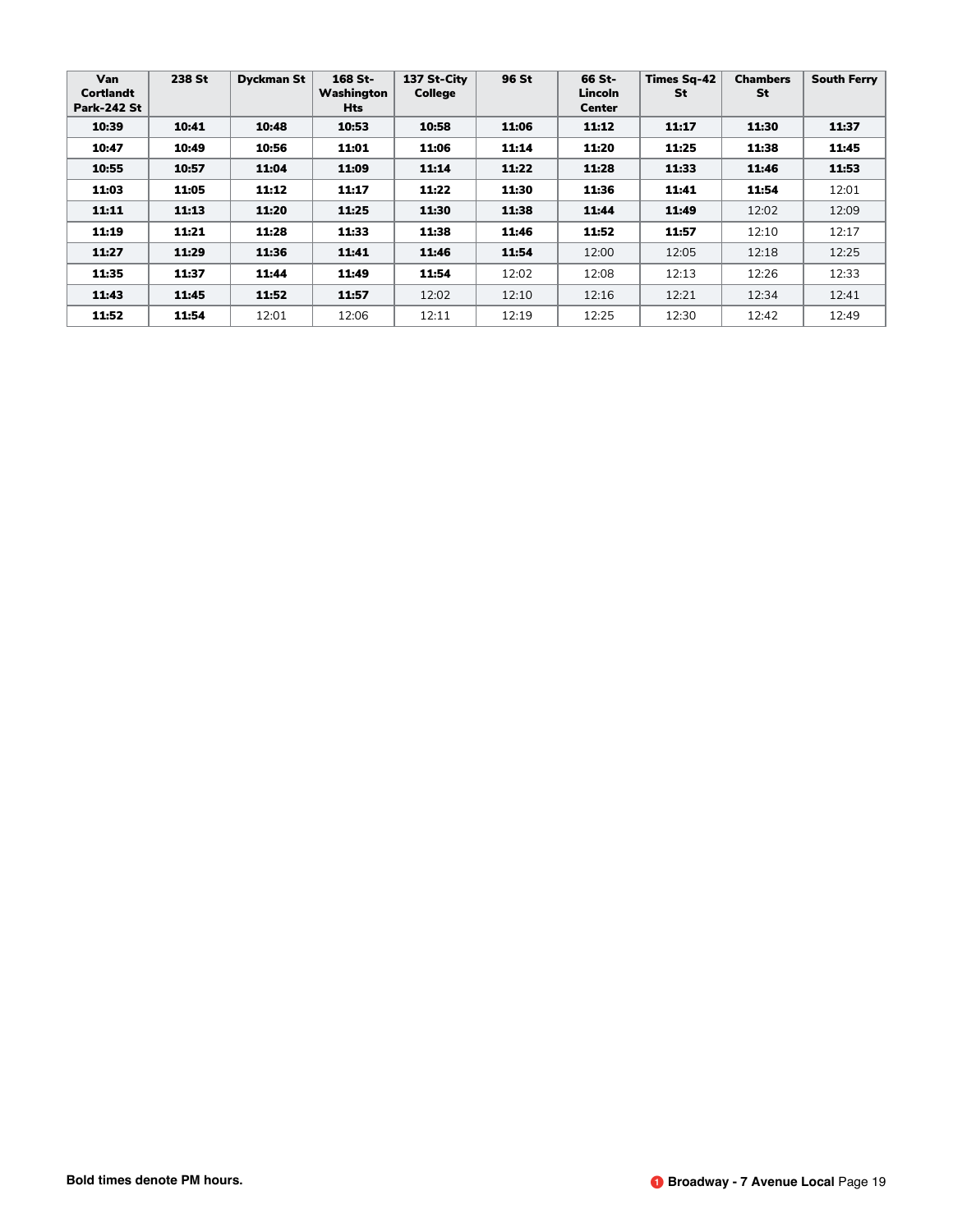| Van Cortlandt Park-242 St | 238 St | Dyckman St | 168 St-Washington Hts | 137 St-City College | 96 St | 66 St-Lincoln Center | Times Sq-42 St | Chambers St | South Ferry |
|---|---|---|---|---|---|---|---|---|---|
| **10:39** | **10:41** | **10:48** | **10:53** | **10:58** | **11:06** | **11:12** | **11:17** | **11:30** | **11:37** |
| **10:47** | **10:49** | **10:56** | **11:01** | **11:06** | **11:14** | **11:20** | **11:25** | **11:38** | **11:45** |
| **10:55** | **10:57** | **11:04** | **11:09** | **11:14** | **11:22** | **11:28** | **11:33** | **11:46** | **11:53** |
| **11:03** | **11:05** | **11:12** | **11:17** | **11:22** | **11:30** | **11:36** | **11:41** | **11:54** | 12:01 |
| **11:11** | **11:13** | **11:20** | **11:25** | **11:30** | **11:38** | **11:44** | **11:49** | 12:02 | 12:09 |
| **11:19** | **11:21** | **11:28** | **11:33** | **11:38** | **11:46** | **11:52** | **11:57** | 12:10 | 12:17 |
| **11:27** | **11:29** | **11:36** | **11:41** | **11:46** | **11:54** | 12:00 | 12:05 | 12:18 | 12:25 |
| **11:35** | **11:37** | **11:44** | **11:49** | **11:54** | 12:02 | 12:08 | 12:13 | 12:26 | 12:33 |
| **11:43** | **11:45** | **11:52** | **11:57** | 12:02 | 12:10 | 12:16 | 12:21 | 12:34 | 12:41 |
| **11:52** | **11:54** | 12:01 | 12:06 | 12:11 | 12:19 | 12:25 | 12:30 | 12:42 | 12:49 |

**Bold times denote PM hours.**

1 **Broadway - 7 Avenue Local**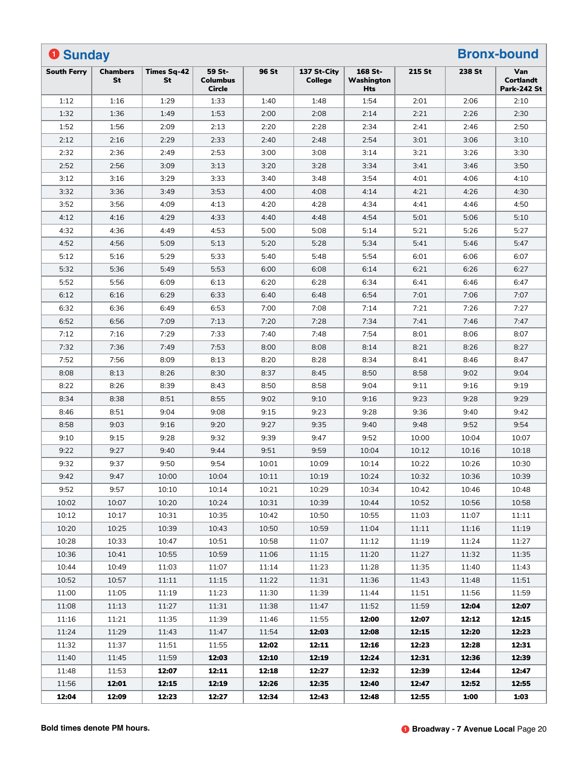## 1 Sunday — Bronx-bound

| South Ferry | Chambers St | Times Sq-42 St | 59 St-Columbus Circle | 96 St | 137 St-City College | 168 St-Washington Hts | 215 St | 238 St | Van Cortlandt Park-242 St |
|---|---|---|---|---|---|---|---|---|---|
| 1:12 | 1:16 | 1:29 | 1:33 | 1:40 | 1:48 | 1:54 | 2:01 | 2:06 | 2:10 |
| 1:32 | 1:36 | 1:49 | 1:53 | 2:00 | 2:08 | 2:14 | 2:21 | 2:26 | 2:30 |
| 1:52 | 1:56 | 2:09 | 2:13 | 2:20 | 2:28 | 2:34 | 2:41 | 2:46 | 2:50 |
| 2:12 | 2:16 | 2:29 | 2:33 | 2:40 | 2:48 | 2:54 | 3:01 | 3:06 | 3:10 |
| 2:32 | 2:36 | 2:49 | 2:53 | 3:00 | 3:08 | 3:14 | 3:21 | 3:26 | 3:30 |
| 2:52 | 2:56 | 3:09 | 3:13 | 3:20 | 3:28 | 3:34 | 3:41 | 3:46 | 3:50 |
| 3:12 | 3:16 | 3:29 | 3:33 | 3:40 | 3:48 | 3:54 | 4:01 | 4:06 | 4:10 |
| 3:32 | 3:36 | 3:49 | 3:53 | 4:00 | 4:08 | 4:14 | 4:21 | 4:26 | 4:30 |
| 3:52 | 3:56 | 4:09 | 4:13 | 4:20 | 4:28 | 4:34 | 4:41 | 4:46 | 4:50 |
| 4:12 | 4:16 | 4:29 | 4:33 | 4:40 | 4:48 | 4:54 | 5:01 | 5:06 | 5:10 |
| 4:32 | 4:36 | 4:49 | 4:53 | 5:00 | 5:08 | 5:14 | 5:21 | 5:26 | 5:27 |
| 4:52 | 4:56 | 5:09 | 5:13 | 5:20 | 5:28 | 5:34 | 5:41 | 5:46 | 5:47 |
| 5:12 | 5:16 | 5:29 | 5:33 | 5:40 | 5:48 | 5:54 | 6:01 | 6:06 | 6:07 |
| 5:32 | 5:36 | 5:49 | 5:53 | 6:00 | 6:08 | 6:14 | 6:21 | 6:26 | 6:27 |
| 5:52 | 5:56 | 6:09 | 6:13 | 6:20 | 6:28 | 6:34 | 6:41 | 6:46 | 6:47 |
| 6:12 | 6:16 | 6:29 | 6:33 | 6:40 | 6:48 | 6:54 | 7:01 | 7:06 | 7:07 |
| 6:32 | 6:36 | 6:49 | 6:53 | 7:00 | 7:08 | 7:14 | 7:21 | 7:26 | 7:27 |
| 6:52 | 6:56 | 7:09 | 7:13 | 7:20 | 7:28 | 7:34 | 7:41 | 7:46 | 7:47 |
| 7:12 | 7:16 | 7:29 | 7:33 | 7:40 | 7:48 | 7:54 | 8:01 | 8:06 | 8:07 |
| 7:32 | 7:36 | 7:49 | 7:53 | 8:00 | 8:08 | 8:14 | 8:21 | 8:26 | 8:27 |
| 7:52 | 7:56 | 8:09 | 8:13 | 8:20 | 8:28 | 8:34 | 8:41 | 8:46 | 8:47 |
| 8:08 | 8:13 | 8:26 | 8:30 | 8:37 | 8:45 | 8:50 | 8:58 | 9:02 | 9:04 |
| 8:22 | 8:26 | 8:39 | 8:43 | 8:50 | 8:58 | 9:04 | 9:11 | 9:16 | 9:19 |
| 8:34 | 8:38 | 8:51 | 8:55 | 9:02 | 9:10 | 9:16 | 9:23 | 9:28 | 9:29 |
| 8:46 | 8:51 | 9:04 | 9:08 | 9:15 | 9:23 | 9:28 | 9:36 | 9:40 | 9:42 |
| 8:58 | 9:03 | 9:16 | 9:20 | 9:27 | 9:35 | 9:40 | 9:48 | 9:52 | 9:54 |
| 9:10 | 9:15 | 9:28 | 9:32 | 9:39 | 9:47 | 9:52 | 10:00 | 10:04 | 10:07 |
| 9:22 | 9:27 | 9:40 | 9:44 | 9:51 | 9:59 | 10:04 | 10:12 | 10:16 | 10:18 |
| 9:32 | 9:37 | 9:50 | 9:54 | 10:01 | 10:09 | 10:14 | 10:22 | 10:26 | 10:30 |
| 9:42 | 9:47 | 10:00 | 10:04 | 10:11 | 10:19 | 10:24 | 10:32 | 10:36 | 10:39 |
| 9:52 | 9:57 | 10:10 | 10:14 | 10:21 | 10:29 | 10:34 | 10:42 | 10:46 | 10:48 |
| 10:02 | 10:07 | 10:20 | 10:24 | 10:31 | 10:39 | 10:44 | 10:52 | 10:56 | 10:58 |
| 10:12 | 10:17 | 10:31 | 10:35 | 10:42 | 10:50 | 10:55 | 11:03 | 11:07 | 11:11 |
| 10:20 | 10:25 | 10:39 | 10:43 | 10:50 | 10:59 | 11:04 | 11:11 | 11:16 | 11:19 |
| 10:28 | 10:33 | 10:47 | 10:51 | 10:58 | 11:07 | 11:12 | 11:19 | 11:24 | 11:27 |
| 10:36 | 10:41 | 10:55 | 10:59 | 11:06 | 11:15 | 11:20 | 11:27 | 11:32 | 11:35 |
| 10:44 | 10:49 | 11:03 | 11:07 | 11:14 | 11:23 | 11:28 | 11:35 | 11:40 | 11:43 |
| 10:52 | 10:57 | 11:11 | 11:15 | 11:22 | 11:31 | 11:36 | 11:43 | 11:48 | 11:51 |
| 11:00 | 11:05 | 11:19 | 11:23 | 11:30 | 11:39 | 11:44 | 11:51 | 11:56 | 11:59 |
| 11:08 | 11:13 | 11:27 | 11:31 | 11:38 | 11:47 | 11:52 | 11:59 | **12:04** | **12:07** |
| 11:16 | 11:21 | 11:35 | 11:39 | 11:46 | 11:55 | **12:00** | **12:07** | **12:12** | **12:15** |
| 11:24 | 11:29 | 11:43 | 11:47 | 11:54 | **12:03** | **12:08** | **12:15** | **12:20** | **12:23** |
| 11:32 | 11:37 | 11:51 | 11:55 | **12:02** | **12:11** | **12:16** | **12:23** | **12:28** | **12:31** |
| 11:40 | 11:45 | 11:59 | **12:03** | **12:10** | **12:19** | **12:24** | **12:31** | **12:36** | **12:39** |
| 11:48 | 11:53 | **12:07** | **12:11** | **12:18** | **12:27** | **12:32** | **12:39** | **12:44** | **12:47** |
| 11:56 | **12:01** | **12:15** | **12:19** | **12:26** | **12:35** | **12:40** | **12:47** | **12:52** | **12:55** |
| **12:04** | **12:09** | **12:23** | **12:27** | **12:34** | **12:43** | **12:48** | **12:55** | **1:00** | **1:03** |

**Bold times denote PM hours.**

1 **Broadway - 7 Avenue Local**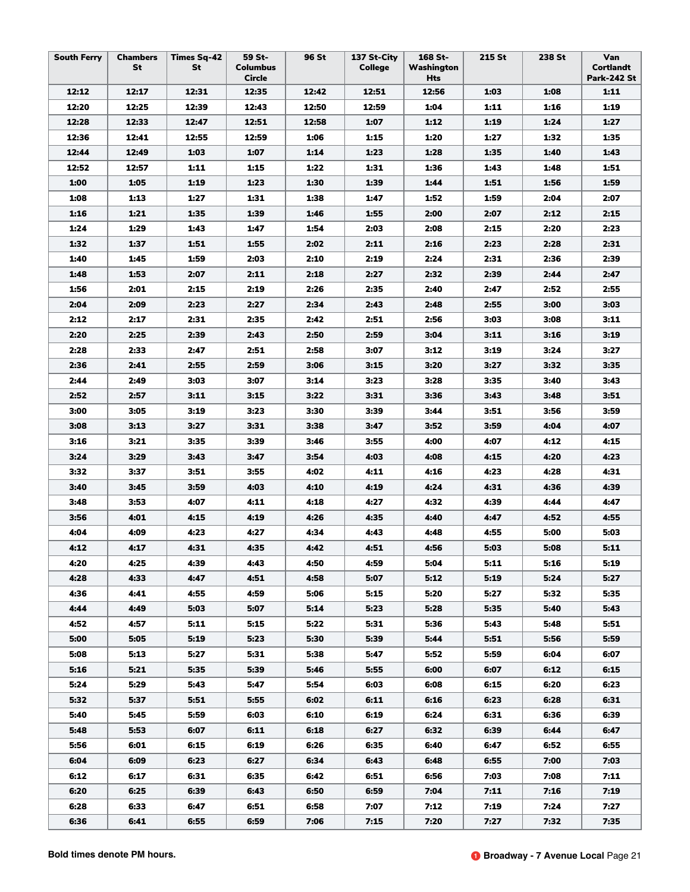| South Ferry | Chambers St | Times Sq-42 St | 59 St-Columbus Circle | 96 St | 137 St-City College | 168 St-Washington Hts | 215 St | 238 St | Van Cortlandt Park-242 St |
|---|---|---|---|---|---|---|---|---|---|
| **12:12** | **12:17** | **12:31** | **12:35** | **12:42** | **12:51** | **12:56** | **1:03** | **1:08** | **1:11** |
| **12:20** | **12:25** | **12:39** | **12:43** | **12:50** | **12:59** | **1:04** | **1:11** | **1:16** | **1:19** |
| **12:28** | **12:33** | **12:47** | **12:51** | **12:58** | **1:07** | **1:12** | **1:19** | **1:24** | **1:27** |
| **12:36** | **12:41** | **12:55** | **12:59** | **1:06** | **1:15** | **1:20** | **1:27** | **1:32** | **1:35** |
| **12:44** | **12:49** | **1:03** | **1:07** | **1:14** | **1:23** | **1:28** | **1:35** | **1:40** | **1:43** |
| **12:52** | **12:57** | **1:11** | **1:15** | **1:22** | **1:31** | **1:36** | **1:43** | **1:48** | **1:51** |
| **1:00** | **1:05** | **1:19** | **1:23** | **1:30** | **1:39** | **1:44** | **1:51** | **1:56** | **1:59** |
| **1:08** | **1:13** | **1:27** | **1:31** | **1:38** | **1:47** | **1:52** | **1:59** | **2:04** | **2:07** |
| **1:16** | **1:21** | **1:35** | **1:39** | **1:46** | **1:55** | **2:00** | **2:07** | **2:12** | **2:15** |
| **1:24** | **1:29** | **1:43** | **1:47** | **1:54** | **2:03** | **2:08** | **2:15** | **2:20** | **2:23** |
| **1:32** | **1:37** | **1:51** | **1:55** | **2:02** | **2:11** | **2:16** | **2:23** | **2:28** | **2:31** |
| **1:40** | **1:45** | **1:59** | **2:03** | **2:10** | **2:19** | **2:24** | **2:31** | **2:36** | **2:39** |
| **1:48** | **1:53** | **2:07** | **2:11** | **2:18** | **2:27** | **2:32** | **2:39** | **2:44** | **2:47** |
| **1:56** | **2:01** | **2:15** | **2:19** | **2:26** | **2:35** | **2:40** | **2:47** | **2:52** | **2:55** |
| **2:04** | **2:09** | **2:23** | **2:27** | **2:34** | **2:43** | **2:48** | **2:55** | **3:00** | **3:03** |
| **2:12** | **2:17** | **2:31** | **2:35** | **2:42** | **2:51** | **2:56** | **3:03** | **3:08** | **3:11** |
| **2:20** | **2:25** | **2:39** | **2:43** | **2:50** | **2:59** | **3:04** | **3:11** | **3:16** | **3:19** |
| **2:28** | **2:33** | **2:47** | **2:51** | **2:58** | **3:07** | **3:12** | **3:19** | **3:24** | **3:27** |
| **2:36** | **2:41** | **2:55** | **2:59** | **3:06** | **3:15** | **3:20** | **3:27** | **3:32** | **3:35** |
| **2:44** | **2:49** | **3:03** | **3:07** | **3:14** | **3:23** | **3:28** | **3:35** | **3:40** | **3:43** |
| **2:52** | **2:57** | **3:11** | **3:15** | **3:22** | **3:31** | **3:36** | **3:43** | **3:48** | **3:51** |
| **3:00** | **3:05** | **3:19** | **3:23** | **3:30** | **3:39** | **3:44** | **3:51** | **3:56** | **3:59** |
| **3:08** | **3:13** | **3:27** | **3:31** | **3:38** | **3:47** | **3:52** | **3:59** | **4:04** | **4:07** |
| **3:16** | **3:21** | **3:35** | **3:39** | **3:46** | **3:55** | **4:00** | **4:07** | **4:12** | **4:15** |
| **3:24** | **3:29** | **3:43** | **3:47** | **3:54** | **4:03** | **4:08** | **4:15** | **4:20** | **4:23** |
| **3:32** | **3:37** | **3:51** | **3:55** | **4:02** | **4:11** | **4:16** | **4:23** | **4:28** | **4:31** |
| **3:40** | **3:45** | **3:59** | **4:03** | **4:10** | **4:19** | **4:24** | **4:31** | **4:36** | **4:39** |
| **3:48** | **3:53** | **4:07** | **4:11** | **4:18** | **4:27** | **4:32** | **4:39** | **4:44** | **4:47** |
| **3:56** | **4:01** | **4:15** | **4:19** | **4:26** | **4:35** | **4:40** | **4:47** | **4:52** | **4:55** |
| **4:04** | **4:09** | **4:23** | **4:27** | **4:34** | **4:43** | **4:48** | **4:55** | **5:00** | **5:03** |
| **4:12** | **4:17** | **4:31** | **4:35** | **4:42** | **4:51** | **4:56** | **5:03** | **5:08** | **5:11** |
| **4:20** | **4:25** | **4:39** | **4:43** | **4:50** | **4:59** | **5:04** | **5:11** | **5:16** | **5:19** |
| **4:28** | **4:33** | **4:47** | **4:51** | **4:58** | **5:07** | **5:12** | **5:19** | **5:24** | **5:27** |
| **4:36** | **4:41** | **4:55** | **4:59** | **5:06** | **5:15** | **5:20** | **5:27** | **5:32** | **5:35** |
| **4:44** | **4:49** | **5:03** | **5:07** | **5:14** | **5:23** | **5:28** | **5:35** | **5:40** | **5:43** |
| **4:52** | **4:57** | **5:11** | **5:15** | **5:22** | **5:31** | **5:36** | **5:43** | **5:48** | **5:51** |
| **5:00** | **5:05** | **5:19** | **5:23** | **5:30** | **5:39** | **5:44** | **5:51** | **5:56** | **5:59** |
| **5:08** | **5:13** | **5:27** | **5:31** | **5:38** | **5:47** | **5:52** | **5:59** | **6:04** | **6:07** |
| **5:16** | **5:21** | **5:35** | **5:39** | **5:46** | **5:55** | **6:00** | **6:07** | **6:12** | **6:15** |
| **5:24** | **5:29** | **5:43** | **5:47** | **5:54** | **6:03** | **6:08** | **6:15** | **6:20** | **6:23** |
| **5:32** | **5:37** | **5:51** | **5:55** | **6:02** | **6:11** | **6:16** | **6:23** | **6:28** | **6:31** |
| **5:40** | **5:45** | **5:59** | **6:03** | **6:10** | **6:19** | **6:24** | **6:31** | **6:36** | **6:39** |
| **5:48** | **5:53** | **6:07** | **6:11** | **6:18** | **6:27** | **6:32** | **6:39** | **6:44** | **6:47** |
| **5:56** | **6:01** | **6:15** | **6:19** | **6:26** | **6:35** | **6:40** | **6:47** | **6:52** | **6:55** |
| **6:04** | **6:09** | **6:23** | **6:27** | **6:34** | **6:43** | **6:48** | **6:55** | **7:00** | **7:03** |
| **6:12** | **6:17** | **6:31** | **6:35** | **6:42** | **6:51** | **6:56** | **7:03** | **7:08** | **7:11** |
| **6:20** | **6:25** | **6:39** | **6:43** | **6:50** | **6:59** | **7:04** | **7:11** | **7:16** | **7:19** |
| **6:28** | **6:33** | **6:47** | **6:51** | **6:58** | **7:07** | **7:12** | **7:19** | **7:24** | **7:27** |
| **6:36** | **6:41** | **6:55** | **6:59** | **7:06** | **7:15** | **7:20** | **7:27** | **7:32** | **7:35** |

**Bold times denote PM hours.**

**1 Broadway - 7 Avenue Local**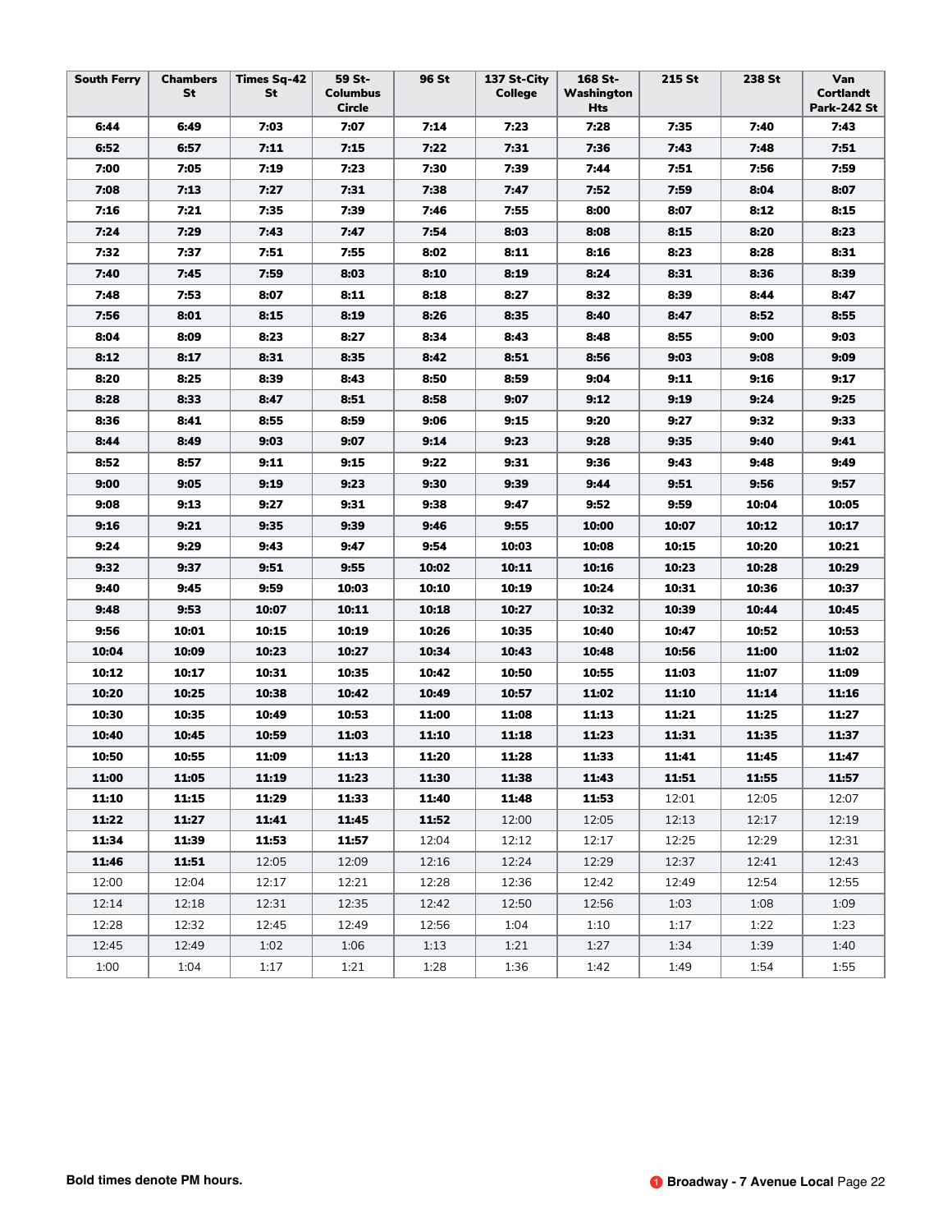| South Ferry | Chambers St | Times Sq-42 St | 59 St-Columbus Circle | 96 St | 137 St-City College | 168 St-Washington Hts | 215 St | 238 St | Van Cortlandt Park-242 St |
|---|---|---|---|---|---|---|---|---|---|
| **6:44** | **6:49** | **7:03** | **7:07** | **7:14** | **7:23** | **7:28** | **7:35** | **7:40** | **7:43** |
| **6:52** | **6:57** | **7:11** | **7:15** | **7:22** | **7:31** | **7:36** | **7:43** | **7:48** | **7:51** |
| **7:00** | **7:05** | **7:19** | **7:23** | **7:30** | **7:39** | **7:44** | **7:51** | **7:56** | **7:59** |
| **7:08** | **7:13** | **7:27** | **7:31** | **7:38** | **7:47** | **7:52** | **7:59** | **8:04** | **8:07** |
| **7:16** | **7:21** | **7:35** | **7:39** | **7:46** | **7:55** | **8:00** | **8:07** | **8:12** | **8:15** |
| **7:24** | **7:29** | **7:43** | **7:47** | **7:54** | **8:03** | **8:08** | **8:15** | **8:20** | **8:23** |
| **7:32** | **7:37** | **7:51** | **7:55** | **8:02** | **8:11** | **8:16** | **8:23** | **8:28** | **8:31** |
| **7:40** | **7:45** | **7:59** | **8:03** | **8:10** | **8:19** | **8:24** | **8:31** | **8:36** | **8:39** |
| **7:48** | **7:53** | **8:07** | **8:11** | **8:18** | **8:27** | **8:32** | **8:39** | **8:44** | **8:47** |
| **7:56** | **8:01** | **8:15** | **8:19** | **8:26** | **8:35** | **8:40** | **8:47** | **8:52** | **8:55** |
| **8:04** | **8:09** | **8:23** | **8:27** | **8:34** | **8:43** | **8:48** | **8:55** | **9:00** | **9:03** |
| **8:12** | **8:17** | **8:31** | **8:35** | **8:42** | **8:51** | **8:56** | **9:03** | **9:08** | **9:09** |
| **8:20** | **8:25** | **8:39** | **8:43** | **8:50** | **8:59** | **9:04** | **9:11** | **9:16** | **9:17** |
| **8:28** | **8:33** | **8:47** | **8:51** | **8:58** | **9:07** | **9:12** | **9:19** | **9:24** | **9:25** |
| **8:36** | **8:41** | **8:55** | **8:59** | **9:06** | **9:15** | **9:20** | **9:27** | **9:32** | **9:33** |
| **8:44** | **8:49** | **9:03** | **9:07** | **9:14** | **9:23** | **9:28** | **9:35** | **9:40** | **9:41** |
| **8:52** | **8:57** | **9:11** | **9:15** | **9:22** | **9:31** | **9:36** | **9:43** | **9:48** | **9:49** |
| **9:00** | **9:05** | **9:19** | **9:23** | **9:30** | **9:39** | **9:44** | **9:51** | **9:56** | **9:57** |
| **9:08** | **9:13** | **9:27** | **9:31** | **9:38** | **9:47** | **9:52** | **9:59** | **10:04** | **10:05** |
| **9:16** | **9:21** | **9:35** | **9:39** | **9:46** | **9:55** | **10:00** | **10:07** | **10:12** | **10:17** |
| **9:24** | **9:29** | **9:43** | **9:47** | **9:54** | **10:03** | **10:08** | **10:15** | **10:20** | **10:21** |
| **9:32** | **9:37** | **9:51** | **9:55** | **10:02** | **10:11** | **10:16** | **10:23** | **10:28** | **10:29** |
| **9:40** | **9:45** | **9:59** | **10:03** | **10:10** | **10:19** | **10:24** | **10:31** | **10:36** | **10:37** |
| **9:48** | **9:53** | **10:07** | **10:11** | **10:18** | **10:27** | **10:32** | **10:39** | **10:44** | **10:45** |
| **9:56** | **10:01** | **10:15** | **10:19** | **10:26** | **10:35** | **10:40** | **10:47** | **10:52** | **10:53** |
| **10:04** | **10:09** | **10:23** | **10:27** | **10:34** | **10:43** | **10:48** | **10:56** | **11:00** | **11:02** |
| **10:12** | **10:17** | **10:31** | **10:35** | **10:42** | **10:50** | **10:55** | **11:03** | **11:07** | **11:09** |
| **10:20** | **10:25** | **10:38** | **10:42** | **10:49** | **10:57** | **11:02** | **11:10** | **11:14** | **11:16** |
| **10:30** | **10:35** | **10:49** | **10:53** | **11:00** | **11:08** | **11:13** | **11:21** | **11:25** | **11:27** |
| **10:40** | **10:45** | **10:59** | **11:03** | **11:10** | **11:18** | **11:23** | **11:31** | **11:35** | **11:37** |
| **10:50** | **10:55** | **11:09** | **11:13** | **11:20** | **11:28** | **11:33** | **11:41** | **11:45** | **11:47** |
| **11:00** | **11:05** | **11:19** | **11:23** | **11:30** | **11:38** | **11:43** | **11:51** | **11:55** | **11:57** |
| **11:10** | **11:15** | **11:29** | **11:33** | **11:40** | **11:48** | **11:53** | 12:01 | 12:05 | 12:07 |
| **11:22** | **11:27** | **11:41** | **11:45** | **11:52** | 12:00 | 12:05 | 12:13 | 12:17 | 12:19 |
| **11:34** | **11:39** | **11:53** | **11:57** | 12:04 | 12:12 | 12:17 | 12:25 | 12:29 | 12:31 |
| **11:46** | **11:51** | 12:05 | 12:09 | 12:16 | 12:24 | 12:29 | 12:37 | 12:41 | 12:43 |
| 12:00 | 12:04 | 12:17 | 12:21 | 12:28 | 12:36 | 12:42 | 12:49 | 12:54 | 12:55 |
| 12:14 | 12:18 | 12:31 | 12:35 | 12:42 | 12:50 | 12:56 | 1:03 | 1:08 | 1:09 |
| 12:28 | 12:32 | 12:45 | 12:49 | 12:56 | 1:04 | 1:10 | 1:17 | 1:22 | 1:23 |
| 12:45 | 12:49 | 1:02 | 1:06 | 1:13 | 1:21 | 1:27 | 1:34 | 1:39 | 1:40 |
| 1:00 | 1:04 | 1:17 | 1:21 | 1:28 | 1:36 | 1:42 | 1:49 | 1:54 | 1:55 |

**Bold times denote PM hours.**

1 **Broadway - 7 Avenue Local**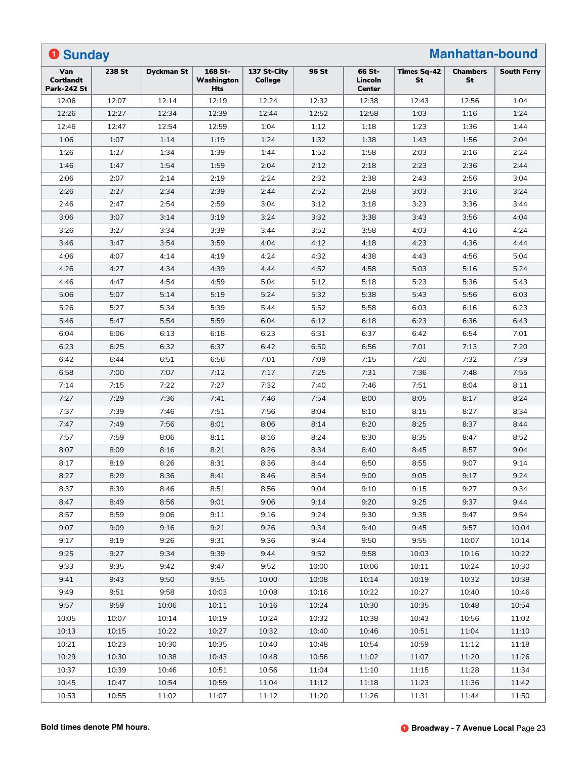## 1 Sunday — Manhattan-bound

| Van Cortlandt Park-242 St | 238 St | Dyckman St | 168 St-Washington Hts | 137 St-City College | 96 St | 66 St-Lincoln Center | Times Sq-42 St | Chambers St | South Ferry |
|---|---|---|---|---|---|---|---|---|---|
| 12:06 | 12:07 | 12:14 | 12:19 | 12:24 | 12:32 | 12:38 | 12:43 | 12:56 | 1:04 |
| 12:26 | 12:27 | 12:34 | 12:39 | 12:44 | 12:52 | 12:58 | 1:03 | 1:16 | 1:24 |
| 12:46 | 12:47 | 12:54 | 12:59 | 1:04 | 1:12 | 1:18 | 1:23 | 1:36 | 1:44 |
| 1:06 | 1:07 | 1:14 | 1:19 | 1:24 | 1:32 | 1:38 | 1:43 | 1:56 | 2:04 |
| 1:26 | 1:27 | 1:34 | 1:39 | 1:44 | 1:52 | 1:58 | 2:03 | 2:16 | 2:24 |
| 1:46 | 1:47 | 1:54 | 1:59 | 2:04 | 2:12 | 2:18 | 2:23 | 2:36 | 2:44 |
| 2:06 | 2:07 | 2:14 | 2:19 | 2:24 | 2:32 | 2:38 | 2:43 | 2:56 | 3:04 |
| 2:26 | 2:27 | 2:34 | 2:39 | 2:44 | 2:52 | 2:58 | 3:03 | 3:16 | 3:24 |
| 2:46 | 2:47 | 2:54 | 2:59 | 3:04 | 3:12 | 3:18 | 3:23 | 3:36 | 3:44 |
| 3:06 | 3:07 | 3:14 | 3:19 | 3:24 | 3:32 | 3:38 | 3:43 | 3:56 | 4:04 |
| 3:26 | 3:27 | 3:34 | 3:39 | 3:44 | 3:52 | 3:58 | 4:03 | 4:16 | 4:24 |
| 3:46 | 3:47 | 3:54 | 3:59 | 4:04 | 4:12 | 4:18 | 4:23 | 4:36 | 4:44 |
| 4:06 | 4:07 | 4:14 | 4:19 | 4:24 | 4:32 | 4:38 | 4:43 | 4:56 | 5:04 |
| 4:26 | 4:27 | 4:34 | 4:39 | 4:44 | 4:52 | 4:58 | 5:03 | 5:16 | 5:24 |
| 4:46 | 4:47 | 4:54 | 4:59 | 5:04 | 5:12 | 5:18 | 5:23 | 5:36 | 5:43 |
| 5:06 | 5:07 | 5:14 | 5:19 | 5:24 | 5:32 | 5:38 | 5:43 | 5:56 | 6:03 |
| 5:26 | 5:27 | 5:34 | 5:39 | 5:44 | 5:52 | 5:58 | 6:03 | 6:16 | 6:23 |
| 5:46 | 5:47 | 5:54 | 5:59 | 6:04 | 6:12 | 6:18 | 6:23 | 6:36 | 6:43 |
| 6:04 | 6:06 | 6:13 | 6:18 | 6:23 | 6:31 | 6:37 | 6:42 | 6:54 | 7:01 |
| 6:23 | 6:25 | 6:32 | 6:37 | 6:42 | 6:50 | 6:56 | 7:01 | 7:13 | 7:20 |
| 6:42 | 6:44 | 6:51 | 6:56 | 7:01 | 7:09 | 7:15 | 7:20 | 7:32 | 7:39 |
| 6:58 | 7:00 | 7:07 | 7:12 | 7:17 | 7:25 | 7:31 | 7:36 | 7:48 | 7:55 |
| 7:14 | 7:15 | 7:22 | 7:27 | 7:32 | 7:40 | 7:46 | 7:51 | 8:04 | 8:11 |
| 7:27 | 7:29 | 7:36 | 7:41 | 7:46 | 7:54 | 8:00 | 8:05 | 8:17 | 8:24 |
| 7:37 | 7:39 | 7:46 | 7:51 | 7:56 | 8:04 | 8:10 | 8:15 | 8:27 | 8:34 |
| 7:47 | 7:49 | 7:56 | 8:01 | 8:06 | 8:14 | 8:20 | 8:25 | 8:37 | 8:44 |
| 7:57 | 7:59 | 8:06 | 8:11 | 8:16 | 8:24 | 8:30 | 8:35 | 8:47 | 8:52 |
| 8:07 | 8:09 | 8:16 | 8:21 | 8:26 | 8:34 | 8:40 | 8:45 | 8:57 | 9:04 |
| 8:17 | 8:19 | 8:26 | 8:31 | 8:36 | 8:44 | 8:50 | 8:55 | 9:07 | 9:14 |
| 8:27 | 8:29 | 8:36 | 8:41 | 8:46 | 8:54 | 9:00 | 9:05 | 9:17 | 9:24 |
| 8:37 | 8:39 | 8:46 | 8:51 | 8:56 | 9:04 | 9:10 | 9:15 | 9:27 | 9:34 |
| 8:47 | 8:49 | 8:56 | 9:01 | 9:06 | 9:14 | 9:20 | 9:25 | 9:37 | 9:44 |
| 8:57 | 8:59 | 9:06 | 9:11 | 9:16 | 9:24 | 9:30 | 9:35 | 9:47 | 9:54 |
| 9:07 | 9:09 | 9:16 | 9:21 | 9:26 | 9:34 | 9:40 | 9:45 | 9:57 | 10:04 |
| 9:17 | 9:19 | 9:26 | 9:31 | 9:36 | 9:44 | 9:50 | 9:55 | 10:07 | 10:14 |
| 9:25 | 9:27 | 9:34 | 9:39 | 9:44 | 9:52 | 9:58 | 10:03 | 10:16 | 10:22 |
| 9:33 | 9:35 | 9:42 | 9:47 | 9:52 | 10:00 | 10:06 | 10:11 | 10:24 | 10:30 |
| 9:41 | 9:43 | 9:50 | 9:55 | 10:00 | 10:08 | 10:14 | 10:19 | 10:32 | 10:38 |
| 9:49 | 9:51 | 9:58 | 10:03 | 10:08 | 10:16 | 10:22 | 10:27 | 10:40 | 10:46 |
| 9:57 | 9:59 | 10:06 | 10:11 | 10:16 | 10:24 | 10:30 | 10:35 | 10:48 | 10:54 |
| 10:05 | 10:07 | 10:14 | 10:19 | 10:24 | 10:32 | 10:38 | 10:43 | 10:56 | 11:02 |
| 10:13 | 10:15 | 10:22 | 10:27 | 10:32 | 10:40 | 10:46 | 10:51 | 11:04 | 11:10 |
| 10:21 | 10:23 | 10:30 | 10:35 | 10:40 | 10:48 | 10:54 | 10:59 | 11:12 | 11:18 |
| 10:29 | 10:30 | 10:38 | 10:43 | 10:48 | 10:56 | 11:02 | 11:07 | 11:20 | 11:26 |
| 10:37 | 10:39 | 10:46 | 10:51 | 10:56 | 11:04 | 11:10 | 11:15 | 11:28 | 11:34 |
| 10:45 | 10:47 | 10:54 | 10:59 | 11:04 | 11:12 | 11:18 | 11:23 | 11:36 | 11:42 |
| 10:53 | 10:55 | 11:02 | 11:07 | 11:12 | 11:20 | 11:26 | 11:31 | 11:44 | 11:50 |

**Bold times denote PM hours.**

**1 Broadway - 7 Avenue Local**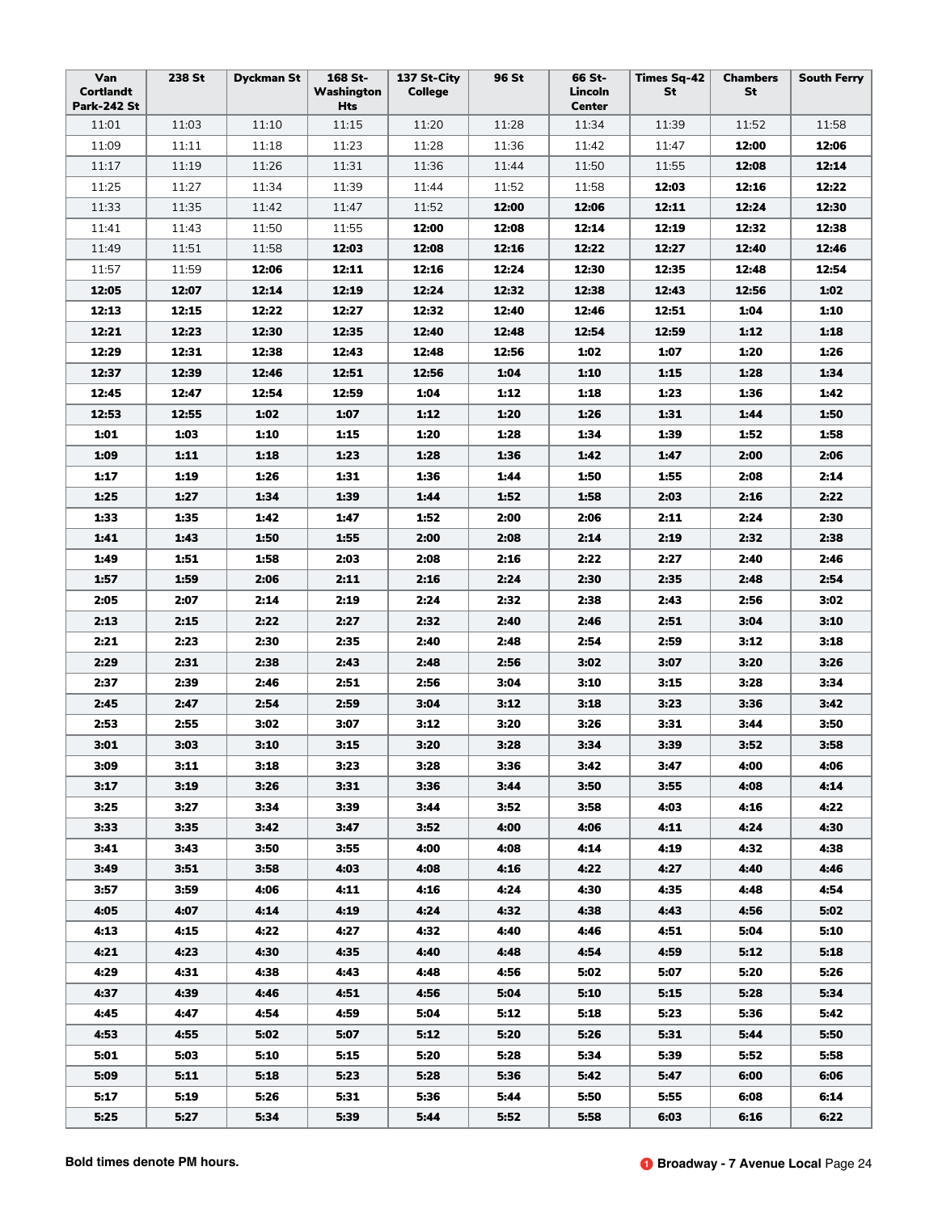| Van Cortlandt Park-242 St | 238 St | Dyckman St | 168 St-Washington Hts | 137 St-City College | 96 St | 66 St-Lincoln Center | Times Sq-42 St | Chambers St | South Ferry |
|---|---|---|---|---|---|---|---|---|---|
| 11:01 | 11:03 | 11:10 | 11:15 | 11:20 | 11:28 | 11:34 | 11:39 | 11:52 | 11:58 |
| 11:09 | 11:11 | 11:18 | 11:23 | 11:28 | 11:36 | 11:42 | 11:47 | **12:00** | **12:06** |
| 11:17 | 11:19 | 11:26 | 11:31 | 11:36 | 11:44 | 11:50 | 11:55 | **12:08** | **12:14** |
| 11:25 | 11:27 | 11:34 | 11:39 | 11:44 | 11:52 | 11:58 | **12:03** | **12:16** | **12:22** |
| 11:33 | 11:35 | 11:42 | 11:47 | 11:52 | **12:00** | **12:06** | **12:11** | **12:24** | **12:30** |
| 11:41 | 11:43 | 11:50 | 11:55 | **12:00** | **12:08** | **12:14** | **12:19** | **12:32** | **12:38** |
| 11:49 | 11:51 | 11:58 | **12:03** | **12:08** | **12:16** | **12:22** | **12:27** | **12:40** | **12:46** |
| 11:57 | 11:59 | **12:06** | **12:11** | **12:16** | **12:24** | **12:30** | **12:35** | **12:48** | **12:54** |
| **12:05** | **12:07** | **12:14** | **12:19** | **12:24** | **12:32** | **12:38** | **12:43** | **12:56** | **1:02** |
| **12:13** | **12:15** | **12:22** | **12:27** | **12:32** | **12:40** | **12:46** | **12:51** | **1:04** | **1:10** |
| **12:21** | **12:23** | **12:30** | **12:35** | **12:40** | **12:48** | **12:54** | **12:59** | **1:12** | **1:18** |
| **12:29** | **12:31** | **12:38** | **12:43** | **12:48** | **12:56** | **1:02** | **1:07** | **1:20** | **1:26** |
| **12:37** | **12:39** | **12:46** | **12:51** | **12:56** | **1:04** | **1:10** | **1:15** | **1:28** | **1:34** |
| **12:45** | **12:47** | **12:54** | **12:59** | **1:04** | **1:12** | **1:18** | **1:23** | **1:36** | **1:42** |
| **12:53** | **12:55** | **1:02** | **1:07** | **1:12** | **1:20** | **1:26** | **1:31** | **1:44** | **1:50** |
| **1:01** | **1:03** | **1:10** | **1:15** | **1:20** | **1:28** | **1:34** | **1:39** | **1:52** | **1:58** |
| **1:09** | **1:11** | **1:18** | **1:23** | **1:28** | **1:36** | **1:42** | **1:47** | **2:00** | **2:06** |
| **1:17** | **1:19** | **1:26** | **1:31** | **1:36** | **1:44** | **1:50** | **1:55** | **2:08** | **2:14** |
| **1:25** | **1:27** | **1:34** | **1:39** | **1:44** | **1:52** | **1:58** | **2:03** | **2:16** | **2:22** |
| **1:33** | **1:35** | **1:42** | **1:47** | **1:52** | **2:00** | **2:06** | **2:11** | **2:24** | **2:30** |
| **1:41** | **1:43** | **1:50** | **1:55** | **2:00** | **2:08** | **2:14** | **2:19** | **2:32** | **2:38** |
| **1:49** | **1:51** | **1:58** | **2:03** | **2:08** | **2:16** | **2:22** | **2:27** | **2:40** | **2:46** |
| **1:57** | **1:59** | **2:06** | **2:11** | **2:16** | **2:24** | **2:30** | **2:35** | **2:48** | **2:54** |
| **2:05** | **2:07** | **2:14** | **2:19** | **2:24** | **2:32** | **2:38** | **2:43** | **2:56** | **3:02** |
| **2:13** | **2:15** | **2:22** | **2:27** | **2:32** | **2:40** | **2:46** | **2:51** | **3:04** | **3:10** |
| **2:21** | **2:23** | **2:30** | **2:35** | **2:40** | **2:48** | **2:54** | **2:59** | **3:12** | **3:18** |
| **2:29** | **2:31** | **2:38** | **2:43** | **2:48** | **2:56** | **3:02** | **3:07** | **3:20** | **3:26** |
| **2:37** | **2:39** | **2:46** | **2:51** | **2:56** | **3:04** | **3:10** | **3:15** | **3:28** | **3:34** |
| **2:45** | **2:47** | **2:54** | **2:59** | **3:04** | **3:12** | **3:18** | **3:23** | **3:36** | **3:42** |
| **2:53** | **2:55** | **3:02** | **3:07** | **3:12** | **3:20** | **3:26** | **3:31** | **3:44** | **3:50** |
| **3:01** | **3:03** | **3:10** | **3:15** | **3:20** | **3:28** | **3:34** | **3:39** | **3:52** | **3:58** |
| **3:09** | **3:11** | **3:18** | **3:23** | **3:28** | **3:36** | **3:42** | **3:47** | **4:00** | **4:06** |
| **3:17** | **3:19** | **3:26** | **3:31** | **3:36** | **3:44** | **3:50** | **3:55** | **4:08** | **4:14** |
| **3:25** | **3:27** | **3:34** | **3:39** | **3:44** | **3:52** | **3:58** | **4:03** | **4:16** | **4:22** |
| **3:33** | **3:35** | **3:42** | **3:47** | **3:52** | **4:00** | **4:06** | **4:11** | **4:24** | **4:30** |
| **3:41** | **3:43** | **3:50** | **3:55** | **4:00** | **4:08** | **4:14** | **4:19** | **4:32** | **4:38** |
| **3:49** | **3:51** | **3:58** | **4:03** | **4:08** | **4:16** | **4:22** | **4:27** | **4:40** | **4:46** |
| **3:57** | **3:59** | **4:06** | **4:11** | **4:16** | **4:24** | **4:30** | **4:35** | **4:48** | **4:54** |
| **4:05** | **4:07** | **4:14** | **4:19** | **4:24** | **4:32** | **4:38** | **4:43** | **4:56** | **5:02** |
| **4:13** | **4:15** | **4:22** | **4:27** | **4:32** | **4:40** | **4:46** | **4:51** | **5:04** | **5:10** |
| **4:21** | **4:23** | **4:30** | **4:35** | **4:40** | **4:48** | **4:54** | **4:59** | **5:12** | **5:18** |
| **4:29** | **4:31** | **4:38** | **4:43** | **4:48** | **4:56** | **5:02** | **5:07** | **5:20** | **5:26** |
| **4:37** | **4:39** | **4:46** | **4:51** | **4:56** | **5:04** | **5:10** | **5:15** | **5:28** | **5:34** |
| **4:45** | **4:47** | **4:54** | **4:59** | **5:04** | **5:12** | **5:18** | **5:23** | **5:36** | **5:42** |
| **4:53** | **4:55** | **5:02** | **5:07** | **5:12** | **5:20** | **5:26** | **5:31** | **5:44** | **5:50** |
| **5:01** | **5:03** | **5:10** | **5:15** | **5:20** | **5:28** | **5:34** | **5:39** | **5:52** | **5:58** |
| **5:09** | **5:11** | **5:18** | **5:23** | **5:28** | **5:36** | **5:42** | **5:47** | **6:00** | **6:06** |
| **5:17** | **5:19** | **5:26** | **5:31** | **5:36** | **5:44** | **5:50** | **5:55** | **6:08** | **6:14** |
| **5:25** | **5:27** | **5:34** | **5:39** | **5:44** | **5:52** | **5:58** | **6:03** | **6:16** | **6:22** |

**Bold times denote PM hours.**

**1 Broadway - 7 Avenue Local**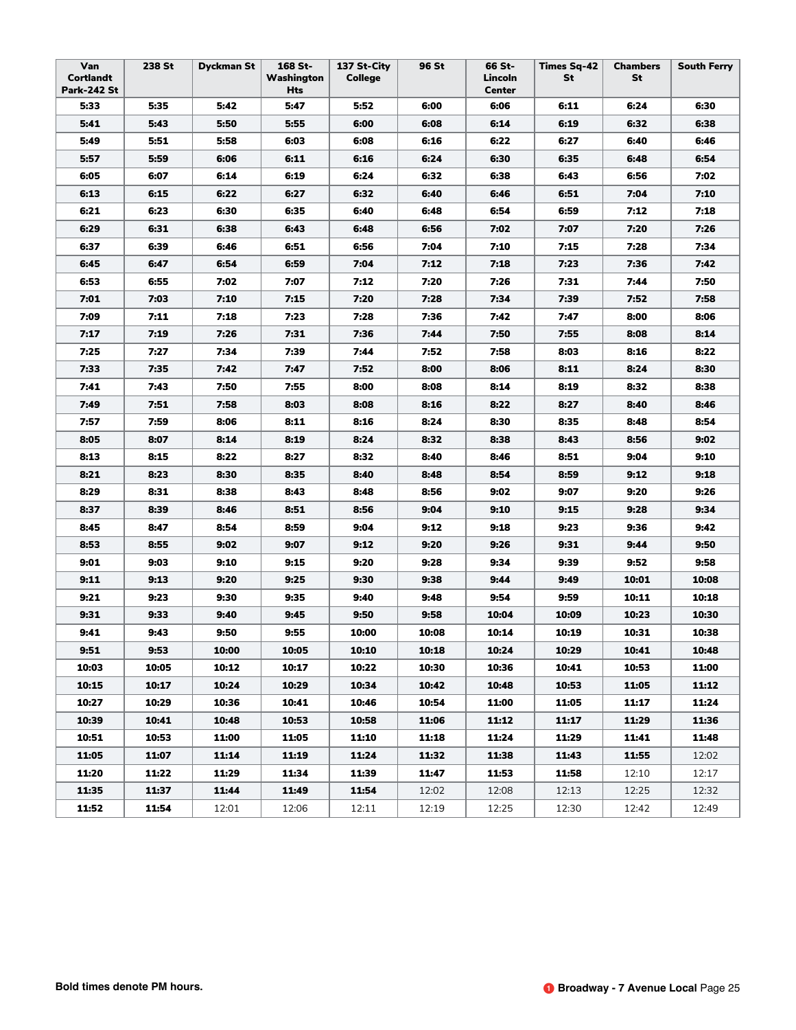| Van Cortlandt Park-242 St | 238 St | Dyckman St | 168 St-Washington Hts | 137 St-City College | 96 St | 66 St-Lincoln Center | Times Sq-42 St | Chambers St | South Ferry |
|---|---|---|---|---|---|---|---|---|---|
| **5:33** | **5:35** | **5:42** | **5:47** | **5:52** | **6:00** | **6:06** | **6:11** | **6:24** | **6:30** |
| **5:41** | **5:43** | **5:50** | **5:55** | **6:00** | **6:08** | **6:14** | **6:19** | **6:32** | **6:38** |
| **5:49** | **5:51** | **5:58** | **6:03** | **6:08** | **6:16** | **6:22** | **6:27** | **6:40** | **6:46** |
| **5:57** | **5:59** | **6:06** | **6:11** | **6:16** | **6:24** | **6:30** | **6:35** | **6:48** | **6:54** |
| **6:05** | **6:07** | **6:14** | **6:19** | **6:24** | **6:32** | **6:38** | **6:43** | **6:56** | **7:02** |
| **6:13** | **6:15** | **6:22** | **6:27** | **6:32** | **6:40** | **6:46** | **6:51** | **7:04** | **7:10** |
| **6:21** | **6:23** | **6:30** | **6:35** | **6:40** | **6:48** | **6:54** | **6:59** | **7:12** | **7:18** |
| **6:29** | **6:31** | **6:38** | **6:43** | **6:48** | **6:56** | **7:02** | **7:07** | **7:20** | **7:26** |
| **6:37** | **6:39** | **6:46** | **6:51** | **6:56** | **7:04** | **7:10** | **7:15** | **7:28** | **7:34** |
| **6:45** | **6:47** | **6:54** | **6:59** | **7:04** | **7:12** | **7:18** | **7:23** | **7:36** | **7:42** |
| **6:53** | **6:55** | **7:02** | **7:07** | **7:12** | **7:20** | **7:26** | **7:31** | **7:44** | **7:50** |
| **7:01** | **7:03** | **7:10** | **7:15** | **7:20** | **7:28** | **7:34** | **7:39** | **7:52** | **7:58** |
| **7:09** | **7:11** | **7:18** | **7:23** | **7:28** | **7:36** | **7:42** | **7:47** | **8:00** | **8:06** |
| **7:17** | **7:19** | **7:26** | **7:31** | **7:36** | **7:44** | **7:50** | **7:55** | **8:08** | **8:14** |
| **7:25** | **7:27** | **7:34** | **7:39** | **7:44** | **7:52** | **7:58** | **8:03** | **8:16** | **8:22** |
| **7:33** | **7:35** | **7:42** | **7:47** | **7:52** | **8:00** | **8:06** | **8:11** | **8:24** | **8:30** |
| **7:41** | **7:43** | **7:50** | **7:55** | **8:00** | **8:08** | **8:14** | **8:19** | **8:32** | **8:38** |
| **7:49** | **7:51** | **7:58** | **8:03** | **8:08** | **8:16** | **8:22** | **8:27** | **8:40** | **8:46** |
| **7:57** | **7:59** | **8:06** | **8:11** | **8:16** | **8:24** | **8:30** | **8:35** | **8:48** | **8:54** |
| **8:05** | **8:07** | **8:14** | **8:19** | **8:24** | **8:32** | **8:38** | **8:43** | **8:56** | **9:02** |
| **8:13** | **8:15** | **8:22** | **8:27** | **8:32** | **8:40** | **8:46** | **8:51** | **9:04** | **9:10** |
| **8:21** | **8:23** | **8:30** | **8:35** | **8:40** | **8:48** | **8:54** | **8:59** | **9:12** | **9:18** |
| **8:29** | **8:31** | **8:38** | **8:43** | **8:48** | **8:56** | **9:02** | **9:07** | **9:20** | **9:26** |
| **8:37** | **8:39** | **8:46** | **8:51** | **8:56** | **9:04** | **9:10** | **9:15** | **9:28** | **9:34** |
| **8:45** | **8:47** | **8:54** | **8:59** | **9:04** | **9:12** | **9:18** | **9:23** | **9:36** | **9:42** |
| **8:53** | **8:55** | **9:02** | **9:07** | **9:12** | **9:20** | **9:26** | **9:31** | **9:44** | **9:50** |
| **9:01** | **9:03** | **9:10** | **9:15** | **9:20** | **9:28** | **9:34** | **9:39** | **9:52** | **9:58** |
| **9:11** | **9:13** | **9:20** | **9:25** | **9:30** | **9:38** | **9:44** | **9:49** | **10:01** | **10:08** |
| **9:21** | **9:23** | **9:30** | **9:35** | **9:40** | **9:48** | **9:54** | **9:59** | **10:11** | **10:18** |
| **9:31** | **9:33** | **9:40** | **9:45** | **9:50** | **9:58** | **10:04** | **10:09** | **10:23** | **10:30** |
| **9:41** | **9:43** | **9:50** | **9:55** | **10:00** | **10:08** | **10:14** | **10:19** | **10:31** | **10:38** |
| **9:51** | **9:53** | **10:00** | **10:05** | **10:10** | **10:18** | **10:24** | **10:29** | **10:41** | **10:48** |
| **10:03** | **10:05** | **10:12** | **10:17** | **10:22** | **10:30** | **10:36** | **10:41** | **10:53** | **11:00** |
| **10:15** | **10:17** | **10:24** | **10:29** | **10:34** | **10:42** | **10:48** | **10:53** | **11:05** | **11:12** |
| **10:27** | **10:29** | **10:36** | **10:41** | **10:46** | **10:54** | **11:00** | **11:05** | **11:17** | **11:24** |
| **10:39** | **10:41** | **10:48** | **10:53** | **10:58** | **11:06** | **11:12** | **11:17** | **11:29** | **11:36** |
| **10:51** | **10:53** | **11:00** | **11:05** | **11:10** | **11:18** | **11:24** | **11:29** | **11:41** | **11:48** |
| **11:05** | **11:07** | **11:14** | **11:19** | **11:24** | **11:32** | **11:38** | **11:43** | **11:55** | 12:02 |
| **11:20** | **11:22** | **11:29** | **11:34** | **11:39** | **11:47** | **11:53** | **11:58** | 12:10 | 12:17 |
| **11:35** | **11:37** | **11:44** | **11:49** | **11:54** | 12:02 | 12:08 | 12:13 | 12:25 | 12:32 |
| **11:52** | **11:54** | 12:01 | 12:06 | 12:11 | 12:19 | 12:25 | 12:30 | 12:42 | 12:49 |

**Bold times denote PM hours.**

**1 Broadway - 7 Avenue Local**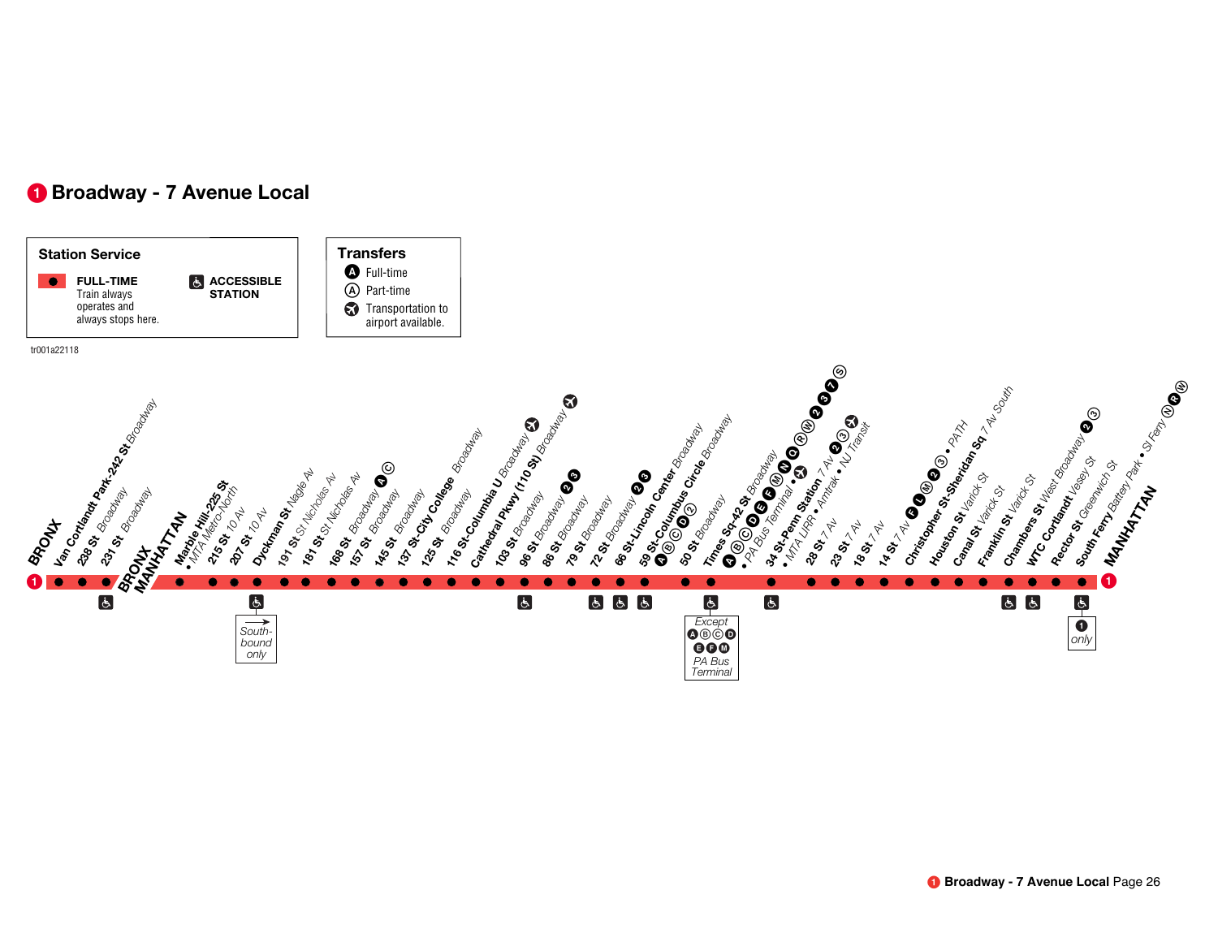# 1 Broadway - 7 Avenue Local

**Station Service**

- ● **FULL-TIME** Train always operates and always stops here.
- ♿ **ACCESSIBLE STATION**

**Transfers**

- Ⓐ (filled) Full-time
- Ⓐ (outline) Part-time
- ✈ Transportation to airport available.

tr001a22118

| Borough | Station | Street | Transfers | Accessible | Notes |
|---|---|---|---|---|---|
| BRONX | Van Cortlandt Park-242 St | Broadway | | | |
| | 238 St | Broadway | | | |
| | 231 St | Broadway | | ♿ | |
| BRONX / MANHATTAN | Marble Hill-225 St | • MTA Metro-North | | | |
| | 215 St | 10 Av | | | |
| | 207 St | 10 Av | | | |
| | Dyckman St | Nagle Av | | ♿ | South-bound only |
| | 191 St | St Nicholas Av | | | |
| | 181 St | St Nicholas Av | | | |
| | 168 St | Broadway | A C | | |
| | 157 St | Broadway | | | |
| | 145 St | Broadway | | | |
| | 137 St-City College | Broadway | | | |
| | 125 St | Broadway | | | |
| | 116 St-Columbia U | Broadway | ✈ | | |
| | Cathedral Pkwy (110 St) | Broadway | ✈ | | |
| | 103 St | Broadway | | | |
| | 96 St | Broadway | 2 3 | ♿ | |
| | 86 St | Broadway | | | |
| | 79 St | Broadway | | | |
| | 72 St | Broadway | 2 3 | ♿ | |
| | 66 St-Lincoln Center | Broadway | | ♿ | |
| | 59 St-Columbus Circle | Broadway | A B C D 2 | ♿ | |
| | 50 St | Broadway | | | |
| | Times Sq-42 St | Broadway • PA Bus Terminal | A B C D E F M N Q R W 2 3 7 S | ♿ | Except A B C D E F M PA Bus Terminal |
| | 34 St-Penn Station | 7 Av • MTA LIRR • Amtrak • NJ Transit | 2 3 ✈ | ♿ | |
| | 28 St | 7 Av | | | |
| | 23 St | 7 Av | | | |
| | 18 St | 7 Av | | | |
| | 14 St | 7 Av | F L M 2 3 • PATH | | |
| | Christopher St-Sheridan Sq | 7 Av South | | | |
| | Houston St | Varick St | | | |
| | Canal St | Varick St | | | |
| | Franklin St | Varick St | | | |
| | Chambers St | West Broadway | 2 3 | ♿ | |
| | WTC Cortlandt | Vesey St | | ♿ | |
| | Rectorr St | Greenwich St | | | |
| MANHATTAN | South Ferry | Battery Park • SI Ferry | N R W | ♿ | 1 only |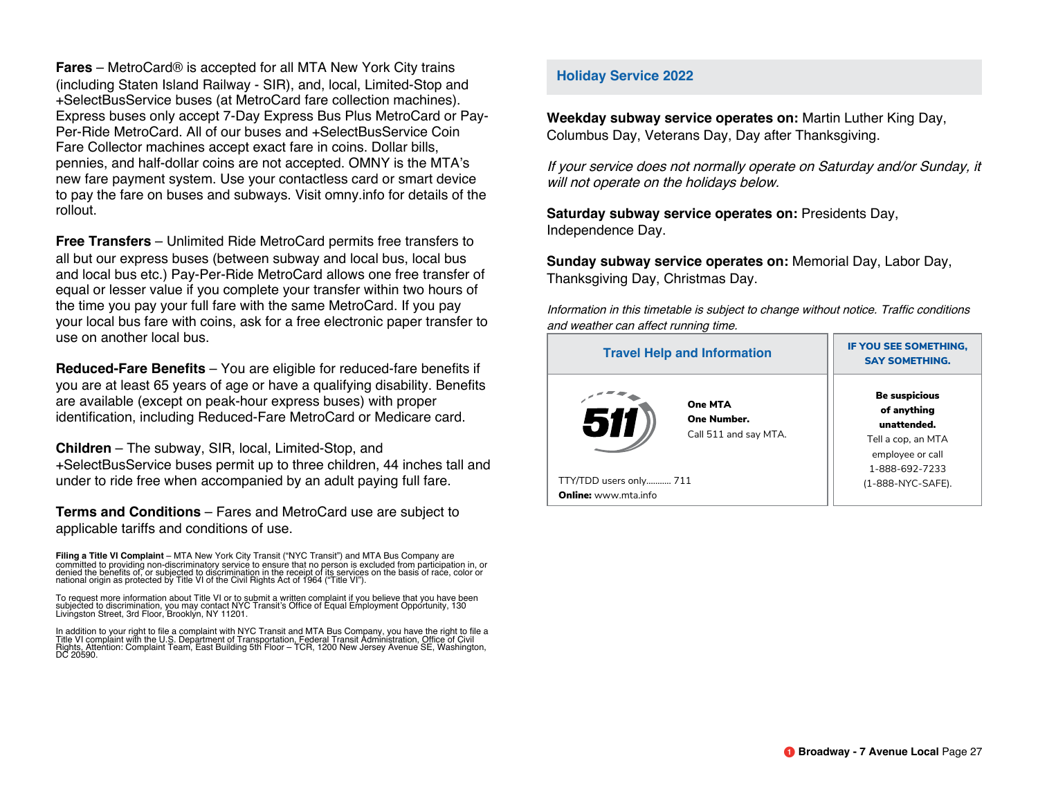**Fares** – MetroCard® is accepted for all MTA New York City trains (including Staten Island Railway - SIR), and, local, Limited-Stop and +SelectBusService buses (at MetroCard fare collection machines). Express buses only accept 7-Day Express Bus Plus MetroCard or Pay-Per-Ride MetroCard. All of our buses and +SelectBusService Coin Fare Collector machines accept exact fare in coins. Dollar bills, pennies, and half-dollar coins are not accepted. OMNY is the MTA's new fare payment system. Use your contactless card or smart device to pay the fare on buses and subways. Visit omny.info for details of the rollout.

**Free Transfers** – Unlimited Ride MetroCard permits free transfers to all but our express buses (between subway and local bus, local bus and local bus etc.) Pay-Per-Ride MetroCard allows one free transfer of equal or lesser value if you complete your transfer within two hours of the time you pay your full fare with the same MetroCard. If you pay your local bus fare with coins, ask for a free electronic paper transfer to use on another local bus.

**Reduced-Fare Benefits** – You are eligible for reduced-fare benefits if you are at least 65 years of age or have a qualifying disability. Benefits are available (except on peak-hour express buses) with proper identification, including Reduced-Fare MetroCard or Medicare card.

**Children** – The subway, SIR, local, Limited-Stop, and +SelectBusService buses permit up to three children, 44 inches tall and under to ride free when accompanied by an adult paying full fare.

**Terms and Conditions** – Fares and MetroCard use are subject to applicable tariffs and conditions of use.

**Filing a Title VI Complaint** – MTA New York City Transit ("NYC Transit") and MTA Bus Company are committed to providing non-discriminatory service to ensure that no person is excluded from participation in, or denied the benefits of, or subjected to discrimination in the receipt of its services on the basis of race, color or national origin as protected by Title VI of the Civil Rights Act of 1964 ("Title VI").

To request more information about Title VI or to submit a written complaint if you believe that you have been subjected to discrimination, you may contact NYC Transit's Office of Equal Employment Opportunity, 130 Livingston Street, 3rd Floor, Brooklyn, NY 11201.

In addition to your right to file a complaint with NYC Transit and MTA Bus Company, you have the right to file a Title VI complaint with the U.S. Department of Transportation, Federal Transit Administration, Office of Civil Rights, Attention: Complaint Team, East Building 5th Floor – TCR, 1200 New Jersey Avenue SE, Washington, DC 20590.

## Holiday Service 2022

**Weekday subway service operates on:** Martin Luther King Day, Columbus Day, Veterans Day, Day after Thanksgiving.

*If your service does not normally operate on Saturday and/or Sunday, it will not operate on the holidays below.*

**Saturday subway service operates on:** Presidents Day, Independence Day.

**Sunday subway service operates on:** Memorial Day, Labor Day, Thanksgiving Day, Christmas Day.

*Information in this timetable is subject to change without notice. Traffic conditions and weather can affect running time.*

### Travel Help and Information

511

**One MTA**
**One Number.**
Call 511 and say MTA.

TTY/TDD users only.......... 711
**Online:** www.mta.info

### IF YOU SEE SOMETHING, SAY SOMETHING.

**Be suspicious of anything unattended.**
Tell a cop, an MTA employee or call 1-888-692-7233 (1-888-NYC-SAFE).